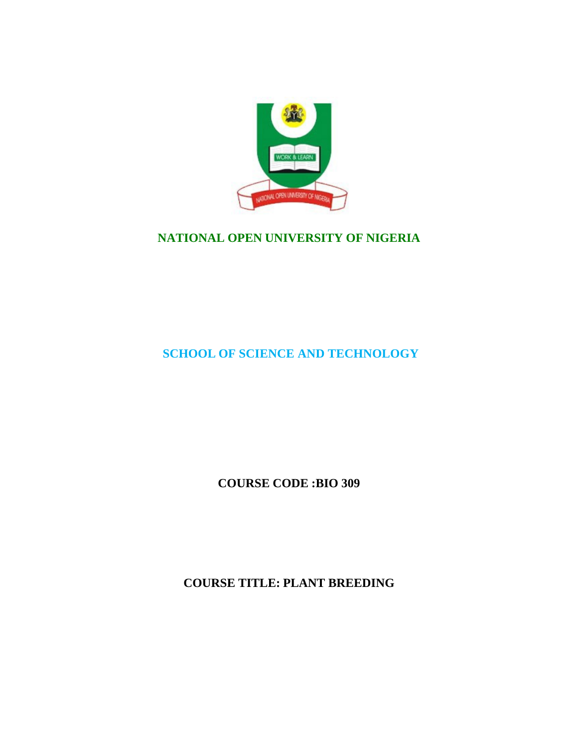# NATIONAL OPEN UNIVERSITY OF NIGERIA

## SCHOOL OF SCIENCE AND TECHNOLOGY

**COURSE CODE :BIO 309**

**COURSE TITLE: PLANT BREEDING**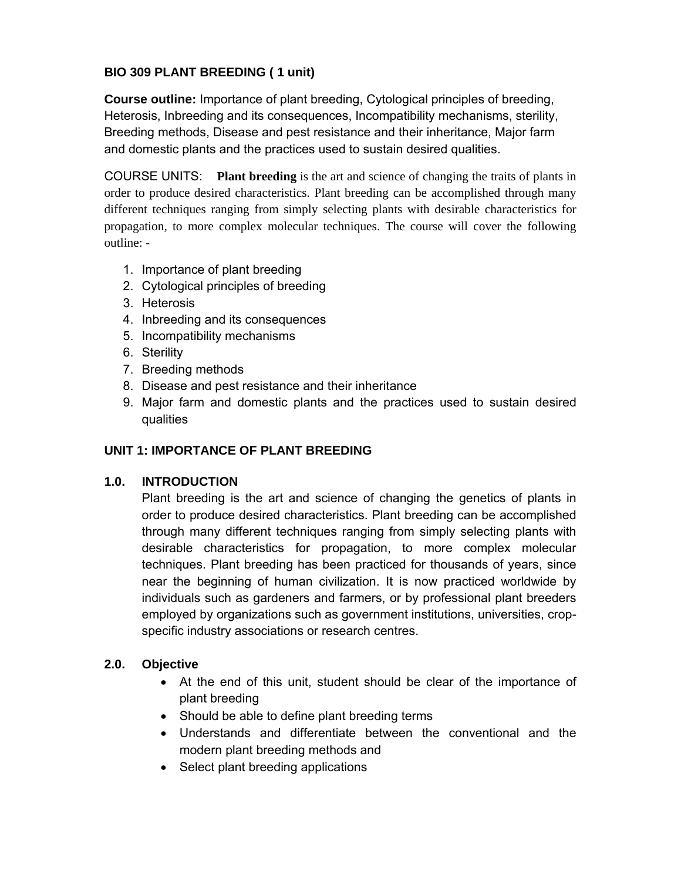**BIO 309 PLANT BREEDING ( 1 unit)**

**Course outline:** Importance of plant breeding, Cytological principles of breeding, Heterosis, Inbreeding and its consequences, Incompatibility mechanisms, sterility, Breeding methods, Disease and pest resistance and their inheritance, Major farm and domestic plants and the practices used to sustain desired qualities.

COURSE UNITS: **Plant breeding** is the art and science of changing the traits of plants in order to produce desired characteristics. Plant breeding can be accomplished through many different techniques ranging from simply selecting plants with desirable characteristics for propagation, to more complex molecular techniques. The course will cover the following outline: -

1. Importance of plant breeding
2. Cytological principles of breeding
3. Heterosis
4. Inbreeding and its consequences
5. Incompatibility mechanisms
6. Sterility
7. Breeding methods
8. Disease and pest resistance and their inheritance
9. Major farm and domestic plants and the practices used to sustain desired qualities

## UNIT 1: IMPORTANCE OF PLANT BREEDING

### 1.0. INTRODUCTION

Plant breeding is the art and science of changing the genetics of plants in order to produce desired characteristics. Plant breeding can be accomplished through many different techniques ranging from simply selecting plants with desirable characteristics for propagation, to more complex molecular techniques. Plant breeding has been practiced for thousands of years, since near the beginning of human civilization. It is now practiced worldwide by individuals such as gardeners and farmers, or by professional plant breeders employed by organizations such as government institutions, universities, crop-specific industry associations or research centres.

### 2.0. Objective

- At the end of this unit, student should be clear of the importance of plant breeding
- Should be able to define plant breeding terms
- Understands and differentiate between the conventional and the modern plant breeding methods and
- Select plant breeding applications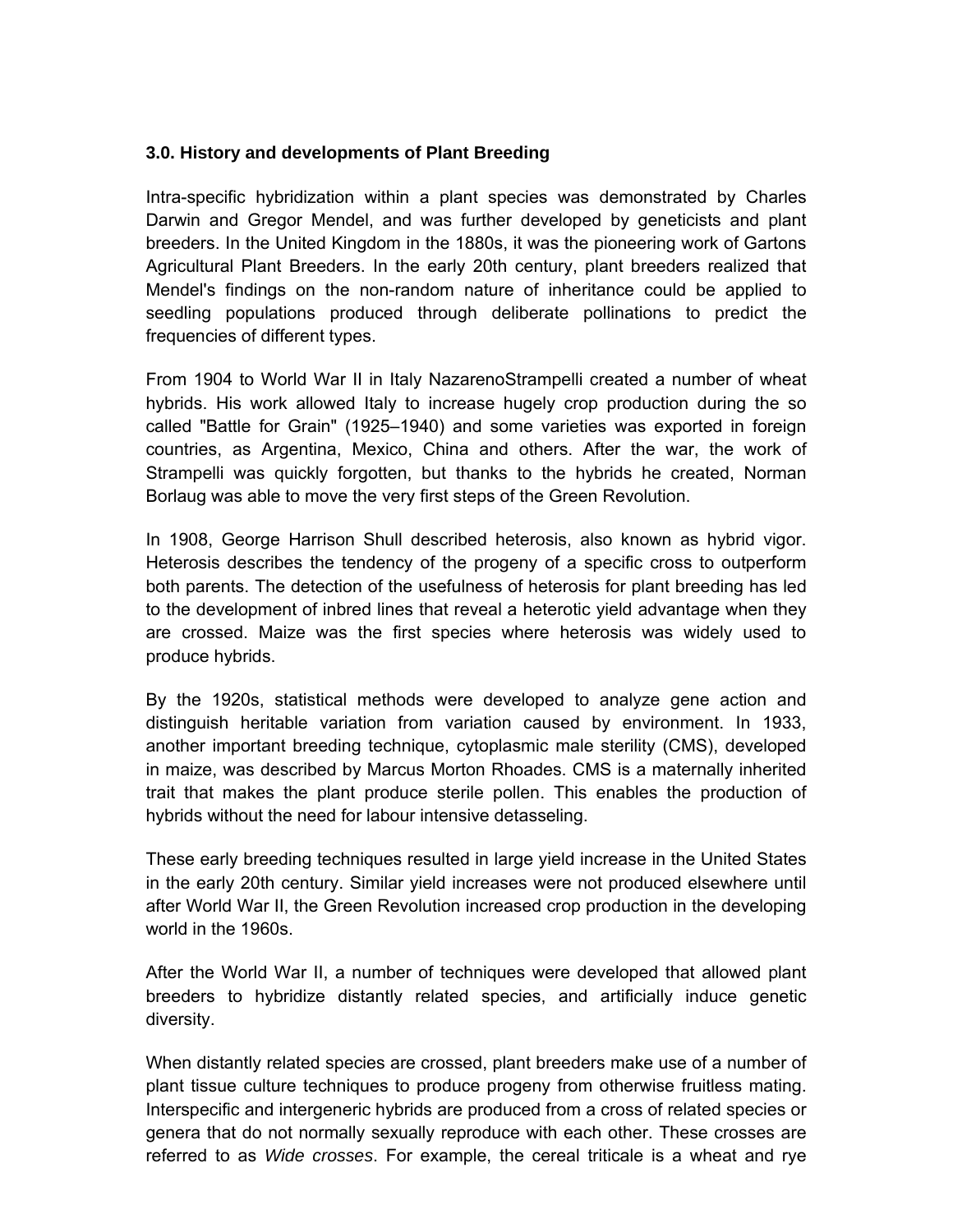### 3.0. History and developments of Plant Breeding

Intra-specific hybridization within a plant species was demonstrated by Charles Darwin and Gregor Mendel, and was further developed by geneticists and plant breeders. In the United Kingdom in the 1880s, it was the pioneering work of Gartons Agricultural Plant Breeders. In the early 20th century, plant breeders realized that Mendel's findings on the non-random nature of inheritance could be applied to seedling populations produced through deliberate pollinations to predict the frequencies of different types.

From 1904 to World War II in Italy NazarenoStrampelli created a number of wheat hybrids. His work allowed Italy to increase hugely crop production during the so called "Battle for Grain" (1925–1940) and some varieties was exported in foreign countries, as Argentina, Mexico, China and others. After the war, the work of Strampelli was quickly forgotten, but thanks to the hybrids he created, Norman Borlaug was able to move the very first steps of the Green Revolution.

In 1908, George Harrison Shull described heterosis, also known as hybrid vigor. Heterosis describes the tendency of the progeny of a specific cross to outperform both parents. The detection of the usefulness of heterosis for plant breeding has led to the development of inbred lines that reveal a heterotic yield advantage when they are crossed. Maize was the first species where heterosis was widely used to produce hybrids.

By the 1920s, statistical methods were developed to analyze gene action and distinguish heritable variation from variation caused by environment. In 1933, another important breeding technique, cytoplasmic male sterility (CMS), developed in maize, was described by Marcus Morton Rhoades. CMS is a maternally inherited trait that makes the plant produce sterile pollen. This enables the production of hybrids without the need for labour intensive detasseling.

These early breeding techniques resulted in large yield increase in the United States in the early 20th century. Similar yield increases were not produced elsewhere until after World War II, the Green Revolution increased crop production in the developing world in the 1960s.

After the World War II, a number of techniques were developed that allowed plant breeders to hybridize distantly related species, and artificially induce genetic diversity.

When distantly related species are crossed, plant breeders make use of a number of plant tissue culture techniques to produce progeny from otherwise fruitless mating. Interspecific and intergeneric hybrids are produced from a cross of related species or genera that do not normally sexually reproduce with each other. These crosses are referred to as *Wide crosses*. For example, the cereal triticale is a wheat and rye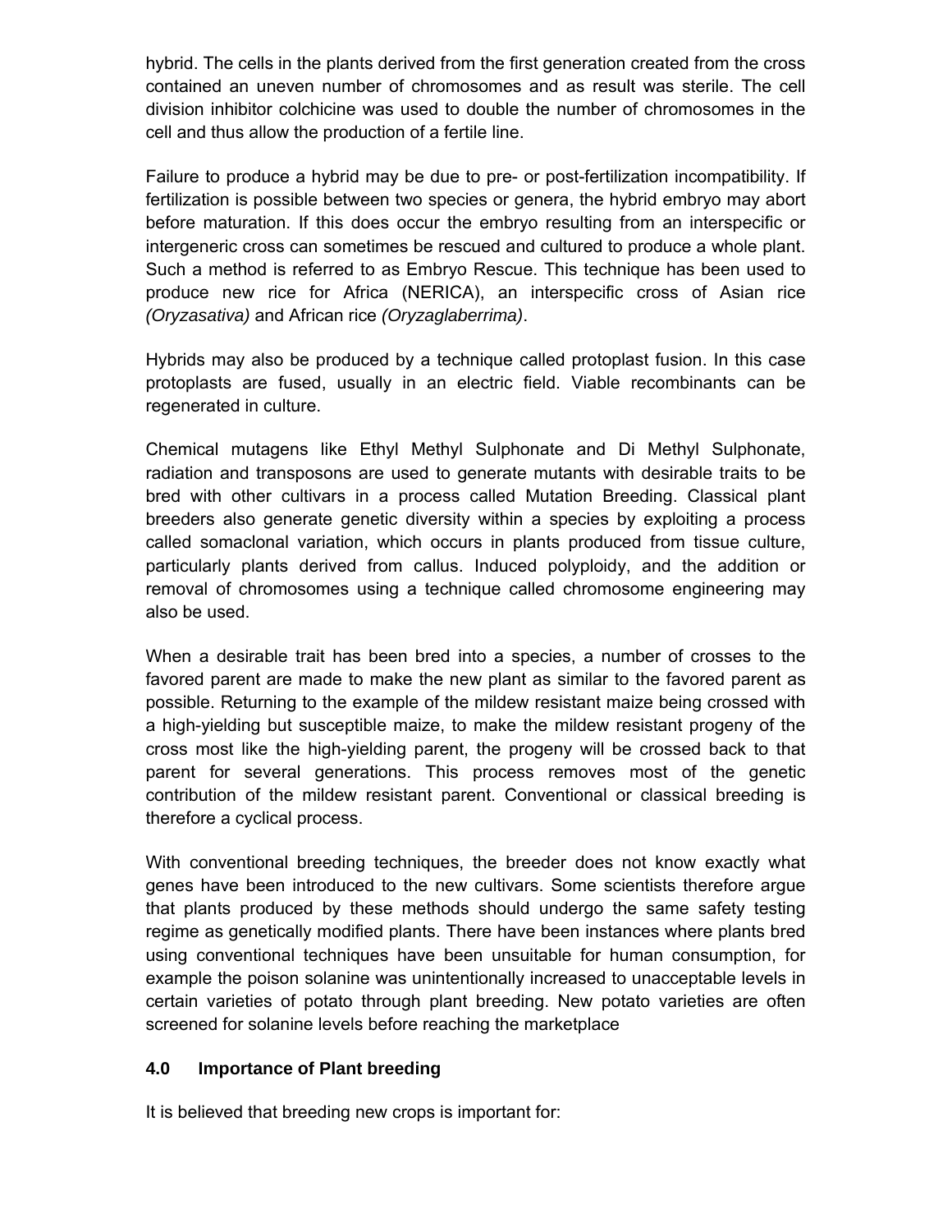hybrid. The cells in the plants derived from the first generation created from the cross contained an uneven number of chromosomes and as result was sterile. The cell division inhibitor colchicine was used to double the number of chromosomes in the cell and thus allow the production of a fertile line.

Failure to produce a hybrid may be due to pre- or post-fertilization incompatibility. If fertilization is possible between two species or genera, the hybrid embryo may abort before maturation. If this does occur the embryo resulting from an interspecific or intergeneric cross can sometimes be rescued and cultured to produce a whole plant. Such a method is referred to as Embryo Rescue. This technique has been used to produce new rice for Africa (NERICA), an interspecific cross of Asian rice *(Oryzasativa)* and African rice *(Oryzaglaberrima)*.

Hybrids may also be produced by a technique called protoplast fusion. In this case protoplasts are fused, usually in an electric field. Viable recombinants can be regenerated in culture.

Chemical mutagens like Ethyl Methyl Sulphonate and Di Methyl Sulphonate, radiation and transposons are used to generate mutants with desirable traits to be bred with other cultivars in a process called Mutation Breeding. Classical plant breeders also generate genetic diversity within a species by exploiting a process called somaclonal variation, which occurs in plants produced from tissue culture, particularly plants derived from callus. Induced polyploidy, and the addition or removal of chromosomes using a technique called chromosome engineering may also be used.

When a desirable trait has been bred into a species, a number of crosses to the favored parent are made to make the new plant as similar to the favored parent as possible. Returning to the example of the mildew resistant maize being crossed with a high-yielding but susceptible maize, to make the mildew resistant progeny of the cross most like the high-yielding parent, the progeny will be crossed back to that parent for several generations. This process removes most of the genetic contribution of the mildew resistant parent. Conventional or classical breeding is therefore a cyclical process.

With conventional breeding techniques, the breeder does not know exactly what genes have been introduced to the new cultivars. Some scientists therefore argue that plants produced by these methods should undergo the same safety testing regime as genetically modified plants. There have been instances where plants bred using conventional techniques have been unsuitable for human consumption, for example the poison solanine was unintentionally increased to unacceptable levels in certain varieties of potato through plant breeding. New potato varieties are often screened for solanine levels before reaching the marketplace

## 4.0 Importance of Plant breeding

It is believed that breeding new crops is important for: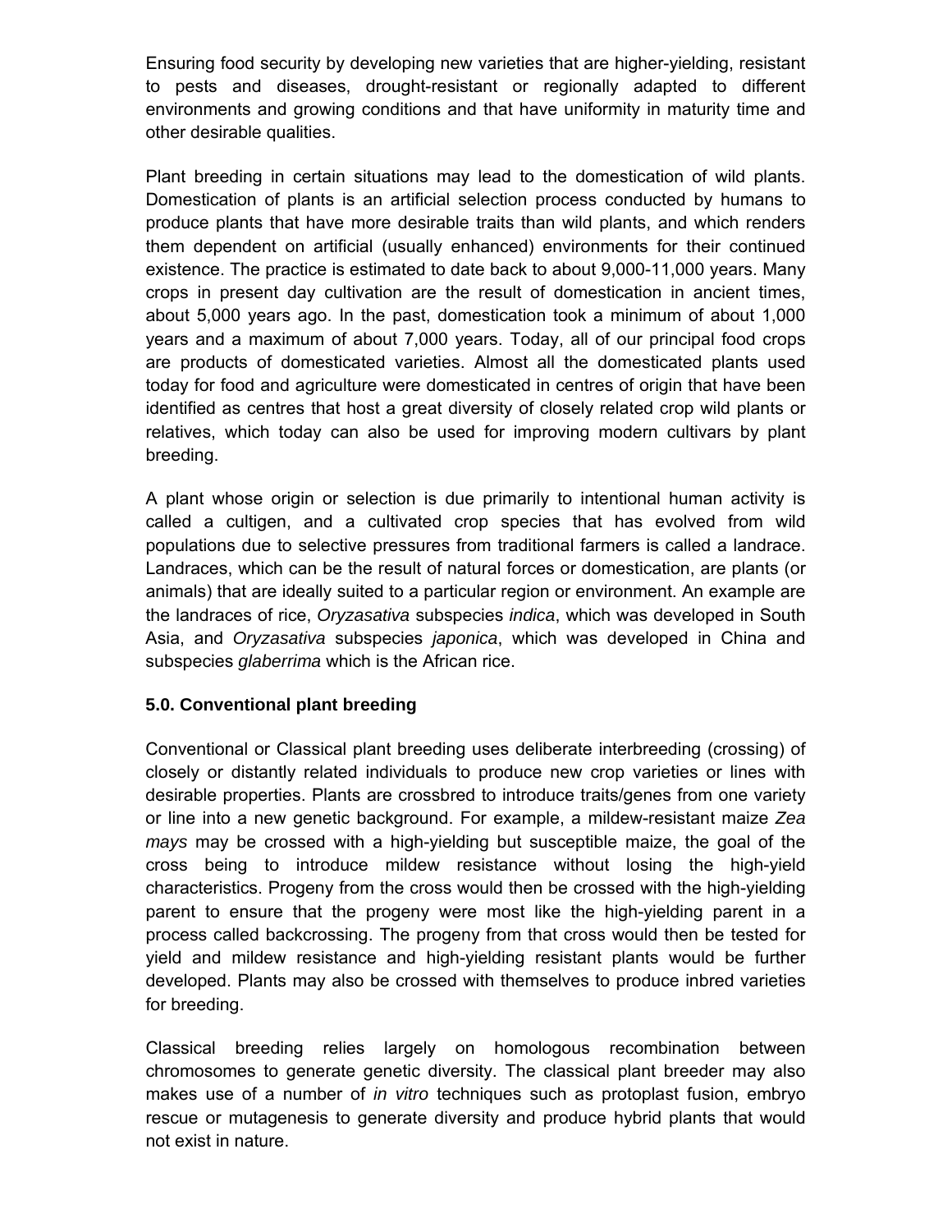Ensuring food security by developing new varieties that are higher-yielding, resistant to pests and diseases, drought-resistant or regionally adapted to different environments and growing conditions and that have uniformity in maturity time and other desirable qualities.

Plant breeding in certain situations may lead to the domestication of wild plants. Domestication of plants is an artificial selection process conducted by humans to produce plants that have more desirable traits than wild plants, and which renders them dependent on artificial (usually enhanced) environments for their continued existence. The practice is estimated to date back to about 9,000-11,000 years. Many crops in present day cultivation are the result of domestication in ancient times, about 5,000 years ago. In the past, domestication took a minimum of about 1,000 years and a maximum of about 7,000 years. Today, all of our principal food crops are products of domesticated varieties. Almost all the domesticated plants used today for food and agriculture were domesticated in centres of origin that have been identified as centres that host a great diversity of closely related crop wild plants or relatives, which today can also be used for improving modern cultivars by plant breeding.

A plant whose origin or selection is due primarily to intentional human activity is called a cultigen, and a cultivated crop species that has evolved from wild populations due to selective pressures from traditional farmers is called a landrace. Landraces, which can be the result of natural forces or domestication, are plants (or animals) that are ideally suited to a particular region or environment. An example are the landraces of rice, *Oryzasativa* subspecies *indica*, which was developed in South Asia, and *Oryzasativa* subspecies *japonica*, which was developed in China and subspecies *glaberrima* which is the African rice.

### 5.0. Conventional plant breeding

Conventional or Classical plant breeding uses deliberate interbreeding (crossing) of closely or distantly related individuals to produce new crop varieties or lines with desirable properties. Plants are crossbred to introduce traits/genes from one variety or line into a new genetic background. For example, a mildew-resistant maize *Zea mays* may be crossed with a high-yielding but susceptible maize, the goal of the cross being to introduce mildew resistance without losing the high-yield characteristics. Progeny from the cross would then be crossed with the high-yielding parent to ensure that the progeny were most like the high-yielding parent in a process called backcrossing. The progeny from that cross would then be tested for yield and mildew resistance and high-yielding resistant plants would be further developed. Plants may also be crossed with themselves to produce inbred varieties for breeding.

Classical breeding relies largely on homologous recombination between chromosomes to generate genetic diversity. The classical plant breeder may also makes use of a number of *in vitro* techniques such as protoplast fusion, embryo rescue or mutagenesis to generate diversity and produce hybrid plants that would not exist in nature.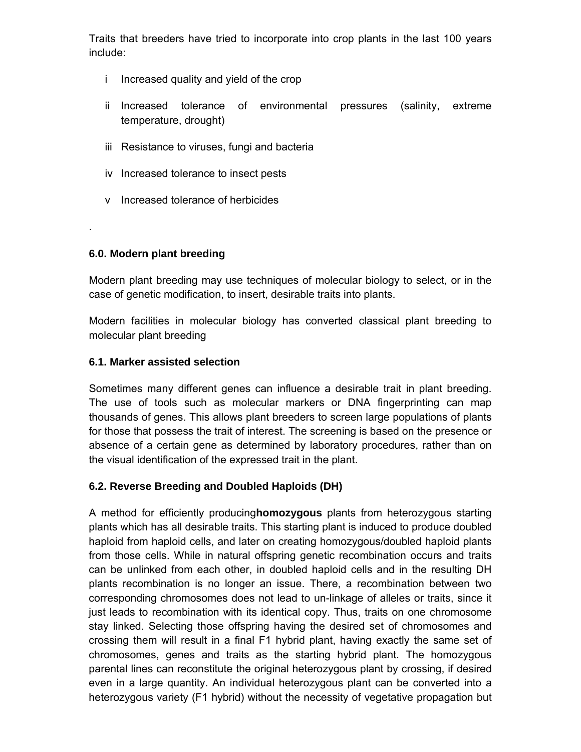Traits that breeders have tried to incorporate into crop plants in the last 100 years include:

i Increased quality and yield of the crop

ii Increased tolerance of environmental pressures (salinity, extreme temperature, drought)

iii Resistance to viruses, fungi and bacteria

iv Increased tolerance to insect pests

v Increased tolerance of herbicides

.

### 6.0. Modern plant breeding

Modern plant breeding may use techniques of molecular biology to select, or in the case of genetic modification, to insert, desirable traits into plants.

Modern facilities in molecular biology has converted classical plant breeding to molecular plant breeding

### 6.1. Marker assisted selection

Sometimes many different genes can influence a desirable trait in plant breeding. The use of tools such as molecular markers or DNA fingerprinting can map thousands of genes. This allows plant breeders to screen large populations of plants for those that possess the trait of interest. The screening is based on the presence or absence of a certain gene as determined by laboratory procedures, rather than on the visual identification of the expressed trait in the plant.

### 6.2. Reverse Breeding and Doubled Haploids (DH)

A method for efficiently producing**homozygous** plants from heterozygous starting plants which has all desirable traits. This starting plant is induced to produce doubled haploid from haploid cells, and later on creating homozygous/doubled haploid plants from those cells. While in natural offspring genetic recombination occurs and traits can be unlinked from each other, in doubled haploid cells and in the resulting DH plants recombination is no longer an issue. There, a recombination between two corresponding chromosomes does not lead to un-linkage of alleles or traits, since it just leads to recombination with its identical copy. Thus, traits on one chromosome stay linked. Selecting those offspring having the desired set of chromosomes and crossing them will result in a final F1 hybrid plant, having exactly the same set of chromosomes, genes and traits as the starting hybrid plant. The homozygous parental lines can reconstitute the original heterozygous plant by crossing, if desired even in a large quantity. An individual heterozygous plant can be converted into a heterozygous variety (F1 hybrid) without the necessity of vegetative propagation but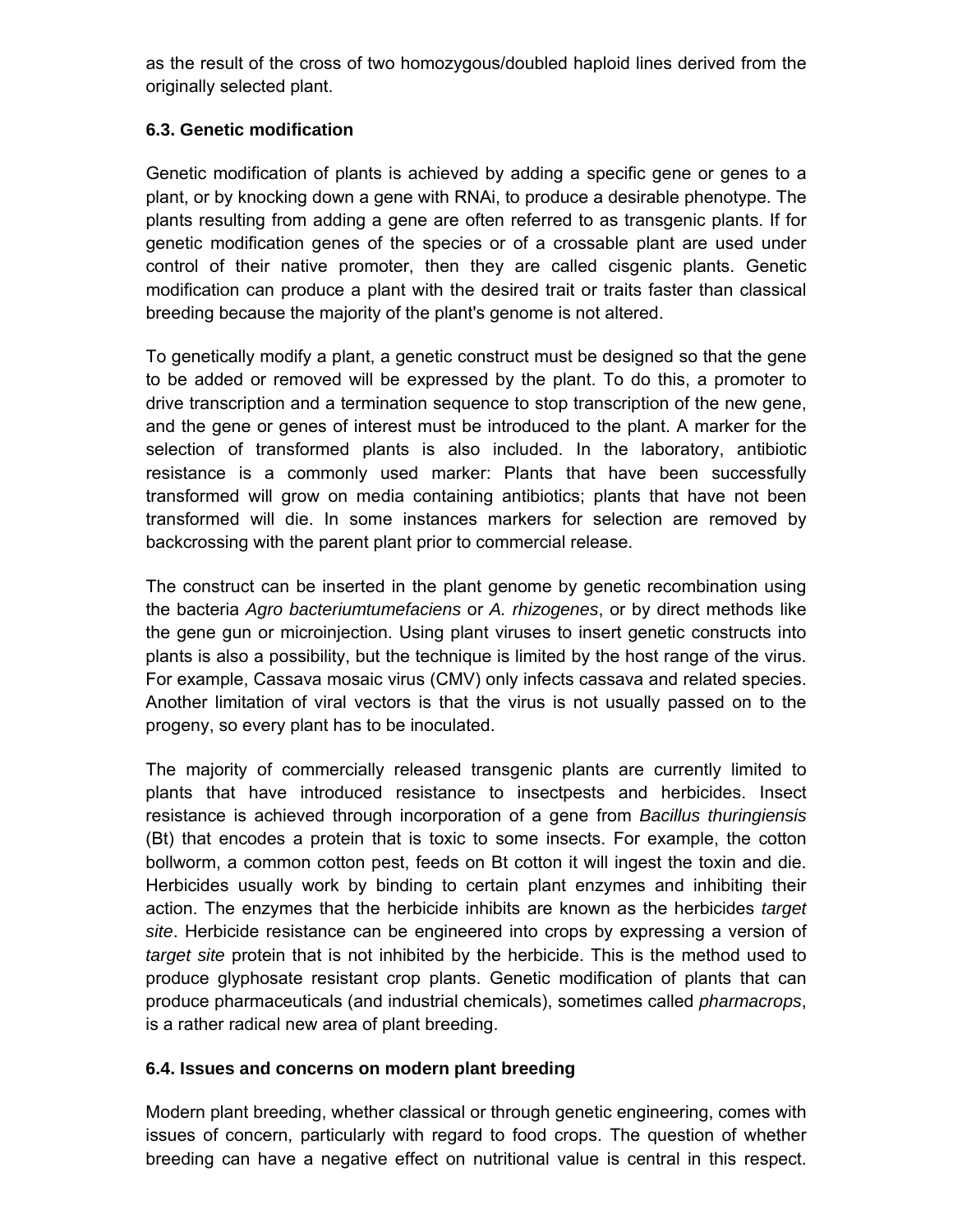as the result of the cross of two homozygous/doubled haploid lines derived from the originally selected plant.

### 6.3. Genetic modification

Genetic modification of plants is achieved by adding a specific gene or genes to a plant, or by knocking down a gene with RNAi, to produce a desirable phenotype. The plants resulting from adding a gene are often referred to as transgenic plants. If for genetic modification genes of the species or of a crossable plant are used under control of their native promoter, then they are called cisgenic plants. Genetic modification can produce a plant with the desired trait or traits faster than classical breeding because the majority of the plant's genome is not altered.

To genetically modify a plant, a genetic construct must be designed so that the gene to be added or removed will be expressed by the plant. To do this, a promoter to drive transcription and a termination sequence to stop transcription of the new gene, and the gene or genes of interest must be introduced to the plant. A marker for the selection of transformed plants is also included. In the laboratory, antibiotic resistance is a commonly used marker: Plants that have been successfully transformed will grow on media containing antibiotics; plants that have not been transformed will die. In some instances markers for selection are removed by backcrossing with the parent plant prior to commercial release.

The construct can be inserted in the plant genome by genetic recombination using the bacteria *Agro bacteriumtumefaciens* or *A. rhizogenes*, or by direct methods like the gene gun or microinjection. Using plant viruses to insert genetic constructs into plants is also a possibility, but the technique is limited by the host range of the virus. For example, Cassava mosaic virus (CMV) only infects cassava and related species. Another limitation of viral vectors is that the virus is not usually passed on to the progeny, so every plant has to be inoculated.

The majority of commercially released transgenic plants are currently limited to plants that have introduced resistance to insectpests and herbicides. Insect resistance is achieved through incorporation of a gene from *Bacillus thuringiensis* (Bt) that encodes a protein that is toxic to some insects. For example, the cotton bollworm, a common cotton pest, feeds on Bt cotton it will ingest the toxin and die. Herbicides usually work by binding to certain plant enzymes and inhibiting their action. The enzymes that the herbicide inhibits are known as the herbicides *target site*. Herbicide resistance can be engineered into crops by expressing a version of *target site* protein that is not inhibited by the herbicide. This is the method used to produce glyphosate resistant crop plants. Genetic modification of plants that can produce pharmaceuticals (and industrial chemicals), sometimes called *pharmacrops*, is a rather radical new area of plant breeding.

### 6.4. Issues and concerns on modern plant breeding

Modern plant breeding, whether classical or through genetic engineering, comes with issues of concern, particularly with regard to food crops. The question of whether breeding can have a negative effect on nutritional value is central in this respect.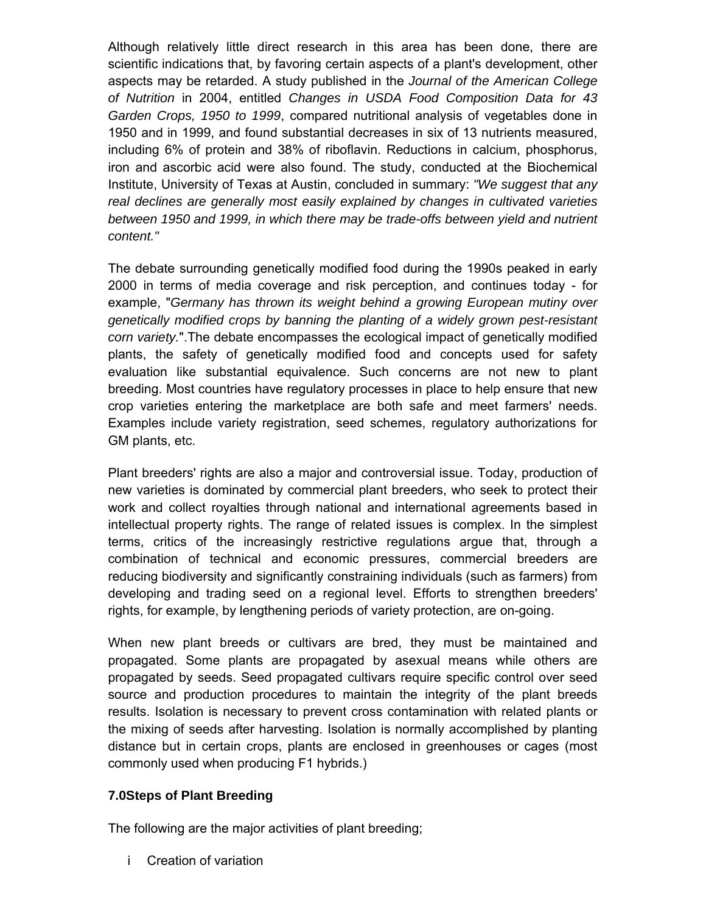Although relatively little direct research in this area has been done, there are scientific indications that, by favoring certain aspects of a plant's development, other aspects may be retarded. A study published in the *Journal of the American College of Nutrition* in 2004, entitled *Changes in USDA Food Composition Data for 43 Garden Crops, 1950 to 1999*, compared nutritional analysis of vegetables done in 1950 and in 1999, and found substantial decreases in six of 13 nutrients measured, including 6% of protein and 38% of riboflavin. Reductions in calcium, phosphorus, iron and ascorbic acid were also found. The study, conducted at the Biochemical Institute, University of Texas at Austin, concluded in summary: *"We suggest that any real declines are generally most easily explained by changes in cultivated varieties between 1950 and 1999, in which there may be trade-offs between yield and nutrient content."*

The debate surrounding genetically modified food during the 1990s peaked in early 2000 in terms of media coverage and risk perception, and continues today - for example, "*Germany has thrown its weight behind a growing European mutiny over genetically modified crops by banning the planting of a widely grown pest-resistant corn variety.*".The debate encompasses the ecological impact of genetically modified plants, the safety of genetically modified food and concepts used for safety evaluation like substantial equivalence. Such concerns are not new to plant breeding. Most countries have regulatory processes in place to help ensure that new crop varieties entering the marketplace are both safe and meet farmers' needs. Examples include variety registration, seed schemes, regulatory authorizations for GM plants, etc.

Plant breeders' rights are also a major and controversial issue. Today, production of new varieties is dominated by commercial plant breeders, who seek to protect their work and collect royalties through national and international agreements based in intellectual property rights. The range of related issues is complex. In the simplest terms, critics of the increasingly restrictive regulations argue that, through a combination of technical and economic pressures, commercial breeders are reducing biodiversity and significantly constraining individuals (such as farmers) from developing and trading seed on a regional level. Efforts to strengthen breeders' rights, for example, by lengthening periods of variety protection, are on-going.

When new plant breeds or cultivars are bred, they must be maintained and propagated. Some plants are propagated by asexual means while others are propagated by seeds. Seed propagated cultivars require specific control over seed source and production procedures to maintain the integrity of the plant breeds results. Isolation is necessary to prevent cross contamination with related plants or the mixing of seeds after harvesting. Isolation is normally accomplished by planting distance but in certain crops, plants are enclosed in greenhouses or cages (most commonly used when producing F1 hybrids.)

**7.0Steps of Plant Breeding**

The following are the major activities of plant breeding;

i Creation of variation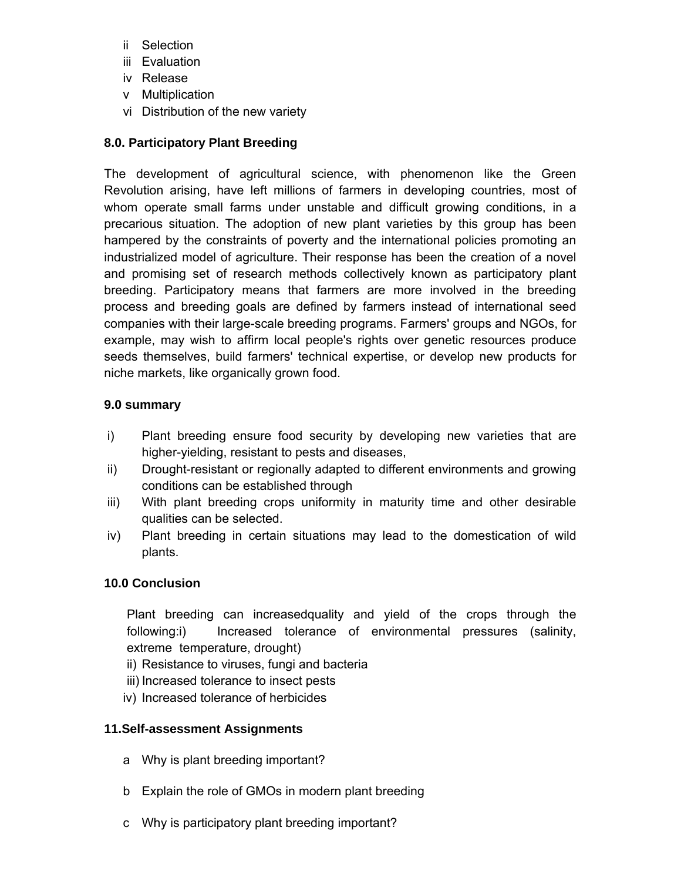ii Selection
iii Evaluation
iv Release
v Multiplication
vi Distribution of the new variety

### 8.0. Participatory Plant Breeding

The development of agricultural science, with phenomenon like the Green Revolution arising, have left millions of farmers in developing countries, most of whom operate small farms under unstable and difficult growing conditions, in a precarious situation. The adoption of new plant varieties by this group has been hampered by the constraints of poverty and the international policies promoting an industrialized model of agriculture. Their response has been the creation of a novel and promising set of research methods collectively known as participatory plant breeding. Participatory means that farmers are more involved in the breeding process and breeding goals are defined by farmers instead of international seed companies with their large-scale breeding programs. Farmers' groups and NGOs, for example, may wish to affirm local people's rights over genetic resources produce seeds themselves, build farmers' technical expertise, or develop new products for niche markets, like organically grown food.

### 9.0 summary

i) Plant breeding ensure food security by developing new varieties that are higher-yielding, resistant to pests and diseases,

ii) Drought-resistant or regionally adapted to different environments and growing conditions can be established through

iii) With plant breeding crops uniformity in maturity time and other desirable qualities can be selected.

iv) Plant breeding in certain situations may lead to the domestication of wild plants.

### 10.0 Conclusion

Plant breeding can increasedquality and yield of the crops through the following:i) Increased tolerance of environmental pressures (salinity, extreme temperature, drought)

ii) Resistance to viruses, fungi and bacteria

iii) Increased tolerance to insect pests

iv) Increased tolerance of herbicides

### 11.Self-assessment Assignments

a Why is plant breeding important?

b Explain the role of GMOs in modern plant breeding

c Why is participatory plant breeding important?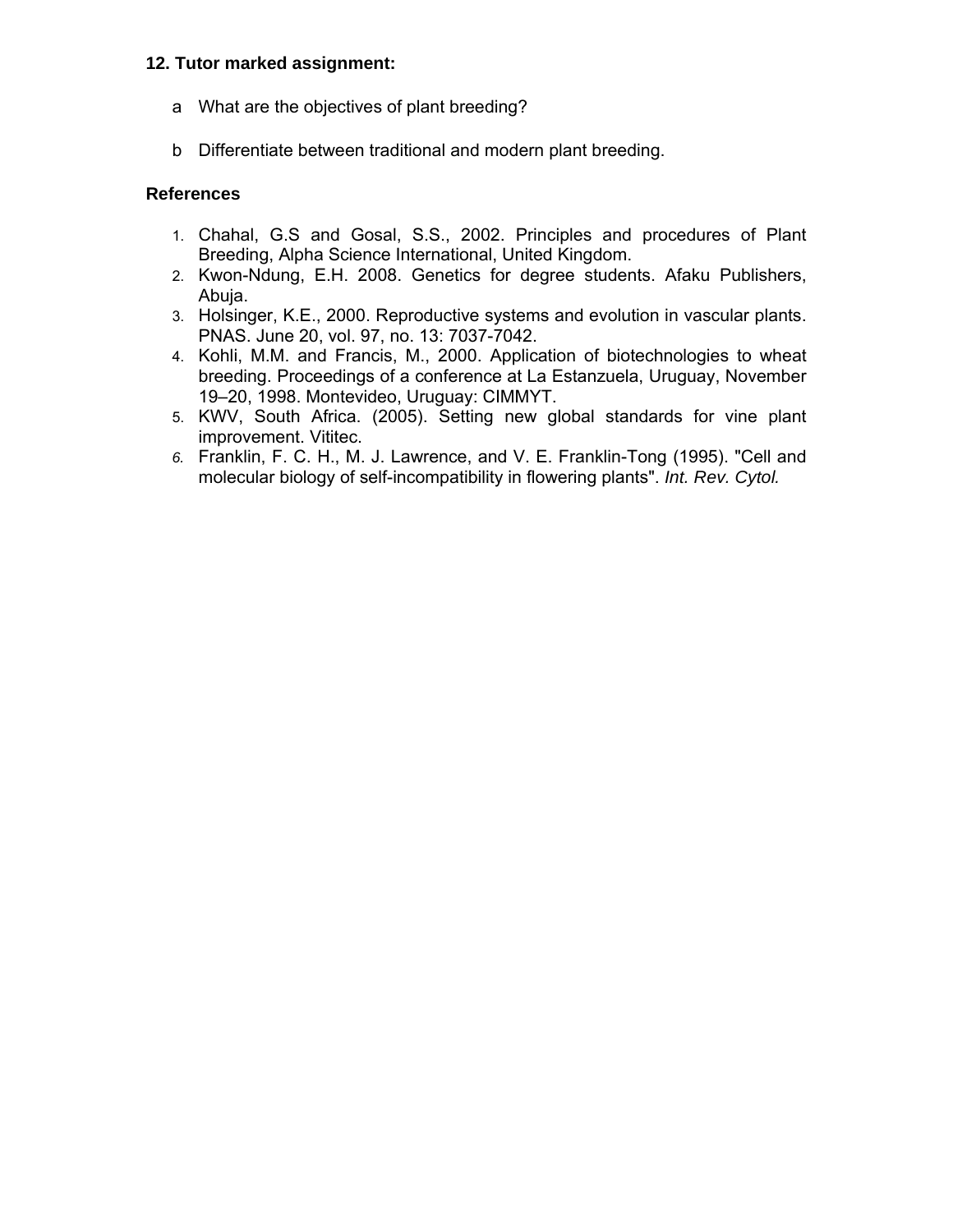**12. Tutor marked assignment:**

a What are the objectives of plant breeding?

b Differentiate between traditional and modern plant breeding.

**References**

1. Chahal, G.S and Gosal, S.S., 2002. Principles and procedures of Plant Breeding, Alpha Science International, United Kingdom.
2. Kwon-Ndung, E.H. 2008. Genetics for degree students. Afaku Publishers, Abuja.
3. Holsinger, K.E., 2000. Reproductive systems and evolution in vascular plants. PNAS. June 20, vol. 97, no. 13: 7037-7042.
4. Kohli, M.M. and Francis, M., 2000. Application of biotechnologies to wheat breeding. Proceedings of a conference at La Estanzuela, Uruguay, November 19–20, 1998. Montevideo, Uruguay: CIMMYT.
5. KWV, South Africa. (2005). Setting new global standards for vine plant improvement. Vititec.
6. Franklin, F. C. H., M. J. Lawrence, and V. E. Franklin-Tong (1995). "Cell and molecular biology of self-incompatibility in flowering plants". *Int. Rev. Cytol.*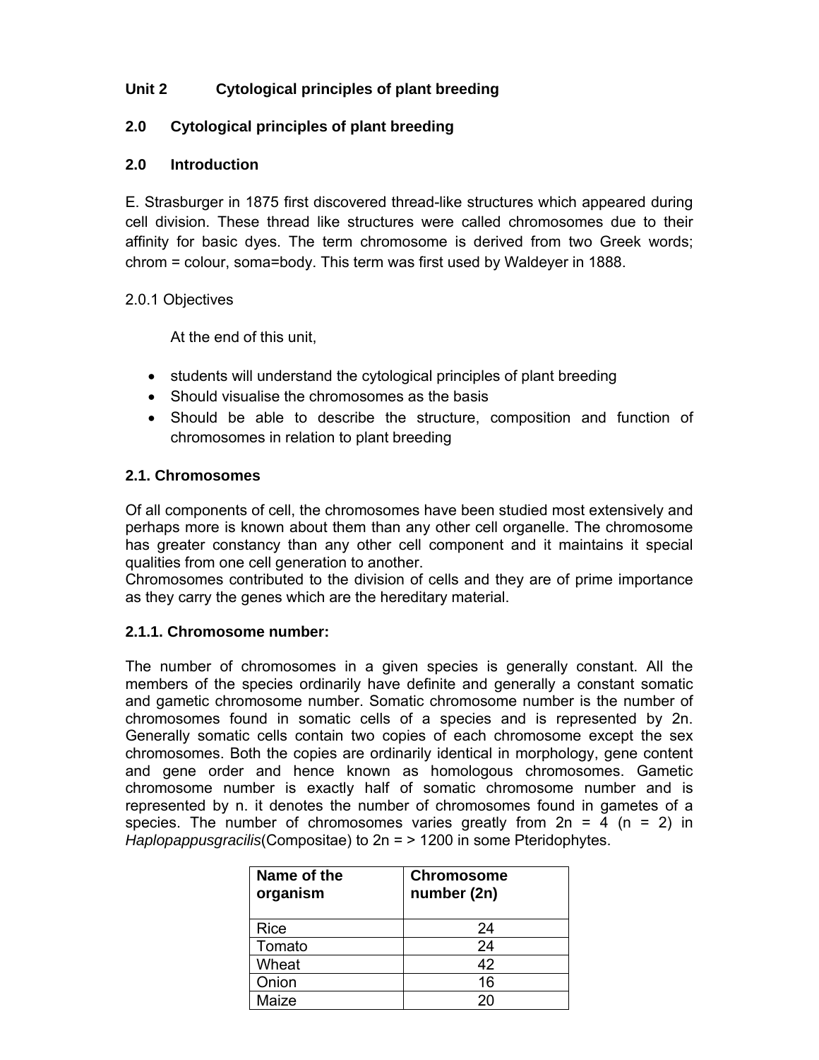## Unit 2 Cytological principles of plant breeding

### 2.0 Cytological principles of plant breeding

### 2.0 Introduction

E. Strasburger in 1875 first discovered thread-like structures which appeared during cell division. These thread like structures were called chromosomes due to their affinity for basic dyes. The term chromosome is derived from two Greek words; chrom = colour, soma=body. This term was first used by Waldeyer in 1888.

2.0.1 Objectives

At the end of this unit,

- students will understand the cytological principles of plant breeding
- Should visualise the chromosomes as the basis
- Should be able to describe the structure, composition and function of chromosomes in relation to plant breeding

### 2.1. Chromosomes

Of all components of cell, the chromosomes have been studied most extensively and perhaps more is known about them than any other cell organelle. The chromosome has greater constancy than any other cell component and it maintains it special qualities from one cell generation to another.
Chromosomes contributed to the division of cells and they are of prime importance as they carry the genes which are the hereditary material.

#### 2.1.1. Chromosome number:

The number of chromosomes in a given species is generally constant. All the members of the species ordinarily have definite and generally a constant somatic and gametic chromosome number. Somatic chromosome number is the number of chromosomes found in somatic cells of a species and is represented by 2n. Generally somatic cells contain two copies of each chromosome except the sex chromosomes. Both the copies are ordinarily identical in morphology, gene content and gene order and hence known as homologous chromosomes. Gametic chromosome number is exactly half of somatic chromosome number and is represented by n. it denotes the number of chromosomes found in gametes of a species. The number of chromosomes varies greatly from 2n = 4 (n = 2) in *Haplopappusgracilis*(Compositae) to 2n = > 1200 in some Pteridophytes.

| Name of the organism | Chromosome number (2n) |
|---|---|
| Rice | 24 |
| Tomato | 24 |
| Wheat | 42 |
| Onion | 16 |
| Maize | 20 |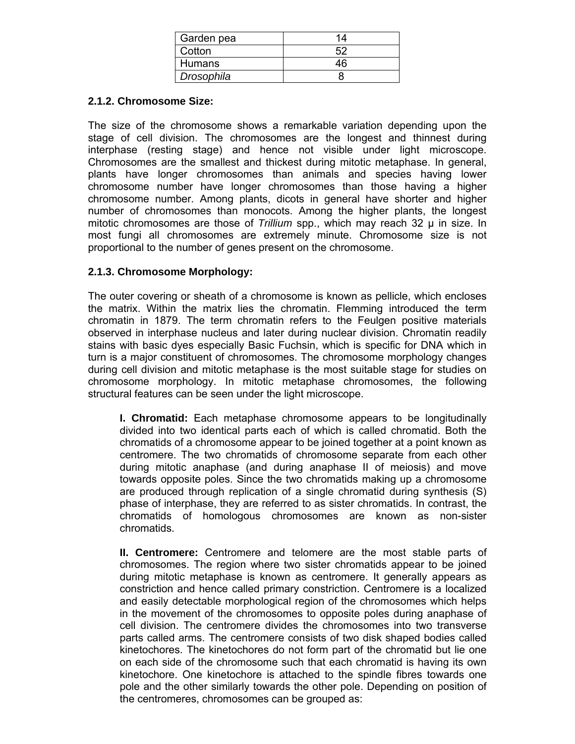| Garden pea | 14 |
|---|---|
| Cotton | 52 |
| Humans | 46 |
| *Drosophila* | 8 |

### 2.1.2. Chromosome Size:

The size of the chromosome shows a remarkable variation depending upon the stage of cell division. The chromosomes are the longest and thinnest during interphase (resting stage) and hence not visible under light microscope. Chromosomes are the smallest and thickest during mitotic metaphase. In general, plants have longer chromosomes than animals and species having lower chromosome number have longer chromosomes than those having a higher chromosome number. Among plants, dicots in general have shorter and higher number of chromosomes than monocots. Among the higher plants, the longest mitotic chromosomes are those of *Trillium* spp., which may reach 32 μ in size. In most fungi all chromosomes are extremely minute. Chromosome size is not proportional to the number of genes present on the chromosome.

### 2.1.3. Chromosome Morphology:

The outer covering or sheath of a chromosome is known as pellicle, which encloses the matrix. Within the matrix lies the chromatin. Flemming introduced the term chromatin in 1879. The term chromatin refers to the Feulgen positive materials observed in interphase nucleus and later during nuclear division. Chromatin readily stains with basic dyes especially Basic Fuchsin, which is specific for DNA which in turn is a major constituent of chromosomes. The chromosome morphology changes during cell division and mitotic metaphase is the most suitable stage for studies on chromosome morphology. In mitotic metaphase chromosomes, the following structural features can be seen under the light microscope.

**I. Chromatid:** Each metaphase chromosome appears to be longitudinally divided into two identical parts each of which is called chromatid. Both the chromatids of a chromosome appear to be joined together at a point known as centromere. The two chromatids of chromosome separate from each other during mitotic anaphase (and during anaphase II of meiosis) and move towards opposite poles. Since the two chromatids making up a chromosome are produced through replication of a single chromatid during synthesis (S) phase of interphase, they are referred to as sister chromatids. In contrast, the chromatids of homologous chromosomes are known as non-sister chromatids.

**II. Centromere:** Centromere and telomere are the most stable parts of chromosomes. The region where two sister chromatids appear to be joined during mitotic metaphase is known as centromere. It generally appears as constriction and hence called primary constriction. Centromere is a localized and easily detectable morphological region of the chromosomes which helps in the movement of the chromosomes to opposite poles during anaphase of cell division. The centromere divides the chromosomes into two transverse parts called arms. The centromere consists of two disk shaped bodies called kinetochores. The kinetochores do not form part of the chromatid but lie one on each side of the chromosome such that each chromatid is having its own kinetochore. One kinetochore is attached to the spindle fibres towards one pole and the other similarly towards the other pole. Depending on position of the centromeres, chromosomes can be grouped as: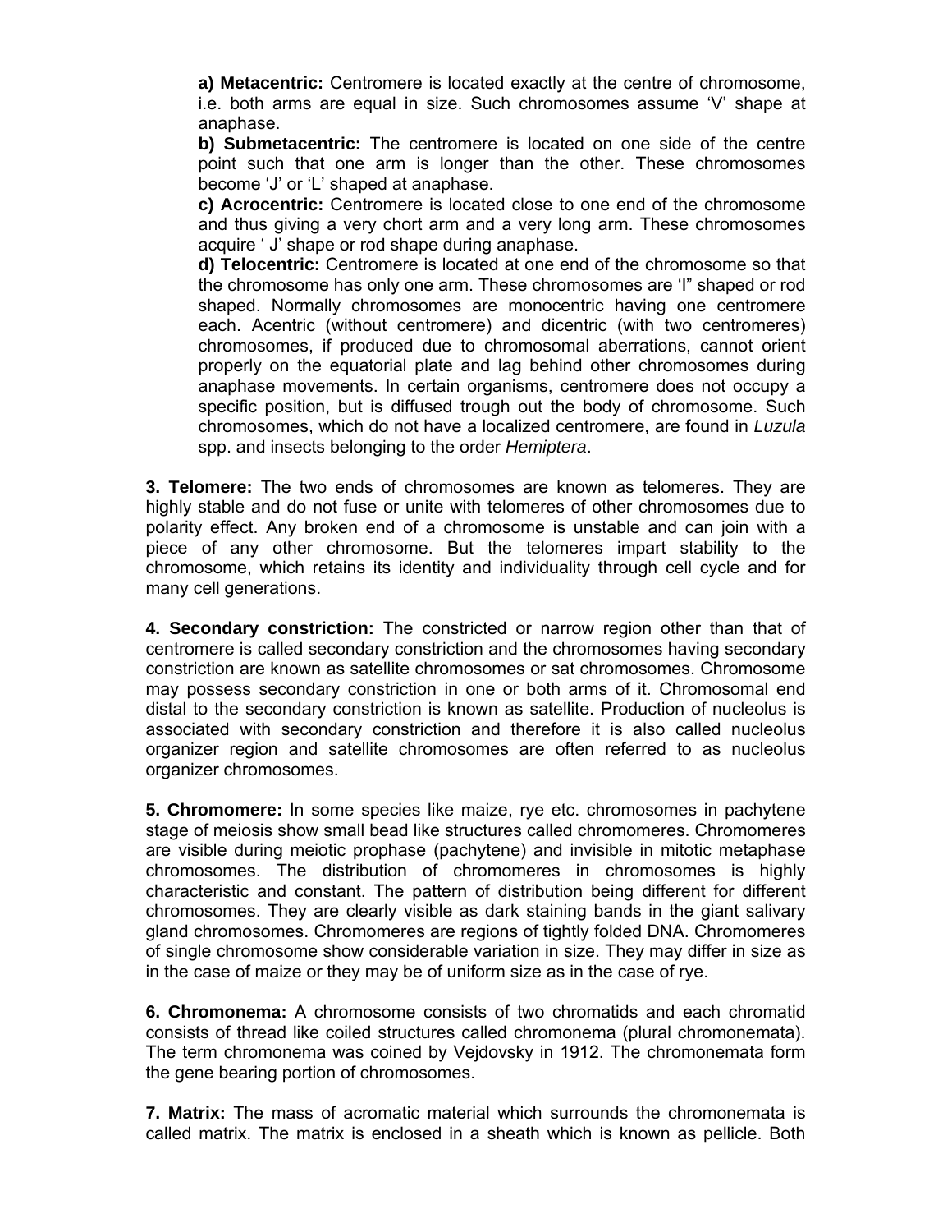**a) Metacentric:** Centromere is located exactly at the centre of chromosome, i.e. both arms are equal in size. Such chromosomes assume 'V' shape at anaphase.

**b) Submetacentric:** The centromere is located on one side of the centre point such that one arm is longer than the other. These chromosomes become 'J' or 'L' shaped at anaphase.

**c) Acrocentric:** Centromere is located close to one end of the chromosome and thus giving a very chort arm and a very long arm. These chromosomes acquire ' J' shape or rod shape during anaphase.

**d) Telocentric:** Centromere is located at one end of the chromosome so that the chromosome has only one arm. These chromosomes are 'I" shaped or rod shaped. Normally chromosomes are monocentric having one centromere each. Acentric (without centromere) and dicentric (with two centromeres) chromosomes, if produced due to chromosomal aberrations, cannot orient properly on the equatorial plate and lag behind other chromosomes during anaphase movements. In certain organisms, centromere does not occupy a specific position, but is diffused trough out the body of chromosome. Such chromosomes, which do not have a localized centromere, are found in *Luzula* spp. and insects belonging to the order *Hemiptera*.

**3. Telomere:** The two ends of chromosomes are known as telomeres. They are highly stable and do not fuse or unite with telomeres of other chromosomes due to polarity effect. Any broken end of a chromosome is unstable and can join with a piece of any other chromosome. But the telomeres impart stability to the chromosome, which retains its identity and individuality through cell cycle and for many cell generations.

**4. Secondary constriction:** The constricted or narrow region other than that of centromere is called secondary constriction and the chromosomes having secondary constriction are known as satellite chromosomes or sat chromosomes. Chromosome may possess secondary constriction in one or both arms of it. Chromosomal end distal to the secondary constriction is known as satellite. Production of nucleolus is associated with secondary constriction and therefore it is also called nucleolus organizer region and satellite chromosomes are often referred to as nucleolus organizer chromosomes.

**5. Chromomere:** In some species like maize, rye etc. chromosomes in pachytene stage of meiosis show small bead like structures called chromomeres. Chromomeres are visible during meiotic prophase (pachytene) and invisible in mitotic metaphase chromosomes. The distribution of chromomeres in chromosomes is highly characteristic and constant. The pattern of distribution being different for different chromosomes. They are clearly visible as dark staining bands in the giant salivary gland chromosomes. Chromomeres are regions of tightly folded DNA. Chromomeres of single chromosome show considerable variation in size. They may differ in size as in the case of maize or they may be of uniform size as in the case of rye.

**6. Chromonema:** A chromosome consists of two chromatids and each chromatid consists of thread like coiled structures called chromonema (plural chromonemata). The term chromonema was coined by Vejdovsky in 1912. The chromonemata form the gene bearing portion of chromosomes.

**7. Matrix:** The mass of acromatic material which surrounds the chromonemata is called matrix. The matrix is enclosed in a sheath which is known as pellicle. Both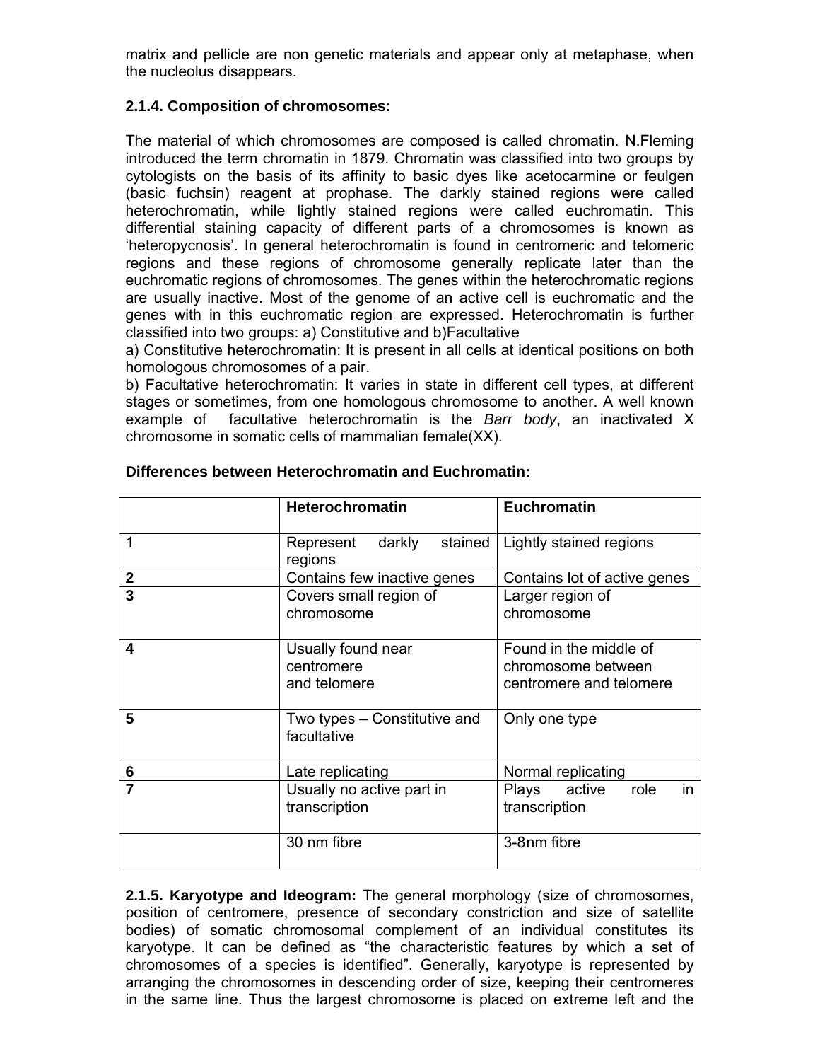matrix and pellicle are non genetic materials and appear only at metaphase, when the nucleolus disappears.

### 2.1.4. Composition of chromosomes:

The material of which chromosomes are composed is called chromatin. N.Fleming introduced the term chromatin in 1879. Chromatin was classified into two groups by cytologists on the basis of its affinity to basic dyes like acetocarmine or feulgen (basic fuchsin) reagent at prophase. The darkly stained regions were called heterochromatin, while lightly stained regions were called euchromatin. This differential staining capacity of different parts of a chromosomes is known as 'heteropycnosis'. In general heterochromatin is found in centromeric and telomeric regions and these regions of chromosome generally replicate later than the euchromatic regions of chromosomes. The genes within the heterochromatic regions are usually inactive. Most of the genome of an active cell is euchromatic and the genes with in this euchromatic region are expressed. Heterochromatin is further classified into two groups: a) Constitutive and b)Facultative

a) Constitutive heterochromatin: It is present in all cells at identical positions on both homologous chromosomes of a pair.

b) Facultative heterochromatin: It varies in state in different cell types, at different stages or sometimes, from one homologous chromosome to another. A well known example of facultative heterochromatin is the *Barr body*, an inactivated X chromosome in somatic cells of mammalian female(XX).

**Differences between Heterochromatin and Euchromatin:**

| | **Heterochromatin** | **Euchromatin** |
|---|---|---|
| 1 | Represent darkly stained regions | Lightly stained regions |
| **2** | Contains few inactive genes | Contains lot of active genes |
| **3** | Covers small region of chromosome | Larger region of chromosome |
| **4** | Usually found near centromere and telomere | Found in the middle of chromosome between centromere and telomere |
| **5** | Two types – Constitutive and facultative | Only one type |
| **6** | Late replicating | Normal replicating |
| **7** | Usually no active part in transcription | Plays active role in transcription |
| | 30 nm fibre | 3-8nm fibre |

**2.1.5. Karyotype and Ideogram:** The general morphology (size of chromosomes, position of centromere, presence of secondary constriction and size of satellite bodies) of somatic chromosomal complement of an individual constitutes its karyotype. It can be defined as "the characteristic features by which a set of chromosomes of a species is identified". Generally, karyotype is represented by arranging the chromosomes in descending order of size, keeping their centromeres in the same line. Thus the largest chromosome is placed on extreme left and the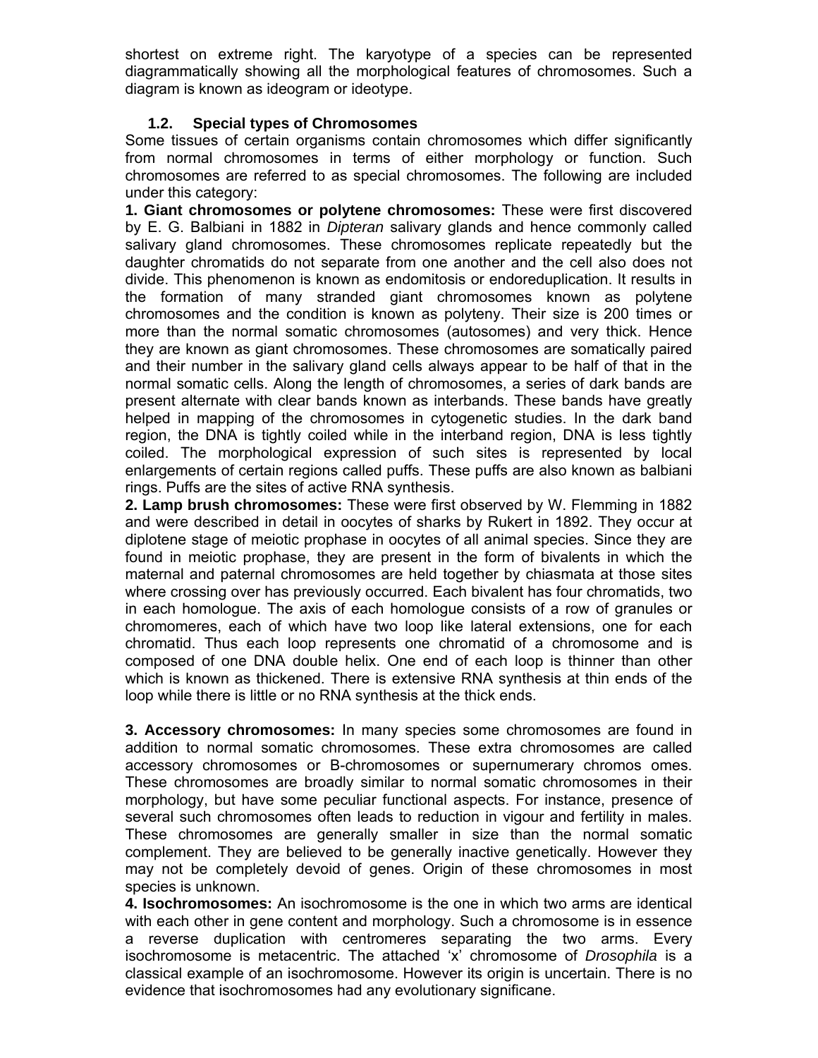shortest on extreme right. The karyotype of a species can be represented diagrammatically showing all the morphological features of chromosomes. Such a diagram is known as ideogram or ideotype.

### 1.2. Special types of Chromosomes

Some tissues of certain organisms contain chromosomes which differ significantly from normal chromosomes in terms of either morphology or function. Such chromosomes are referred to as special chromosomes. The following are included under this category:

**1. Giant chromosomes or polytene chromosomes:** These were first discovered by E. G. Balbiani in 1882 in *Dipteran* salivary glands and hence commonly called salivary gland chromosomes. These chromosomes replicate repeatedly but the daughter chromatids do not separate from one another and the cell also does not divide. This phenomenon is known as endomitosis or endoreduplication. It results in the formation of many stranded giant chromosomes known as polytene chromosomes and the condition is known as polyteny. Their size is 200 times or more than the normal somatic chromosomes (autosomes) and very thick. Hence they are known as giant chromosomes. These chromosomes are somatically paired and their number in the salivary gland cells always appear to be half of that in the normal somatic cells. Along the length of chromosomes, a series of dark bands are present alternate with clear bands known as interbands. These bands have greatly helped in mapping of the chromosomes in cytogenetic studies. In the dark band region, the DNA is tightly coiled while in the interband region, DNA is less tightly coiled. The morphological expression of such sites is represented by local enlargements of certain regions called puffs. These puffs are also known as balbiani rings. Puffs are the sites of active RNA synthesis.

**2. Lamp brush chromosomes:** These were first observed by W. Flemming in 1882 and were described in detail in oocytes of sharks by Rukert in 1892. They occur at diplotene stage of meiotic prophase in oocytes of all animal species. Since they are found in meiotic prophase, they are present in the form of bivalents in which the maternal and paternal chromosomes are held together by chiasmata at those sites where crossing over has previously occurred. Each bivalent has four chromatids, two in each homologue. The axis of each homologue consists of a row of granules or chromomeres, each of which have two loop like lateral extensions, one for each chromatid. Thus each loop represents one chromatid of a chromosome and is composed of one DNA double helix. One end of each loop is thinner than other which is known as thickened. There is extensive RNA synthesis at thin ends of the loop while there is little or no RNA synthesis at the thick ends.

**3. Accessory chromosomes:** In many species some chromosomes are found in addition to normal somatic chromosomes. These extra chromosomes are called accessory chromosomes or B-chromosomes or supernumerary chromos omes. These chromosomes are broadly similar to normal somatic chromosomes in their morphology, but have some peculiar functional aspects. For instance, presence of several such chromosomes often leads to reduction in vigour and fertility in males. These chromosomes are generally smaller in size than the normal somatic complement. They are believed to be generally inactive genetically. However they may not be completely devoid of genes. Origin of these chromosomes in most species is unknown.

**4. Isochromosomes:** An isochromosome is the one in which two arms are identical with each other in gene content and morphology. Such a chromosome is in essence a reverse duplication with centromeres separating the two arms. Every isochromosome is metacentric. The attached 'x' chromosome of *Drosophila* is a classical example of an isochromosome. However its origin is uncertain. There is no evidence that isochromosomes had any evolutionary significane.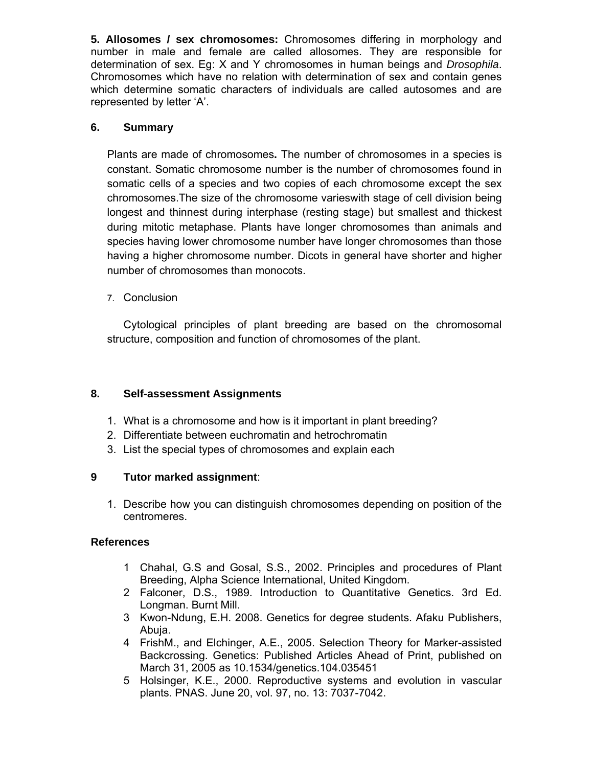**5. Allosomes / sex chromosomes:** Chromosomes differing in morphology and number in male and female are called allosomes. They are responsible for determination of sex. Eg: X and Y chromosomes in human beings and *Drosophila*. Chromosomes which have no relation with determination of sex and contain genes which determine somatic characters of individuals are called autosomes and are represented by letter 'A'.

## 6. Summary

Plants are made of chromosomes**.** The number of chromosomes in a species is constant. Somatic chromosome number is the number of chromosomes found in somatic cells of a species and two copies of each chromosome except the sex chromosomes.The size of the chromosome varieswith stage of cell division being longest and thinnest during interphase (resting stage) but smallest and thickest during mitotic metaphase. Plants have longer chromosomes than animals and species having lower chromosome number have longer chromosomes than those having a higher chromosome number. Dicots in general have shorter and higher number of chromosomes than monocots.

## 7. Conclusion

Cytological principles of plant breeding are based on the chromosomal structure, composition and function of chromosomes of the plant.

## 8. Self-assessment Assignments

1. What is a chromosome and how is it important in plant breeding?
2. Differentiate between euchromatin and hetrochromatin
3. List the special types of chromosomes and explain each

## 9 Tutor marked assignment:

1. Describe how you can distinguish chromosomes depending on position of the centromeres.

## References

1. Chahal, G.S and Gosal, S.S., 2002. Principles and procedures of Plant Breeding, Alpha Science International, United Kingdom.
2. Falconer, D.S., 1989. Introduction to Quantitative Genetics. 3rd Ed. Longman. Burnt Mill.
3. Kwon-Ndung, E.H. 2008. Genetics for degree students. Afaku Publishers, Abuja.
4. FrishM., and Elchinger, A.E., 2005. Selection Theory for Marker-assisted Backcrossing. Genetics: Published Articles Ahead of Print, published on March 31, 2005 as 10.1534/genetics.104.035451
5. Holsinger, K.E., 2000. Reproductive systems and evolution in vascular plants. PNAS. June 20, vol. 97, no. 13: 7037-7042.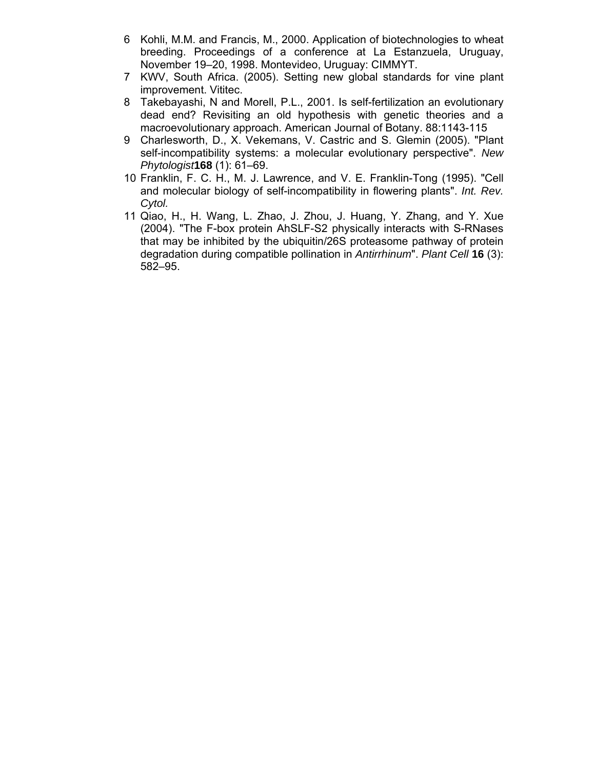6 Kohli, M.M. and Francis, M., 2000. Application of biotechnologies to wheat breeding. Proceedings of a conference at La Estanzuela, Uruguay, November 19–20, 1998. Montevideo, Uruguay: CIMMYT.

7 KWV, South Africa. (2005). Setting new global standards for vine plant improvement. Vititec.

8 Takebayashi, N and Morell, P.L., 2001. Is self-fertilization an evolutionary dead end? Revisiting an old hypothesis with genetic theories and a macroevolutionary approach. American Journal of Botany. 88:1143-115

9 Charlesworth, D., X. Vekemans, V. Castric and S. Glemin (2005). "Plant self-incompatibility systems: a molecular evolutionary perspective". *New Phytologist***168** (1): 61–69.

10 Franklin, F. C. H., M. J. Lawrence, and V. E. Franklin-Tong (1995). "Cell and molecular biology of self-incompatibility in flowering plants". *Int. Rev. Cytol.*

11 Qiao, H., H. Wang, L. Zhao, J. Zhou, J. Huang, Y. Zhang, and Y. Xue (2004). "The F-box protein AhSLF-S2 physically interacts with S-RNases that may be inhibited by the ubiquitin/26S proteasome pathway of protein degradation during compatible pollination in *Antirrhinum*". *Plant Cell* **16** (3): 582–95.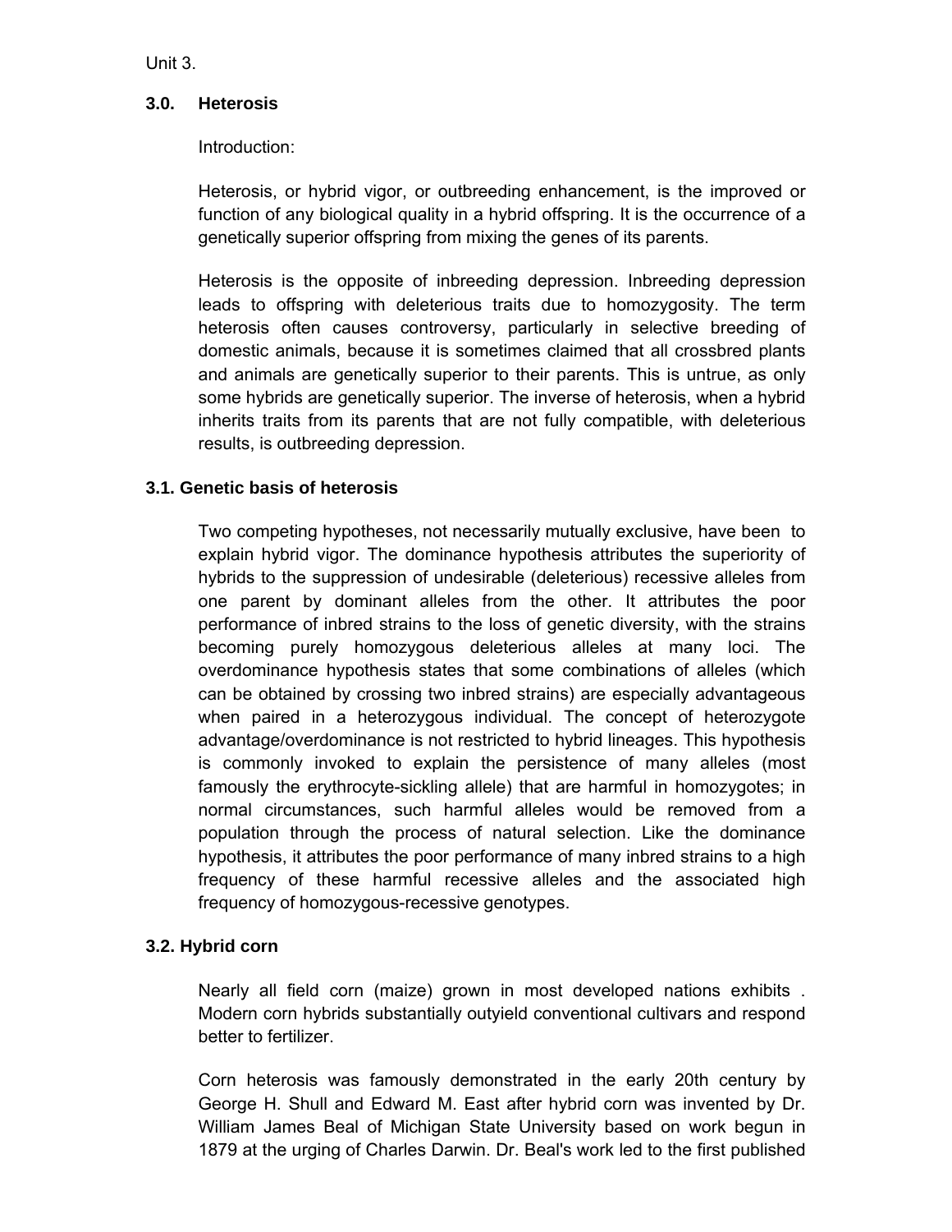Unit 3.

## 3.0. Heterosis

Introduction:

Heterosis, or hybrid vigor, or outbreeding enhancement, is the improved or function of any biological quality in a hybrid offspring. It is the occurrence of a genetically superior offspring from mixing the genes of its parents.

Heterosis is the opposite of inbreeding depression. Inbreeding depression leads to offspring with deleterious traits due to homozygosity. The term heterosis often causes controversy, particularly in selective breeding of domestic animals, because it is sometimes claimed that all crossbred plants and animals are genetically superior to their parents. This is untrue, as only some hybrids are genetically superior. The inverse of heterosis, when a hybrid inherits traits from its parents that are not fully compatible, with deleterious results, is outbreeding depression.

### 3.1. Genetic basis of heterosis

Two competing hypotheses, not necessarily mutually exclusive, have been to explain hybrid vigor. The dominance hypothesis attributes the superiority of hybrids to the suppression of undesirable (deleterious) recessive alleles from one parent by dominant alleles from the other. It attributes the poor performance of inbred strains to the loss of genetic diversity, with the strains becoming purely homozygous deleterious alleles at many loci. The overdominance hypothesis states that some combinations of alleles (which can be obtained by crossing two inbred strains) are especially advantageous when paired in a heterozygous individual. The concept of heterozygote advantage/overdominance is not restricted to hybrid lineages. This hypothesis is commonly invoked to explain the persistence of many alleles (most famously the erythrocyte-sickling allele) that are harmful in homozygotes; in normal circumstances, such harmful alleles would be removed from a population through the process of natural selection. Like the dominance hypothesis, it attributes the poor performance of many inbred strains to a high frequency of these harmful recessive alleles and the associated high frequency of homozygous-recessive genotypes.

### 3.2. Hybrid corn

Nearly all field corn (maize) grown in most developed nations exhibits . Modern corn hybrids substantially outyield conventional cultivars and respond better to fertilizer.

Corn heterosis was famously demonstrated in the early 20th century by George H. Shull and Edward M. East after hybrid corn was invented by Dr. William James Beal of Michigan State University based on work begun in 1879 at the urging of Charles Darwin. Dr. Beal's work led to the first published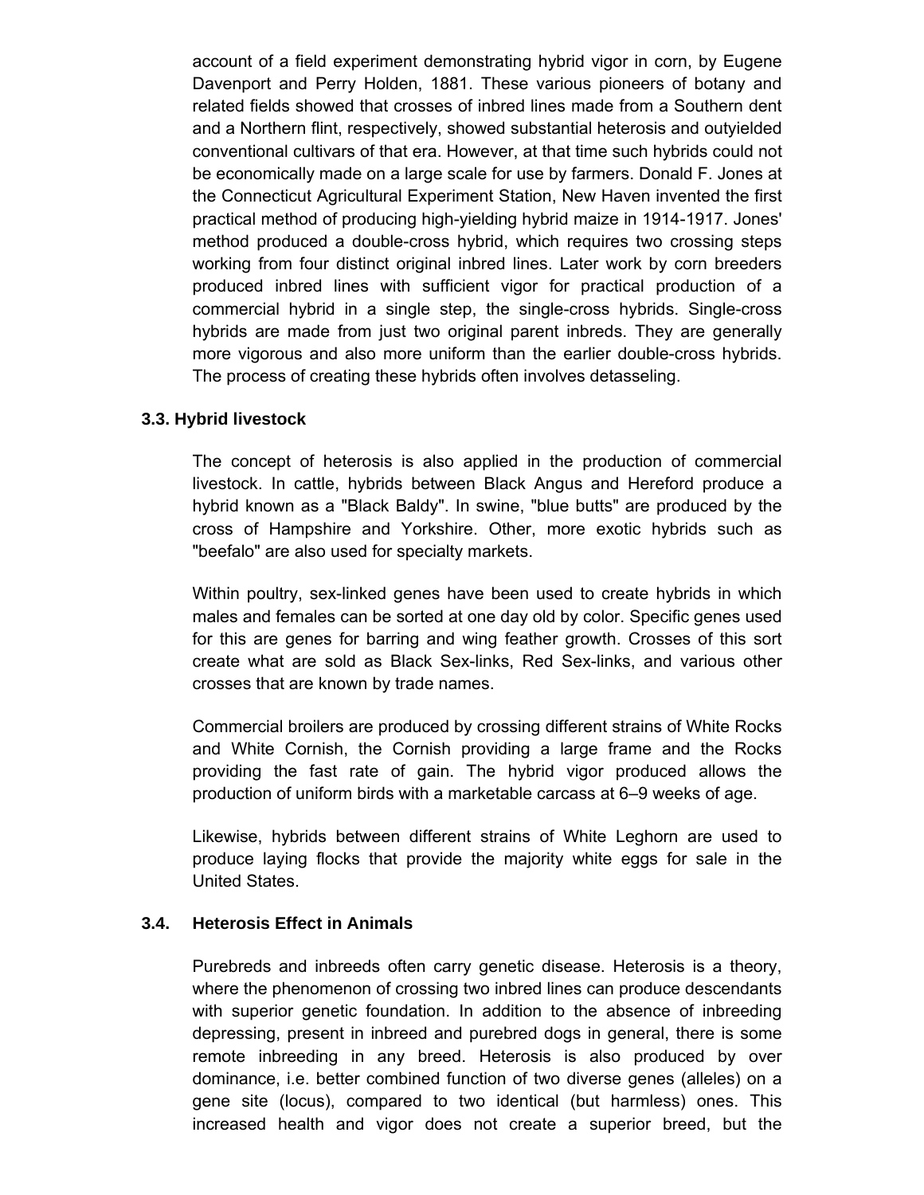account of a field experiment demonstrating hybrid vigor in corn, by Eugene Davenport and Perry Holden, 1881. These various pioneers of botany and related fields showed that crosses of inbred lines made from a Southern dent and a Northern flint, respectively, showed substantial heterosis and outyielded conventional cultivars of that era. However, at that time such hybrids could not be economically made on a large scale for use by farmers. Donald F. Jones at the Connecticut Agricultural Experiment Station, New Haven invented the first practical method of producing high-yielding hybrid maize in 1914-1917. Jones' method produced a double-cross hybrid, which requires two crossing steps working from four distinct original inbred lines. Later work by corn breeders produced inbred lines with sufficient vigor for practical production of a commercial hybrid in a single step, the single-cross hybrids. Single-cross hybrids are made from just two original parent inbreds. They are generally more vigorous and also more uniform than the earlier double-cross hybrids. The process of creating these hybrids often involves detasseling.

### 3.3. Hybrid livestock

The concept of heterosis is also applied in the production of commercial livestock. In cattle, hybrids between Black Angus and Hereford produce a hybrid known as a "Black Baldy". In swine, "blue butts" are produced by the cross of Hampshire and Yorkshire. Other, more exotic hybrids such as "beefalo" are also used for specialty markets.

Within poultry, sex-linked genes have been used to create hybrids in which males and females can be sorted at one day old by color. Specific genes used for this are genes for barring and wing feather growth. Crosses of this sort create what are sold as Black Sex-links, Red Sex-links, and various other crosses that are known by trade names.

Commercial broilers are produced by crossing different strains of White Rocks and White Cornish, the Cornish providing a large frame and the Rocks providing the fast rate of gain. The hybrid vigor produced allows the production of uniform birds with a marketable carcass at 6–9 weeks of age.

Likewise, hybrids between different strains of White Leghorn are used to produce laying flocks that provide the majority white eggs for sale in the United States.

### 3.4. Heterosis Effect in Animals

Purebreds and inbreeds often carry genetic disease. Heterosis is a theory, where the phenomenon of crossing two inbred lines can produce descendants with superior genetic foundation. In addition to the absence of inbreeding depressing, present in inbreed and purebred dogs in general, there is some remote inbreeding in any breed. Heterosis is also produced by over dominance, i.e. better combined function of two diverse genes (alleles) on a gene site (locus), compared to two identical (but harmless) ones. This increased health and vigor does not create a superior breed, but the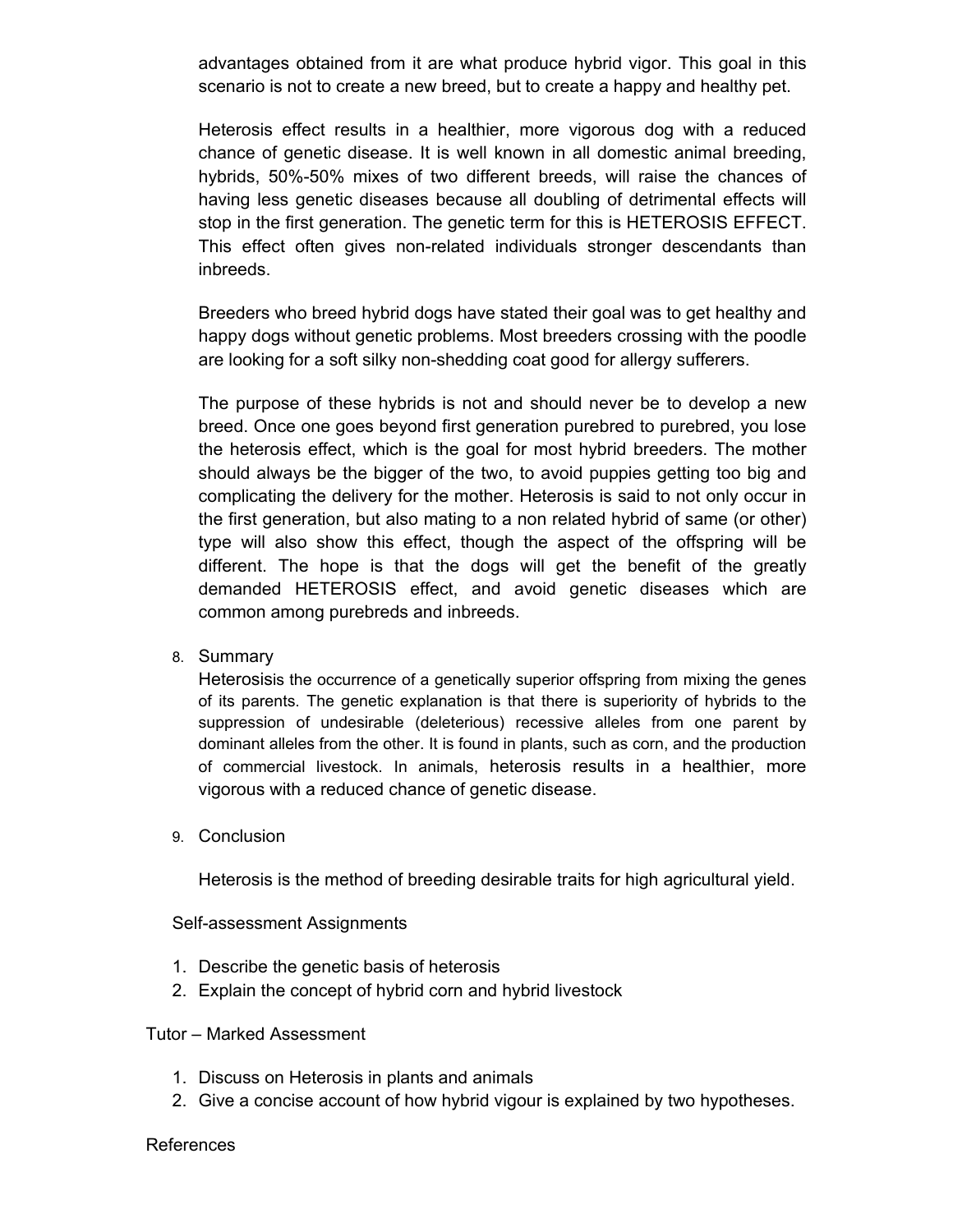advantages obtained from it are what produce hybrid vigor. This goal in this scenario is not to create a new breed, but to create a happy and healthy pet.

Heterosis effect results in a healthier, more vigorous dog with a reduced chance of genetic disease. It is well known in all domestic animal breeding, hybrids, 50%-50% mixes of two different breeds, will raise the chances of having less genetic diseases because all doubling of detrimental effects will stop in the first generation. The genetic term for this is HETEROSIS EFFECT. This effect often gives non-related individuals stronger descendants than inbreeds.

Breeders who breed hybrid dogs have stated their goal was to get healthy and happy dogs without genetic problems. Most breeders crossing with the poodle are looking for a soft silky non-shedding coat good for allergy sufferers.

The purpose of these hybrids is not and should never be to develop a new breed. Once one goes beyond first generation purebred to purebred, you lose the heterosis effect, which is the goal for most hybrid breeders. The mother should always be the bigger of the two, to avoid puppies getting too big and complicating the delivery for the mother. Heterosis is said to not only occur in the first generation, but also mating to a non related hybrid of same (or other) type will also show this effect, though the aspect of the offspring will be different. The hope is that the dogs will get the benefit of the greatly demanded HETEROSIS effect, and avoid genetic diseases which are common among purebreds and inbreeds.

8. Summary

Heterosisis the occurrence of a genetically superior offspring from mixing the genes of its parents. The genetic explanation is that there is superiority of hybrids to the suppression of undesirable (deleterious) recessive alleles from one parent by dominant alleles from the other. It is found in plants, such as corn, and the production of commercial livestock. In animals, heterosis results in a healthier, more vigorous with a reduced chance of genetic disease.

9. Conclusion

Heterosis is the method of breeding desirable traits for high agricultural yield.

Self-assessment Assignments

1. Describe the genetic basis of heterosis
2. Explain the concept of hybrid corn and hybrid livestock

Tutor – Marked Assessment

1. Discuss on Heterosis in plants and animals
2. Give a concise account of how hybrid vigour is explained by two hypotheses.

References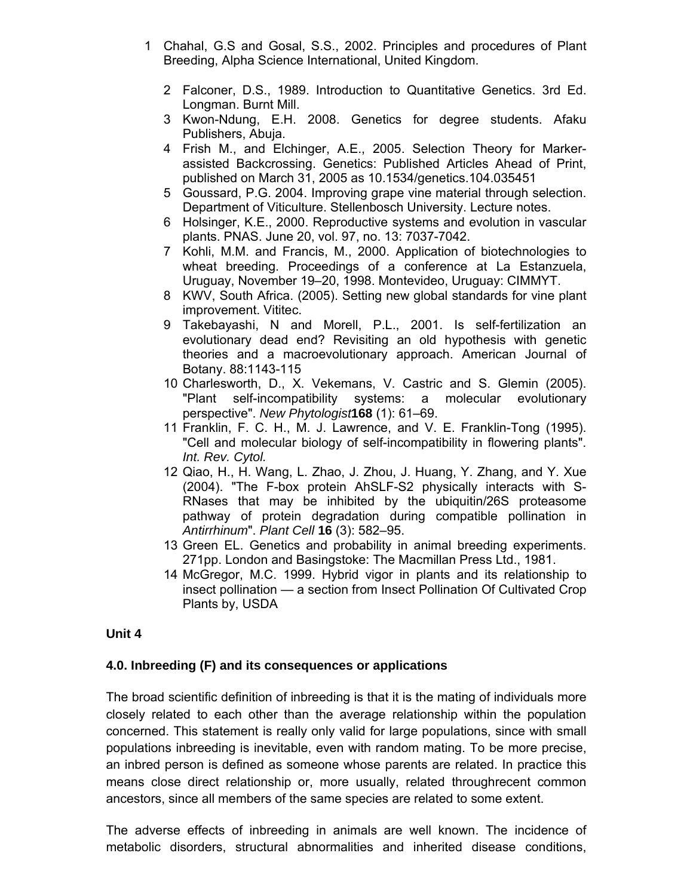1. Chahal, G.S and Gosal, S.S., 2002. Principles and procedures of Plant Breeding, Alpha Science International, United Kingdom.
2. Falconer, D.S., 1989. Introduction to Quantitative Genetics. 3rd Ed. Longman. Burnt Mill.
3. Kwon-Ndung, E.H. 2008. Genetics for degree students. Afaku Publishers, Abuja.
4. Frish M., and Elchinger, A.E., 2005. Selection Theory for Marker-assisted Backcrossing. Genetics: Published Articles Ahead of Print, published on March 31, 2005 as 10.1534/genetics.104.035451
5. Goussard, P.G. 2004. Improving grape vine material through selection. Department of Viticulture. Stellenbosch University. Lecture notes.
6. Holsinger, K.E., 2000. Reproductive systems and evolution in vascular plants. PNAS. June 20, vol. 97, no. 13: 7037-7042.
7. Kohli, M.M. and Francis, M., 2000. Application of biotechnologies to wheat breeding. Proceedings of a conference at La Estanzuela, Uruguay, November 19–20, 1998. Montevideo, Uruguay: CIMMYT.
8. KWV, South Africa. (2005). Setting new global standards for vine plant improvement. Vititec.
9. Takebayashi, N and Morell, P.L., 2001. Is self-fertilization an evolutionary dead end? Revisiting an old hypothesis with genetic theories and a macroevolutionary approach. American Journal of Botany. 88:1143-115
10. Charlesworth, D., X. Vekemans, V. Castric and S. Glemin (2005). "Plant self-incompatibility systems: a molecular evolutionary perspective". *New Phytologist* **168** (1): 61–69.
11. Franklin, F. C. H., M. J. Lawrence, and V. E. Franklin-Tong (1995). "Cell and molecular biology of self-incompatibility in flowering plants". *Int. Rev. Cytol.*
12. Qiao, H., H. Wang, L. Zhao, J. Zhou, J. Huang, Y. Zhang, and Y. Xue (2004). "The F-box protein AhSLF-S2 physically interacts with S-RNases that may be inhibited by the ubiquitin/26S proteasome pathway of protein degradation during compatible pollination in *Antirrhinum*". *Plant Cell* **16** (3): 582–95.
13. Green EL. Genetics and probability in animal breeding experiments. 271pp. London and Basingstoke: The Macmillan Press Ltd., 1981.
14. McGregor, M.C. 1999. Hybrid vigor in plants and its relationship to insect pollination — a section from Insect Pollination Of Cultivated Crop Plants by, USDA

## Unit 4

### 4.0. Inbreeding (F) and its consequences or applications

The broad scientific definition of inbreeding is that it is the mating of individuals more closely related to each other than the average relationship within the population concerned. This statement is really only valid for large populations, since with small populations inbreeding is inevitable, even with random mating. To be more precise, an inbred person is defined as someone whose parents are related. In practice this means close direct relationship or, more usually, related throughrecent common ancestors, since all members of the same species are related to some extent.

The adverse effects of inbreeding in animals are well known. The incidence of metabolic disorders, structural abnormalities and inherited disease conditions,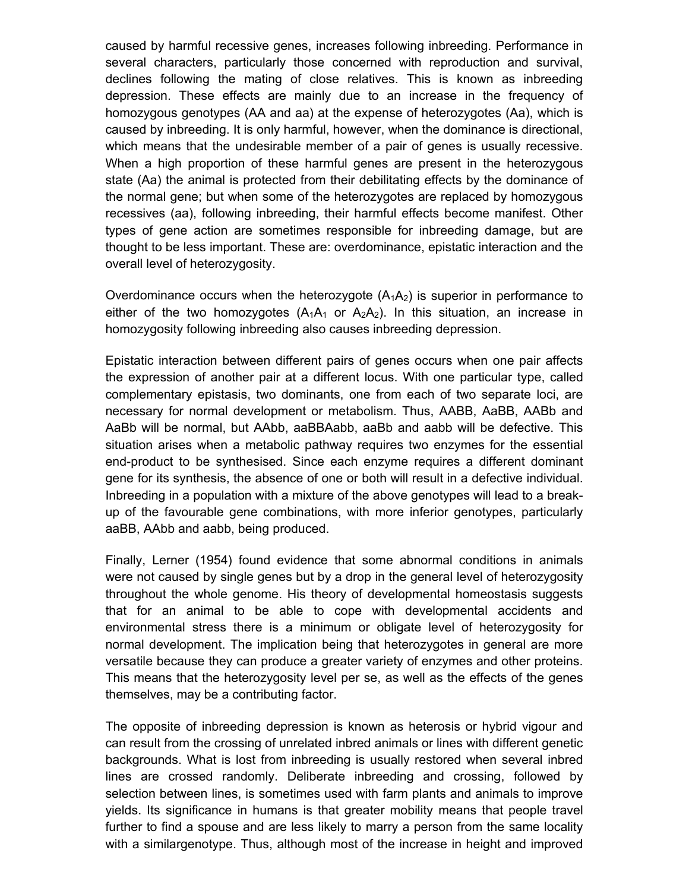caused by harmful recessive genes, increases following inbreeding. Performance in several characters, particularly those concerned with reproduction and survival, declines following the mating of close relatives. This is known as inbreeding depression. These effects are mainly due to an increase in the frequency of homozygous genotypes (AA and aa) at the expense of heterozygotes (Aa), which is caused by inbreeding. It is only harmful, however, when the dominance is directional, which means that the undesirable member of a pair of genes is usually recessive. When a high proportion of these harmful genes are present in the heterozygous state (Aa) the animal is protected from their debilitating effects by the dominance of the normal gene; but when some of the heterozygotes are replaced by homozygous recessives (aa), following inbreeding, their harmful effects become manifest. Other types of gene action are sometimes responsible for inbreeding damage, but are thought to be less important. These are: overdominance, epistatic interaction and the overall level of heterozygosity.

Overdominance occurs when the heterozygote ($A_1A_2$) is superior in performance to either of the two homozygotes ($A_1A_1$ or $A_2A_2$). In this situation, an increase in homozygosity following inbreeding also causes inbreeding depression.

Epistatic interaction between different pairs of genes occurs when one pair affects the expression of another pair at a different locus. With one particular type, called complementary epistasis, two dominants, one from each of two separate loci, are necessary for normal development or metabolism. Thus, AABB, AaBB, AABb and AaBb will be normal, but AAbb, aaBBAabb, aaBb and aabb will be defective. This situation arises when a metabolic pathway requires two enzymes for the essential end-product to be synthesised. Since each enzyme requires a different dominant gene for its synthesis, the absence of one or both will result in a defective individual. Inbreeding in a population with a mixture of the above genotypes will lead to a break-up of the favourable gene combinations, with more inferior genotypes, particularly aaBB, AAbb and aabb, being produced.

Finally, Lerner (1954) found evidence that some abnormal conditions in animals were not caused by single genes but by a drop in the general level of heterozygosity throughout the whole genome. His theory of developmental homeostasis suggests that for an animal to be able to cope with developmental accidents and environmental stress there is a minimum or obligate level of heterozygosity for normal development. The implication being that heterozygotes in general are more versatile because they can produce a greater variety of enzymes and other proteins. This means that the heterozygosity level per se, as well as the effects of the genes themselves, may be a contributing factor.

The opposite of inbreeding depression is known as heterosis or hybrid vigour and can result from the crossing of unrelated inbred animals or lines with different genetic backgrounds. What is lost from inbreeding is usually restored when several inbred lines are crossed randomly. Deliberate inbreeding and crossing, followed by selection between lines, is sometimes used with farm plants and animals to improve yields. Its significance in humans is that greater mobility means that people travel further to find a spouse and are less likely to marry a person from the same locality with a similargenotype. Thus, although most of the increase in height and improved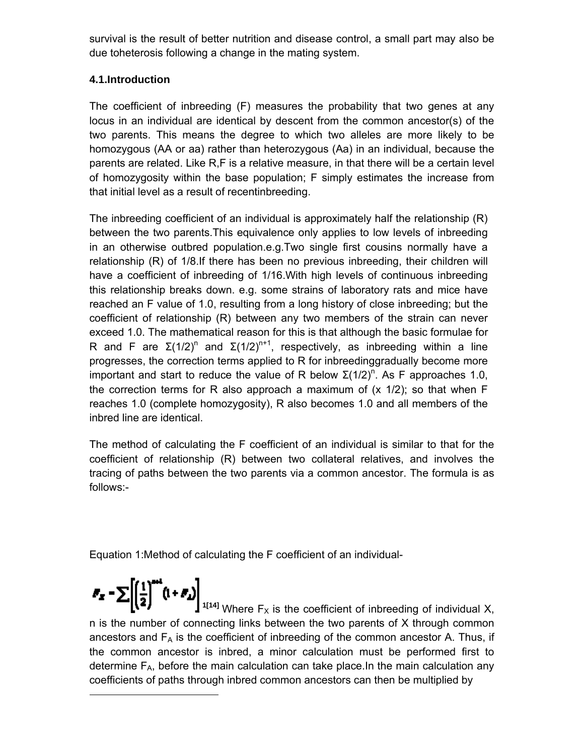survival is the result of better nutrition and disease control, a small part may also be due toheterosis following a change in the mating system.

### 4.1.Introduction

The coefficient of inbreeding (F) measures the probability that two genes at any locus in an individual are identical by descent from the common ancestor(s) of the two parents. This means the degree to which two alleles are more likely to be homozygous (AA or aa) rather than heterozygous (Aa) in an individual, because the parents are related. Like R,F is a relative measure, in that there will be a certain level of homozygosity within the base population; F simply estimates the increase from that initial level as a result of recentinbreeding.

The inbreeding coefficient of an individual is approximately half the relationship (R) between the two parents.This equivalence only applies to low levels of inbreeding in an otherwise outbred population.e.g.Two single first cousins normally have a relationship (R) of 1/8.If there has been no previous inbreeding, their children will have a coefficient of inbreeding of 1/16.With high levels of continuous inbreeding this relationship breaks down. e.g. some strains of laboratory rats and mice have reached an F value of 1.0, resulting from a long history of close inbreeding; but the coefficient of relationship (R) between any two members of the strain can never exceed 1.0. The mathematical reason for this is that although the basic formulae for R and F are $\Sigma(1/2)^n$ and $\Sigma(1/2)^{n+1}$, respectively, as inbreeding within a line progresses, the correction terms applied to R for inbreedinggradually become more important and start to reduce the value of R below $\Sigma(1/2)^n$. As F approaches 1.0, the correction terms for R also approach a maximum of (x 1/2); so that when F reaches 1.0 (complete homozygosity), R also becomes 1.0 and all members of the inbred line are identical.

The method of calculating the F coefficient of an individual is similar to that for the coefficient of relationship (R) between two collateral relatives, and involves the tracing of paths between the two parents via a common ancestor. The formula is as follows:-

Equation 1:Method of calculating the F coefficient of an individual-

$$F_X = \sum\left[\left(\frac{1}{2}\right)^{n+1}(1+F_A)\right]$$

[1][14] Where $F_X$ is the coefficient of inbreeding of individual X, n is the number of connecting links between the two parents of X through common ancestors and $F_A$ is the coefficient of inbreeding of the common ancestor A. Thus, if the common ancestor is inbred, a minor calculation must be performed first to determine $F_A$, before the main calculation can take place.In the main calculation any coefficients of paths through inbred common ancestors can then be multiplied by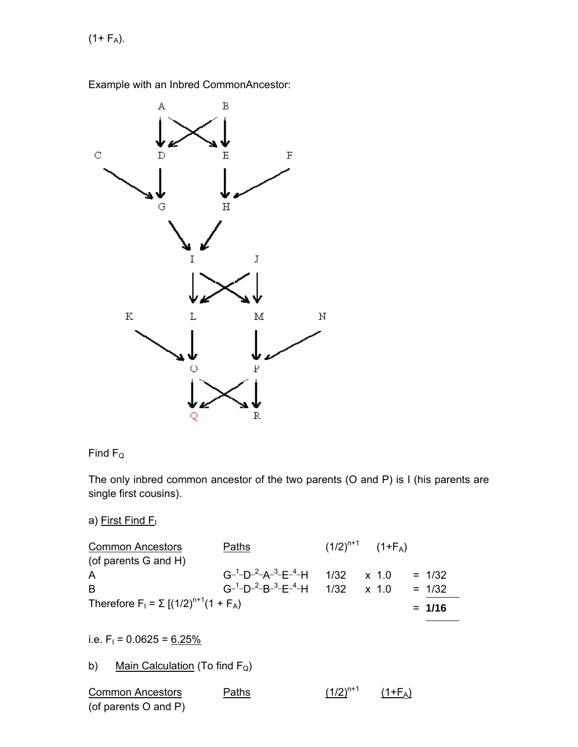(1+ $F_A$).

Example with an Inbred CommonAncestor:

Find $F_Q$

The only inbred common ancestor of the two parents (O and P) is I (his parents are single first cousins).

a) First Find $F_I$

| Common Ancestors (of parents G and H) | Paths | $(1/2)^{n+1}$ | $(1+F_A)$ | |
|---|---|---|---|---|
| A | G–$^1$–D–$^2$–A–$^3$–E–$^4$–H | 1/32 | x 1.0 | = 1/32 |
| B | G–$^1$–D–$^2$–B–$^3$–E–$^4$–H | 1/32 | x 1.0 | = 1/32 |
| Therefore $F_I = \Sigma\,[(1/2)^{n+1}(1 + F_A)$ | | | | = **1/16** |

i.e. $F_I$ = 0.0625 = 6.25%

b) Main Calculation (To find $F_Q$)

| Common Ancestors (of parents O and P) | Paths | $(1/2)^{n+1}$ | $(1+F_A)$ |
|---|---|---|---|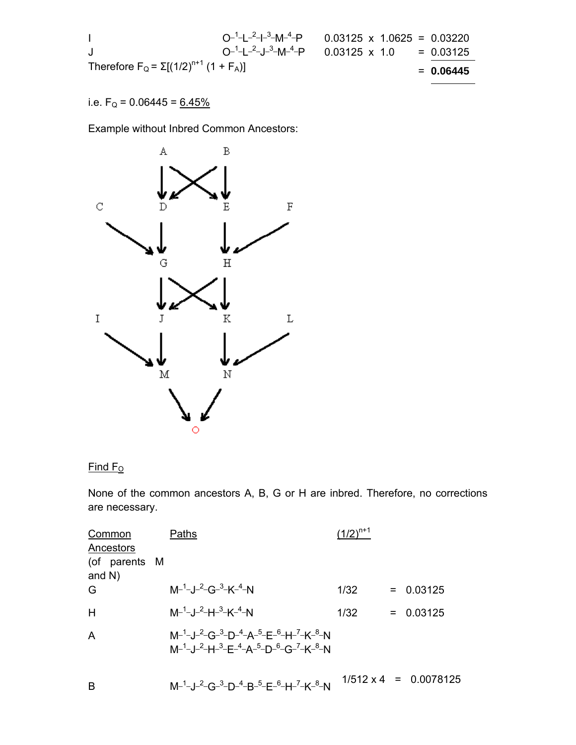| | | | | |
|---|---|---|---|---|
| I | O–[1]–L–[2]–I–[3]–M–[4]–P | 0.03125 x 1.0625 | = | 0.03220 |
| J | O–[1]–L–[2]–J–[3]–M–[4]–P | 0.03125 x 1.0 | = | 0.03125 |

Therefore $F_Q = \Sigma[(1/2)^{n+1} (1 + F_A)]$ = **0.06445**

i.e. $F_Q$ = 0.06445 = 6.45%

Example without Inbred Common Ancestors:

Find $F_O$

None of the common ancestors A, B, G or H are inbred. Therefore, no corrections are necessary.

| Common Ancestors (of parents M and N) | Paths | $(1/2)^{n+1}$ | | |
|---|---|---|---|---|
| G | M–[1]–J–[2]–G–[3]–K–[4]–N | 1/32 | = | 0.03125 |
| H | M–[1]–J–[2]–H–[3]–K–[4]–N | 1/32 | = | 0.03125 |
| A | M–[1]–J–[2]–G–[3]–D–[4]–A–[5]–E–[6]–H–[7]–K–[8]–N<br>M–[1]–J–[2]–H–[3]–E–[4]–A–[5]–D–[6]–G–[7]–K–[8]–N | | | |
| B | M–[1]–J–[2]–G–[3]–D–[4]–B–[5]–E–[6]–H–[7]–K–[8]–N | 1/512 x 4 | = | 0.0078125 |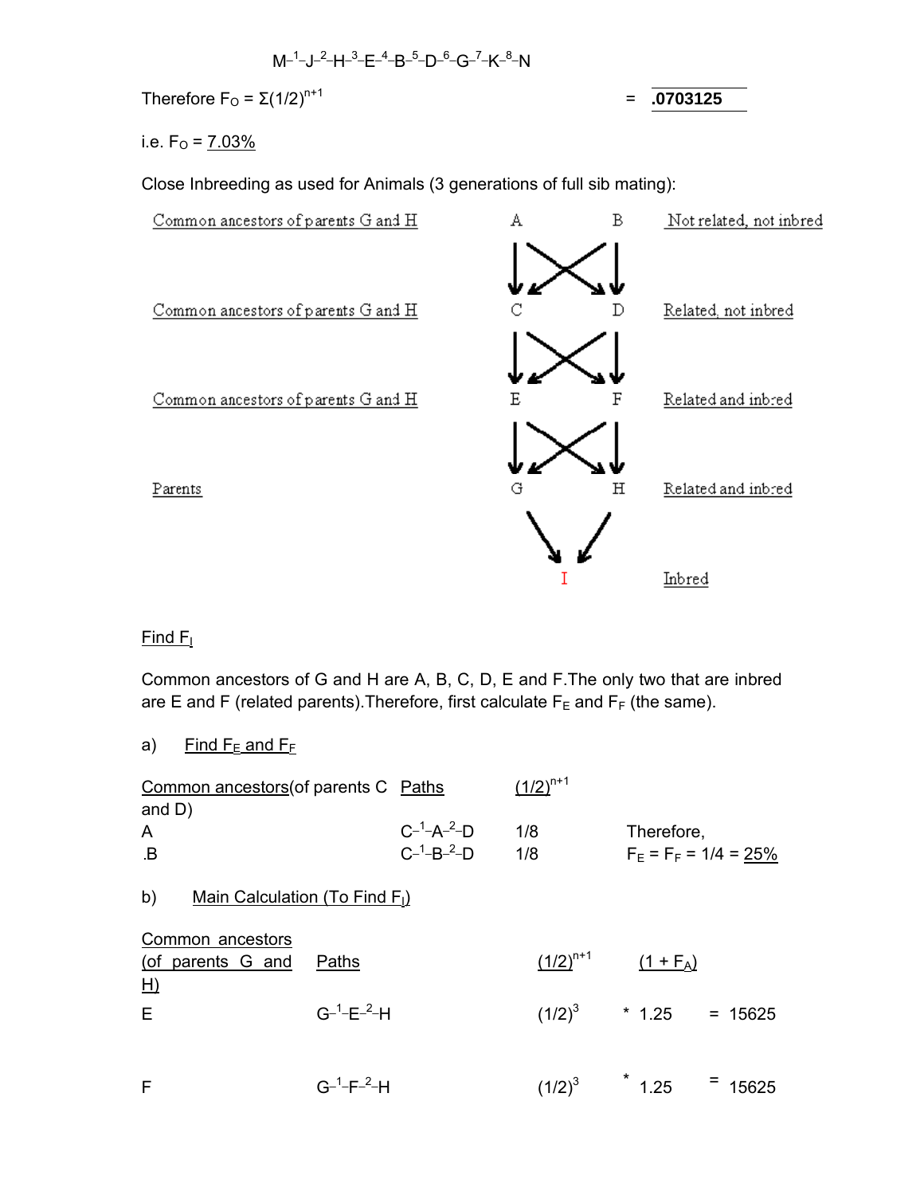$M\text{-}^{1}\text{-}J\text{-}^{2}\text{-}H\text{-}^{3}\text{-}E\text{-}^{4}\text{-}B\text{-}^{5}\text{-}D\text{-}^{6}\text{-}G\text{-}^{7}\text{-}K\text{-}^{8}\text{-}N$

Therefore $F_O = \Sigma(1/2)^{n+1}$ = **.0703125**

i.e. $F_O$ = 7.03%

Close Inbreeding as used for Animals (3 generations of full sib mating):

| | | |
|---|---|---|
| Common ancestors of parents G and H | A B | Not related, not inbred |
| Common ancestors of parents G and H | C D | Related, not inbred |
| Common ancestors of parents G and H | E F | Related and inbred |
| Parents | G H | Related and inbred |
| | I | Inbred |

Find $F_I$

Common ancestors of G and H are A, B, C, D, E and F.The only two that are inbred are E and F (related parents).Therefore, first calculate $F_E$ and $F_F$ (the same).

a) Find $F_E$ and $F_F$

| Common ancestors(of parents C and D) | Paths | $(1/2)^{n+1}$ | |
|---|---|---|---|
| A | $C\text{-}^{1}\text{-}A\text{-}^{2}\text{-}D$ | 1/8 | Therefore, |
| .B | $C\text{-}^{1}\text{-}B\text{-}^{2}\text{-}D$ | 1/8 | $F_E = F_F = 1/4 =$ 25% |

b) Main Calculation (To Find $F_I$)

| Common ancestors (of parents G and H) | Paths | $(1/2)^{n+1}$ | $(1 + F_A)$ | |
|---|---|---|---|---|
| E | $G\text{-}^{1}\text{-}E\text{-}^{2}\text{-}H$ | $(1/2)^3$ | * 1.25 | = 15625 |
| F | $G\text{-}^{1}\text{-}F\text{-}^{2}\text{-}H$ | $(1/2)^3$ | * 1.25 | = 15625 |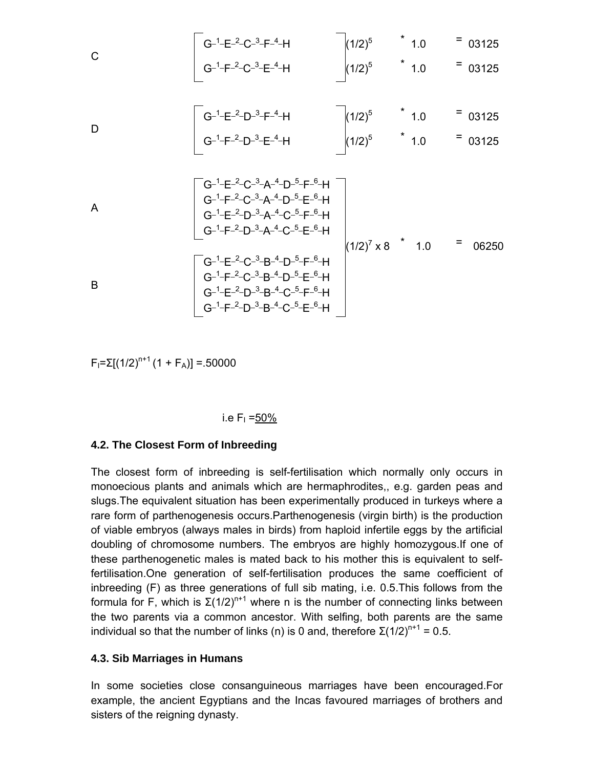| | Path | | | | |
|---|---|---|---|---|---|
| C | G–1–E–2–C–3–F–4–H | $(1/2)^5$ | * 1.0 | = | 03125 |
| | G–1–F–2–C–3–E–4–H | $(1/2)^5$ | * 1.0 | = | 03125 |
| D | G–1–E–2–D–3–F–4–H | $(1/2)^5$ | * 1.0 | = | 03125 |
| | G–1–F–2–D–3–E–4–H | $(1/2)^5$ | * 1.0 | = | 03125 |
| A | G–1–E–2–C–3–A–4–D–5–F–6–H | | | | |
| | G–1–F–2–C–3–A–4–D–5–E–6–H | | | | |
| | G–1–E–2–D–3–A–4–C–5–F–6–H | | | | |
| | G–1–F–2–D–3–A–4–C–5–E–6–H | $(1/2)^7$ x 8 | * 1.0 | = | 06250 |
| B | G–1–E–2–C–3–B–4–D–5–F–6–H | | | | |
| | G–1–F–2–C–3–B–4–D–5–E–6–H | | | | |
| | G–1–E–2–D–3–B–4–C–5–F–6–H | | | | |
| | G–1–F–2–D–3–B–4–C–5–E–6–H | | | | |

$F_I = \Sigma[(1/2)^{n+1} (1 + F_A)] = .50000$

i.e $F_I$ = <u>50%</u>

### 4.2. The Closest Form of Inbreeding

The closest form of inbreeding is self-fertilisation which normally only occurs in monoecious plants and animals which are hermaphrodites,, e.g. garden peas and slugs.The equivalent situation has been experimentally produced in turkeys where a rare form of parthenogenesis occurs.Parthenogenesis (virgin birth) is the production of viable embryos (always males in birds) from haploid infertile eggs by the artificial doubling of chromosome numbers. The embryos are highly homozygous.If one of these parthenogenetic males is mated back to his mother this is equivalent to self-fertilisation.One generation of self-fertilisation produces the same coefficient of inbreeding (F) as three generations of full sib mating, i.e. 0.5.This follows from the formula for F, which is $\Sigma(1/2)^{n+1}$ where n is the number of connecting links between the two parents via a common ancestor. With selfing, both parents are the same individual so that the number of links (n) is 0 and, therefore $\Sigma(1/2)^{n+1} = 0.5$.

### 4.3. Sib Marriages in Humans

In some societies close consanguineous marriages have been encouraged.For example, the ancient Egyptians and the Incas favoured marriages of brothers and sisters of the reigning dynasty.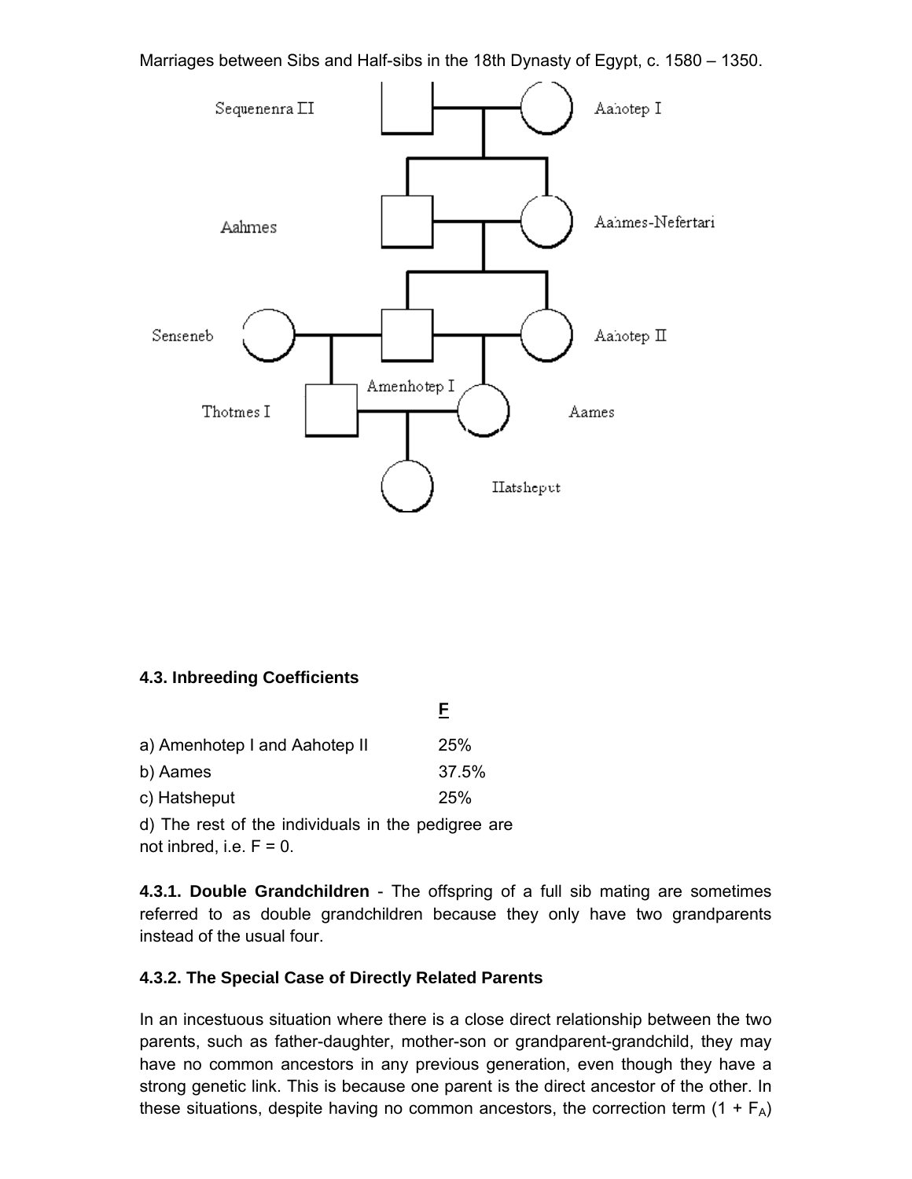Marriages between Sibs and Half-sibs in the 18th Dynasty of Egypt, c. 1580 – 1350.

Sequenenra II

Aahotep I

Aahmes

Aahmes-Nefertari

Senseneb

Aahotep II

Amenhotep I

Thotmes I

Aames

Hatsheput

### 4.3. Inbreeding Coefficients

| | F |
|---|---|
| a) Amenhotep I and Aahotep II | 25% |
| b) Aames | 37.5% |
| c) Hatsheput | 25% |

d) The rest of the individuals in the pedigree are not inbred, i.e. F = 0.

**4.3.1. Double Grandchildren** - The offspring of a full sib mating are sometimes referred to as double grandchildren because they only have two grandparents instead of the usual four.

#### 4.3.2. The Special Case of Directly Related Parents

In an incestuous situation where there is a close direct relationship between the two parents, such as father-daughter, mother-son or grandparent-grandchild, they may have no common ancestors in any previous generation, even though they have a strong genetic link. This is because one parent is the direct ancestor of the other. In these situations, despite having no common ancestors, the correction term $(1 + F_A)$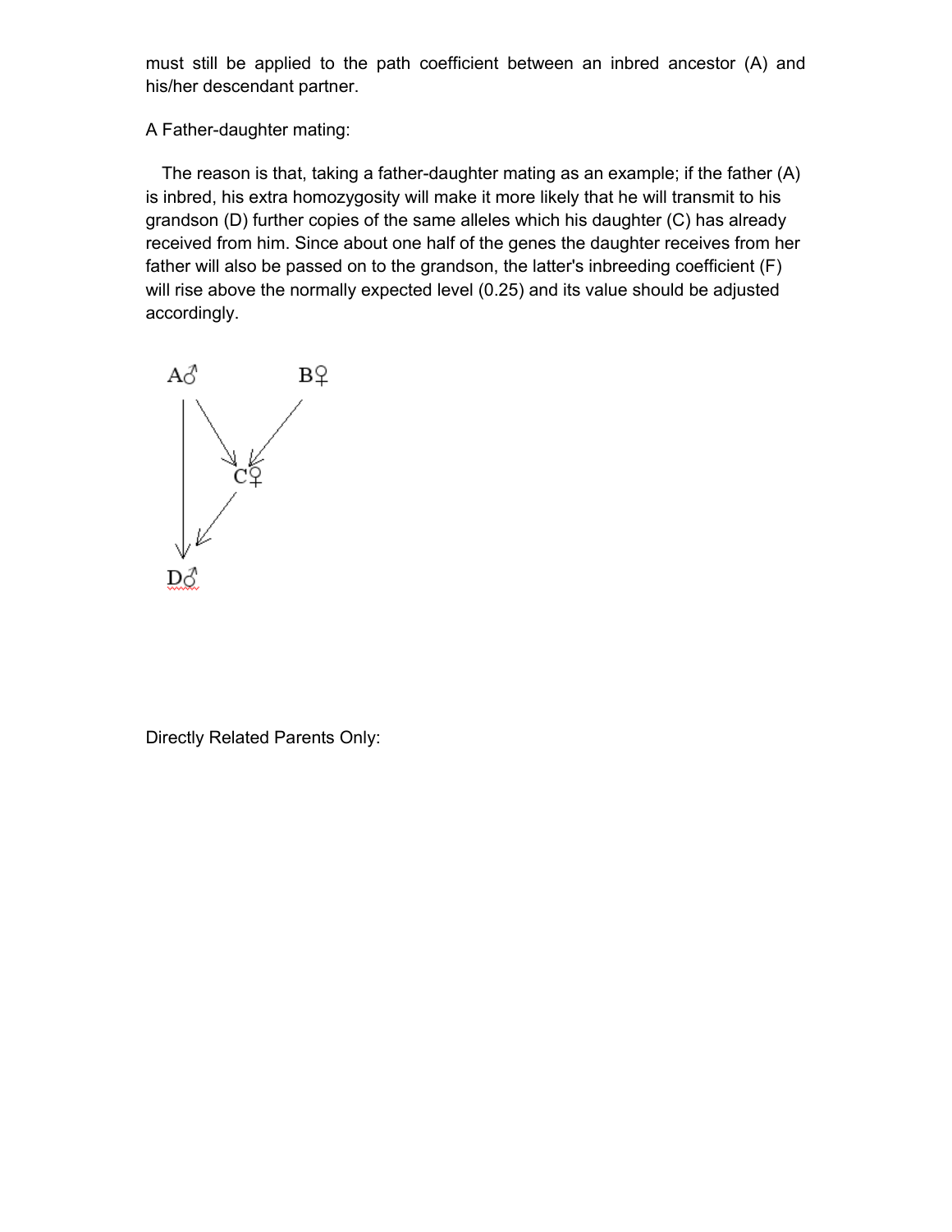must still be applied to the path coefficient between an inbred ancestor (A) and his/her descendant partner.

A Father-daughter mating:

The reason is that, taking a father-daughter mating as an example; if the father (A) is inbred, his extra homozygosity will make it more likely that he will transmit to his grandson (D) further copies of the same alleles which his daughter (C) has already received from him. Since about one half of the genes the daughter receives from her father will also be passed on to the grandson, the latter's inbreeding coefficient (F) will rise above the normally expected level (0.25) and its value should be adjusted accordingly.

A♂ B♀

C♀

D♂

Directly Related Parents Only: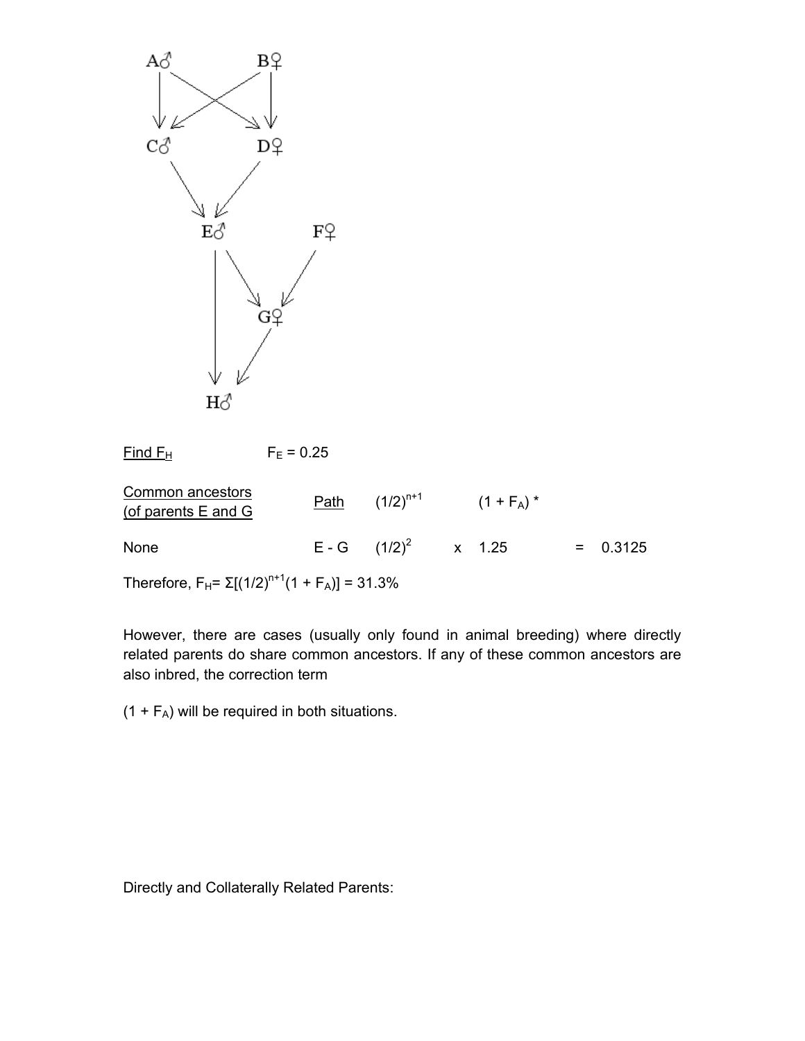Find $F_H$ $\quad\quad$ $F_E = 0.25$

| Common ancestors (of parents E and G | Path | $(1/2)^{n+1}$ | | $(1 + F_A)$ * | | |
|---|---|---|---|---|---|---|
| None | E - G | $(1/2)^2$ | x | 1.25 | = | 0.3125 |

Therefore, $F_H = \Sigma[(1/2)^{n+1}(1 + F_A)] = 31.3\%$

However, there are cases (usually only found in animal breeding) where directly related parents do share common ancestors. If any of these common ancestors are also inbred, the correction term

$(1 + F_A)$ will be required in both situations.

Directly and Collaterally Related Parents: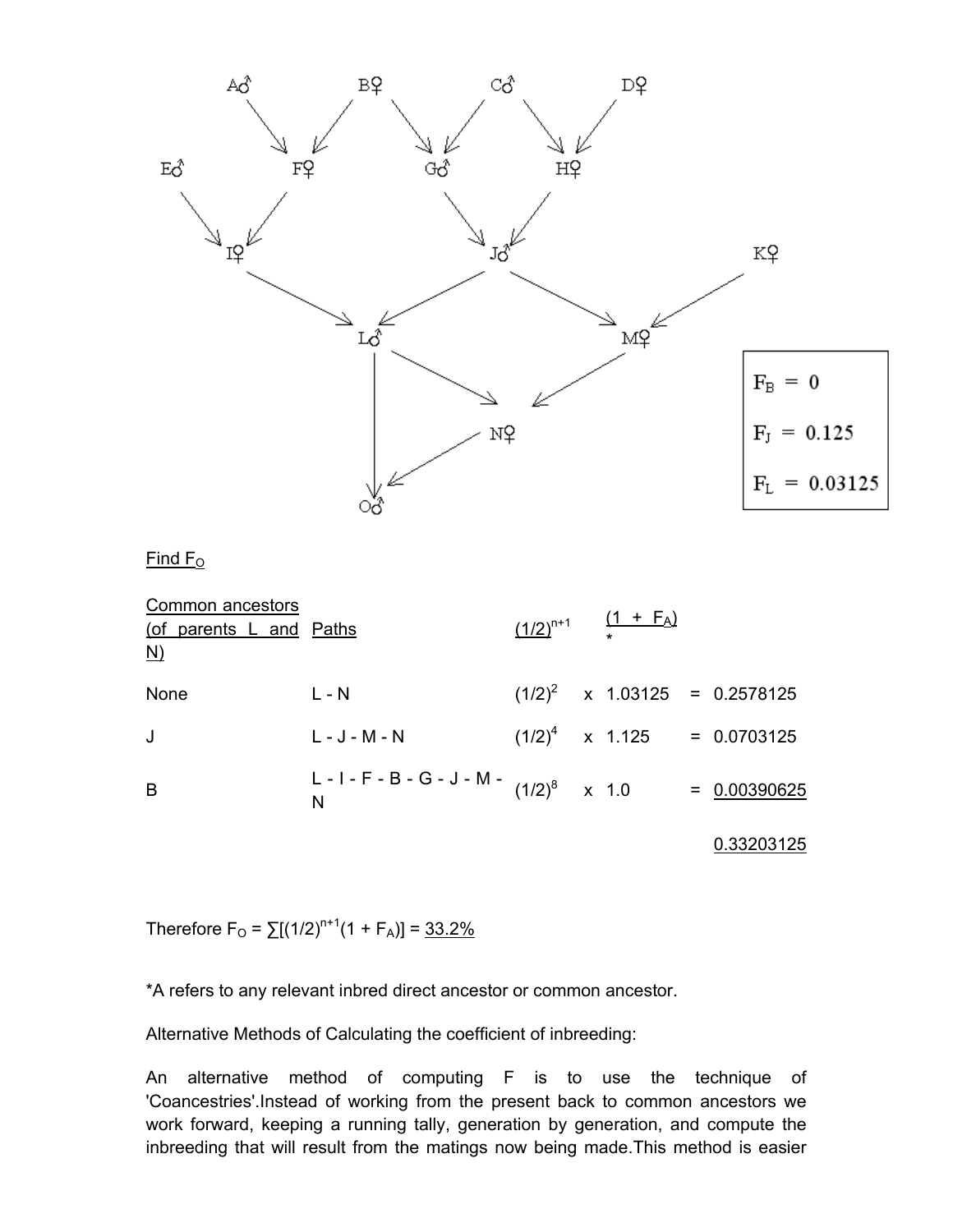Find $F_O$

| Common ancestors (of parents L and N) | Paths | $(1/2)^{n+1}$ | $(1 + F_A)$ * | |
|---|---|---|---|---|
| None | L - N | $(1/2)^2$ | x 1.03125 | = 0.2578125 |
| J | L - J - M - N | $(1/2)^4$ | x 1.125 | = 0.0703125 |
| B | L - I - F - B - G - J - M - N | $(1/2)^8$ | x 1.0 | = 0.00390625 |
| | | | | 0.33203125 |

Therefore $F_O = \sum[(1/2)^{n+1}(1 + F_A)]$ = 33.2%

*A refers to any relevant inbred direct ancestor or common ancestor.

Alternative Methods of Calculating the coefficient of inbreeding:

An alternative method of computing F is to use the technique of 'Coancestries'.Instead of working from the present back to common ancestors we work forward, keeping a running tally, generation by generation, and compute the inbreeding that will result from the matings now being made.This method is easier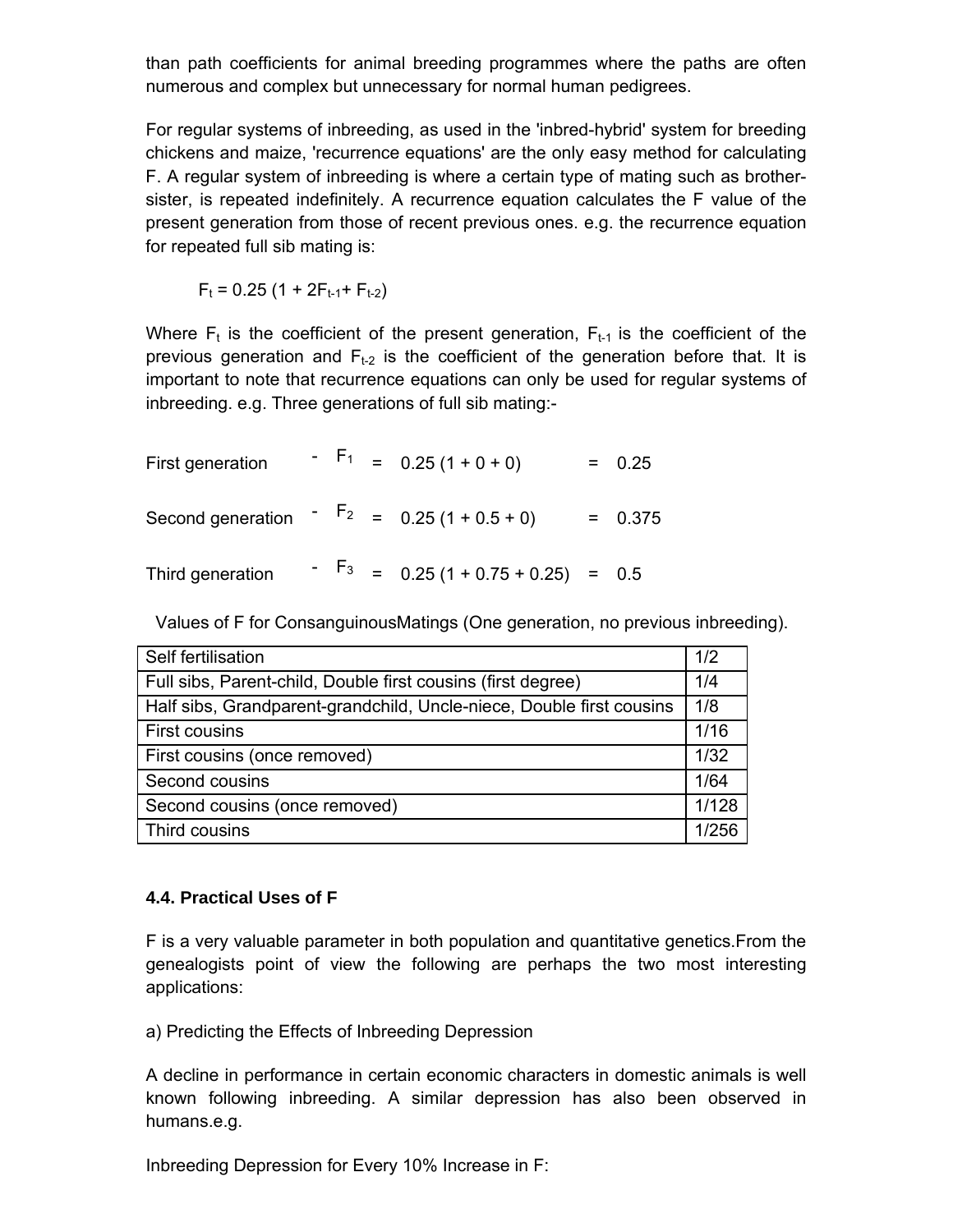than path coefficients for animal breeding programmes where the paths are often numerous and complex but unnecessary for normal human pedigrees.

For regular systems of inbreeding, as used in the 'inbred-hybrid' system for breeding chickens and maize, 'recurrence equations' are the only easy method for calculating F. A regular system of inbreeding is where a certain type of mating such as brother-sister, is repeated indefinitely. A recurrence equation calculates the F value of the present generation from those of recent previous ones. e.g. the recurrence equation for repeated full sib mating is:

$$F_t = 0.25\ (1 + 2F_{t-1} + F_{t-2})$$

Where $F_t$ is the coefficient of the present generation, $F_{t-1}$ is the coefficient of the previous generation and $F_{t-2}$ is the coefficient of the generation before that. It is important to note that recurrence equations can only be used for regular systems of inbreeding. e.g. Three generations of full sib mating:-

First generation - $F_1 = 0.25\ (1 + 0 + 0) = 0.25$

Second generation - $F_2 = 0.25\ (1 + 0.5 + 0) = 0.375$

Third generation - $F_3 = 0.25\ (1 + 0.75 + 0.25) = 0.5$

Values of F for ConsanguinousMatings (One generation, no previous inbreeding).

| | |
|---|---|
| Self fertilisation | 1/2 |
| Full sibs, Parent-child, Double first cousins (first degree) | 1/4 |
| Half sibs, Grandparent-grandchild, Uncle-niece, Double first cousins | 1/8 |
| First cousins | 1/16 |
| First cousins (once removed) | 1/32 |
| Second cousins | 1/64 |
| Second cousins (once removed) | 1/128 |
| Third cousins | 1/256 |

### 4.4. Practical Uses of F

F is a very valuable parameter in both population and quantitative genetics.From the genealogists point of view the following are perhaps the two most interesting applications:

a) Predicting the Effects of Inbreeding Depression

A decline in performance in certain economic characters in domestic animals is well known following inbreeding. A similar depression has also been observed in humans.e.g.

Inbreeding Depression for Every 10% Increase in F: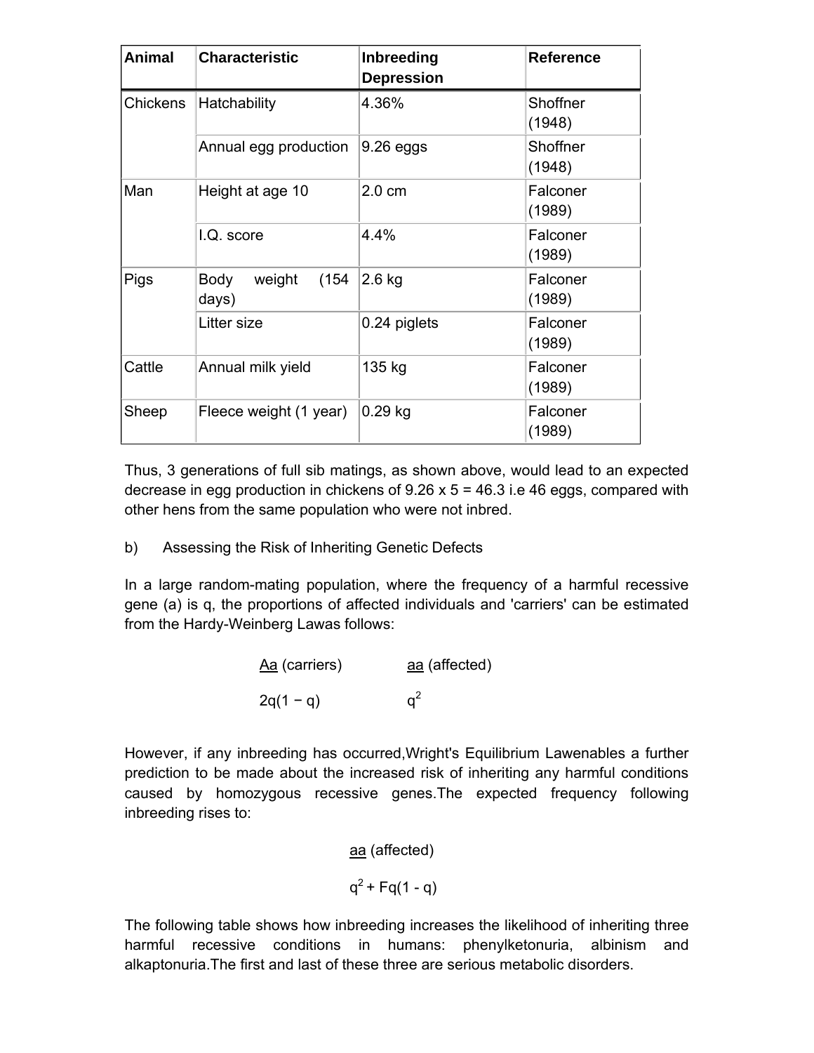| Animal | Characteristic | Inbreeding Depression | Reference |
|---|---|---|---|
| Chickens | Hatchability | 4.36% | Shoffner (1948) |
| | Annual egg production | 9.26 eggs | Shoffner (1948) |
| Man | Height at age 10 | 2.0 cm | Falconer (1989) |
| | I.Q. score | 4.4% | Falconer (1989) |
| Pigs | Body weight (154 days) | 2.6 kg | Falconer (1989) |
| | Litter size | 0.24 piglets | Falconer (1989) |
| Cattle | Annual milk yield | 135 kg | Falconer (1989) |
| Sheep | Fleece weight (1 year) | 0.29 kg | Falconer (1989) |

Thus, 3 generations of full sib matings, as shown above, would lead to an expected decrease in egg production in chickens of 9.26 x 5 = 46.3 i.e 46 eggs, compared with other hens from the same population who were not inbred.

b) Assessing the Risk of Inheriting Genetic Defects

In a large random-mating population, where the frequency of a harmful recessive gene (a) is q, the proportions of affected individuals and 'carriers' can be estimated from the Hardy-Weinberg Lawas follows:

| Aa (carriers) | aa (affected) |
|---|---|
| $2q(1 - q)$ | $q^2$ |

However, if any inbreeding has occurred,Wright's Equilibrium Lawenables a further prediction to be made about the increased risk of inheriting any harmful conditions caused by homozygous recessive genes.The expected frequency following inbreeding rises to:

aa (affected)

$$q^2 + Fq(1 - q)$$

The following table shows how inbreeding increases the likelihood of inheriting three harmful recessive conditions in humans: phenylketonuria, albinism and alkaptonuria.The first and last of these three are serious metabolic disorders.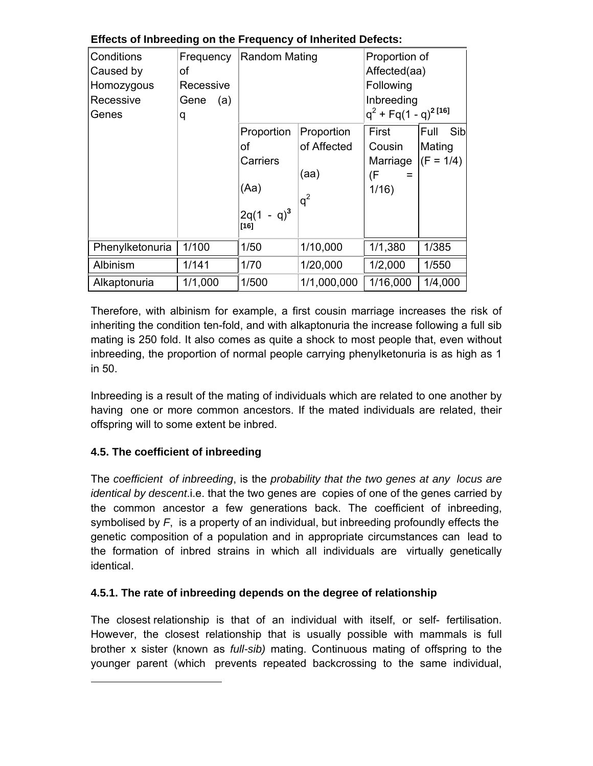**Effects of Inbreeding on the Frequency of Inherited Defects:**

| Conditions Caused by Homozygous Recessive Genes | Frequency of Recessive Gene (a) q | Random Mating | | Proportion of Affected(aa) Following Inbreeding $q^2 + Fq(1 - q)^2$ [16] | |
|---|---|---|---|---|---|
| | | Proportion of Carriers (Aa) $2q(1 - q)^3$ [16] | Proportion of Affected (aa) $q^2$ | First Cousin Marriage (F = 1/16) | Full Sib Mating (F = 1/4) |
| Phenylketonuria | 1/100 | 1/50 | 1/10,000 | 1/1,380 | 1/385 |
| Albinism | 1/141 | 1/70 | 1/20,000 | 1/2,000 | 1/550 |
| Alkaptonuria | 1/1,000 | 1/500 | 1/1,000,000 | 1/16,000 | 1/4,000 |

Therefore, with albinism for example, a first cousin marriage increases the risk of inheriting the condition ten-fold, and with alkaptonuria the increase following a full sib mating is 250 fold. It also comes as quite a shock to most people that, even without inbreeding, the proportion of normal people carrying phenylketonuria is as high as 1 in 50.

Inbreeding is a result of the mating of individuals which are related to one another by having one or more common ancestors. If the mated individuals are related, their offspring will to some extent be inbred.

### 4.5. The coefficient of inbreeding

The *coefficient of inbreeding*, is the *probability that the two genes at any locus are identical by descent*.i.e. that the two genes are copies of one of the genes carried by the common ancestor a few generations back. The coefficient of inbreeding, symbolised by *F*, is a property of an individual, but inbreeding profoundly effects the genetic composition of a population and in appropriate circumstances can lead to the formation of inbred strains in which all individuals are virtually genetically identical.

#### 4.5.1. The rate of inbreeding depends on the degree of relationship

The closest relationship is that of an individual with itself, or self- fertilisation. However, the closest relationship that is usually possible with mammals is full brother x sister (known as *full-sib)* mating. Continuous mating of offspring to the younger parent (which prevents repeated backcrossing to the same individual,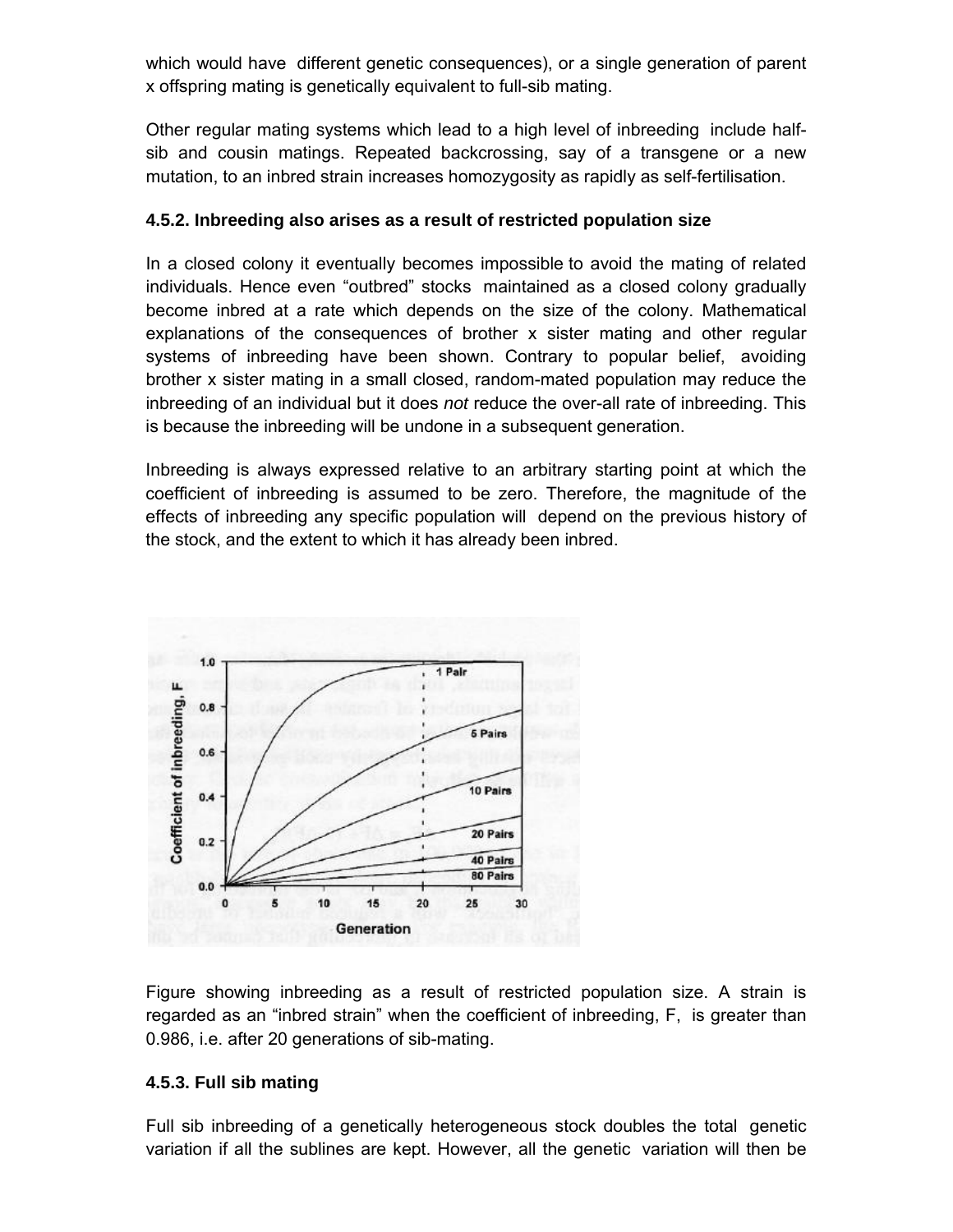which would have different genetic consequences), or a single generation of parent x offspring mating is genetically equivalent to full-sib mating.

Other regular mating systems which lead to a high level of inbreeding include half-sib and cousin matings. Repeated backcrossing, say of a transgene or a new mutation, to an inbred strain increases homozygosity as rapidly as self-fertilisation.

#### 4.5.2. Inbreeding also arises as a result of restricted population size

In a closed colony it eventually becomes impossible to avoid the mating of related individuals. Hence even "outbred" stocks maintained as a closed colony gradually become inbred at a rate which depends on the size of the colony. Mathematical explanations of the consequences of brother x sister mating and other regular systems of inbreeding have been shown. Contrary to popular belief, avoiding brother x sister mating in a small closed, random-mated population may reduce the inbreeding of an individual but it does *not* reduce the over-all rate of inbreeding. This is because the inbreeding will be undone in a subsequent generation.

Inbreeding is always expressed relative to an arbitrary starting point at which the coefficient of inbreeding is assumed to be zero. Therefore, the magnitude of the effects of inbreeding any specific population will depend on the previous history of the stock, and the extent to which it has already been inbred.

Figure showing inbreeding as a result of restricted population size. A strain is regarded as an "inbred strain" when the coefficient of inbreeding, F, is greater than 0.986, i.e. after 20 generations of sib-mating.

#### 4.5.3. Full sib mating

Full sib inbreeding of a genetically heterogeneous stock doubles the total genetic variation if all the sublines are kept. However, all the genetic variation will then be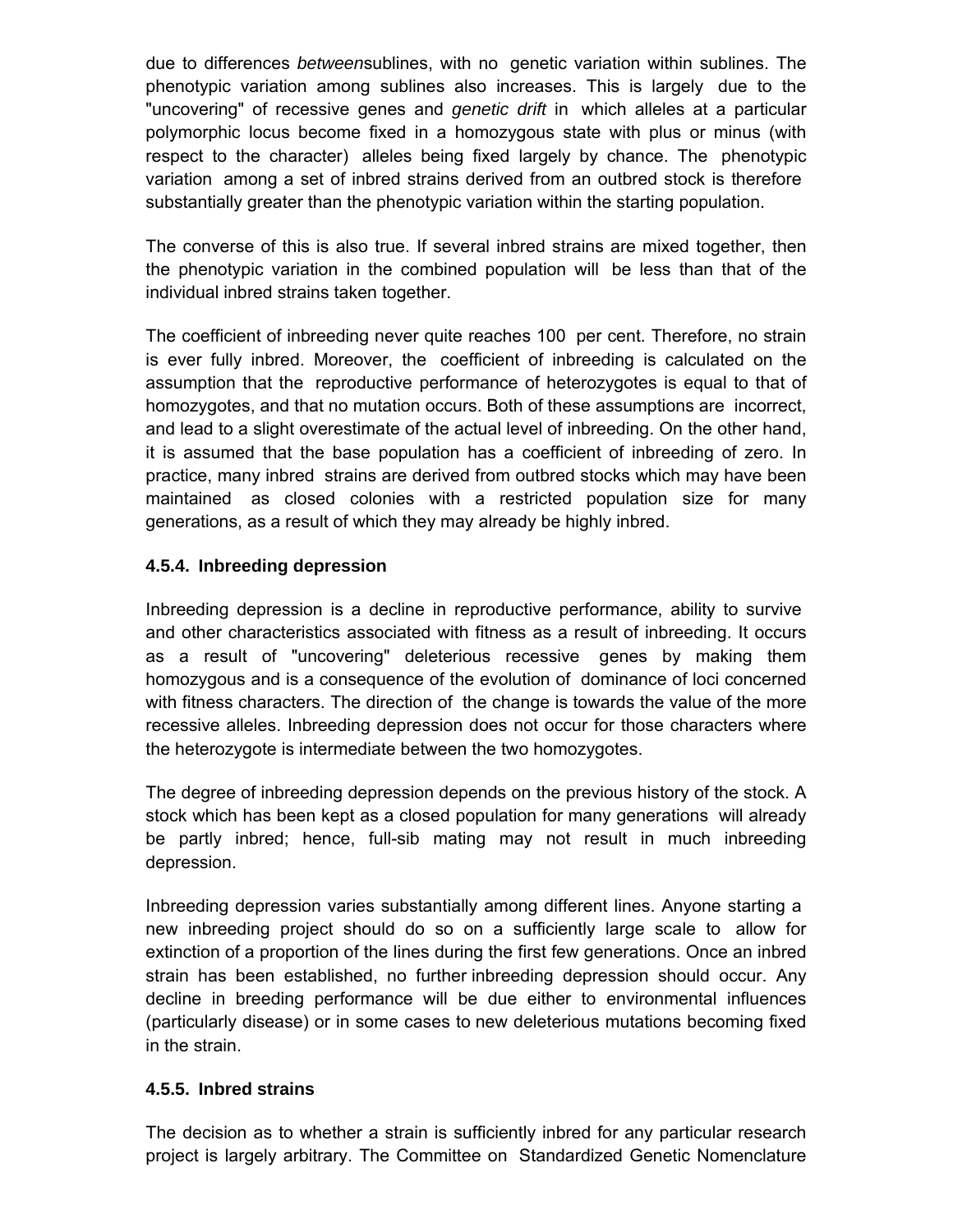due to differences *between*sublines, with no genetic variation within sublines. The phenotypic variation among sublines also increases. This is largely due to the "uncovering" of recessive genes and *genetic drift* in which alleles at a particular polymorphic locus become fixed in a homozygous state with plus or minus (with respect to the character) alleles being fixed largely by chance. The phenotypic variation among a set of inbred strains derived from an outbred stock is therefore substantially greater than the phenotypic variation within the starting population.

The converse of this is also true. If several inbred strains are mixed together, then the phenotypic variation in the combined population will be less than that of the individual inbred strains taken together.

The coefficient of inbreeding never quite reaches 100 per cent. Therefore, no strain is ever fully inbred. Moreover, the coefficient of inbreeding is calculated on the assumption that the reproductive performance of heterozygotes is equal to that of homozygotes, and that no mutation occurs. Both of these assumptions are incorrect, and lead to a slight overestimate of the actual level of inbreeding. On the other hand, it is assumed that the base population has a coefficient of inbreeding of zero. In practice, many inbred strains are derived from outbred stocks which may have been maintained as closed colonies with a restricted population size for many generations, as a result of which they may already be highly inbred.

### 4.5.4. Inbreeding depression

Inbreeding depression is a decline in reproductive performance, ability to survive and other characteristics associated with fitness as a result of inbreeding. It occurs as a result of "uncovering" deleterious recessive genes by making them homozygous and is a consequence of the evolution of dominance of loci concerned with fitness characters. The direction of the change is towards the value of the more recessive alleles. Inbreeding depression does not occur for those characters where the heterozygote is intermediate between the two homozygotes.

The degree of inbreeding depression depends on the previous history of the stock. A stock which has been kept as a closed population for many generations will already be partly inbred; hence, full-sib mating may not result in much inbreeding depression.

Inbreeding depression varies substantially among different lines. Anyone starting a new inbreeding project should do so on a sufficiently large scale to allow for extinction of a proportion of the lines during the first few generations. Once an inbred strain has been established, no further inbreeding depression should occur. Any decline in breeding performance will be due either to environmental influences (particularly disease) or in some cases to new deleterious mutations becoming fixed in the strain.

### 4.5.5. Inbred strains

The decision as to whether a strain is sufficiently inbred for any particular research project is largely arbitrary. The Committee on Standardized Genetic Nomenclature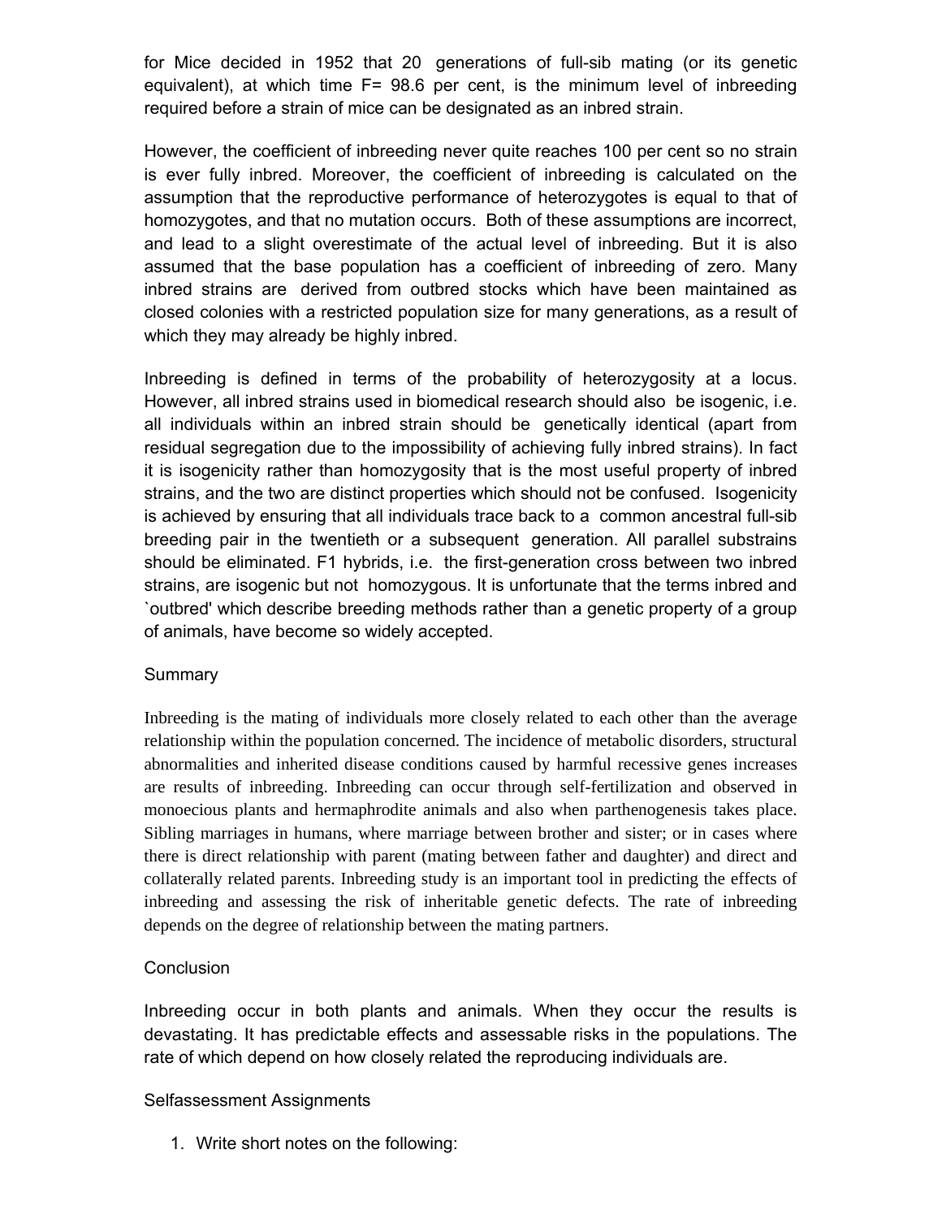for Mice decided in 1952 that 20 generations of full-sib mating (or its genetic equivalent), at which time F= 98.6 per cent, is the minimum level of inbreeding required before a strain of mice can be designated as an inbred strain.

However, the coefficient of inbreeding never quite reaches 100 per cent so no strain is ever fully inbred. Moreover, the coefficient of inbreeding is calculated on the assumption that the reproductive performance of heterozygotes is equal to that of homozygotes, and that no mutation occurs. Both of these assumptions are incorrect, and lead to a slight overestimate of the actual level of inbreeding. But it is also assumed that the base population has a coefficient of inbreeding of zero. Many inbred strains are derived from outbred stocks which have been maintained as closed colonies with a restricted population size for many generations, as a result of which they may already be highly inbred.

Inbreeding is defined in terms of the probability of heterozygosity at a locus. However, all inbred strains used in biomedical research should also be isogenic, i.e. all individuals within an inbred strain should be genetically identical (apart from residual segregation due to the impossibility of achieving fully inbred strains). In fact it is isogenicity rather than homozygosity that is the most useful property of inbred strains, and the two are distinct properties which should not be confused. Isogenicity is achieved by ensuring that all individuals trace back to a common ancestral full-sib breeding pair in the twentieth or a subsequent generation. All parallel substrains should be eliminated. F1 hybrids, i.e. the first-generation cross between two inbred strains, are isogenic but not homozygous. It is unfortunate that the terms inbred and `outbred' which describe breeding methods rather than a genetic property of a group of animals, have become so widely accepted.

Summary

Inbreeding is the mating of individuals more closely related to each other than the average relationship within the population concerned. The incidence of metabolic disorders, structural abnormalities and inherited disease conditions caused by harmful recessive genes increases are results of inbreeding. Inbreeding can occur through self-fertilization and observed in monoecious plants and hermaphrodite animals and also when parthenogenesis takes place. Sibling marriages in humans, where marriage between brother and sister; or in cases where there is direct relationship with parent (mating between father and daughter) and direct and collaterally related parents. Inbreeding study is an important tool in predicting the effects of inbreeding and assessing the risk of inheritable genetic defects. The rate of inbreeding depends on the degree of relationship between the mating partners.

Conclusion

Inbreeding occur in both plants and animals. When they occur the results is devastating. It has predictable effects and assessable risks in the populations. The rate of which depend on how closely related the reproducing individuals are.

Selfassessment Assignments

1. Write short notes on the following: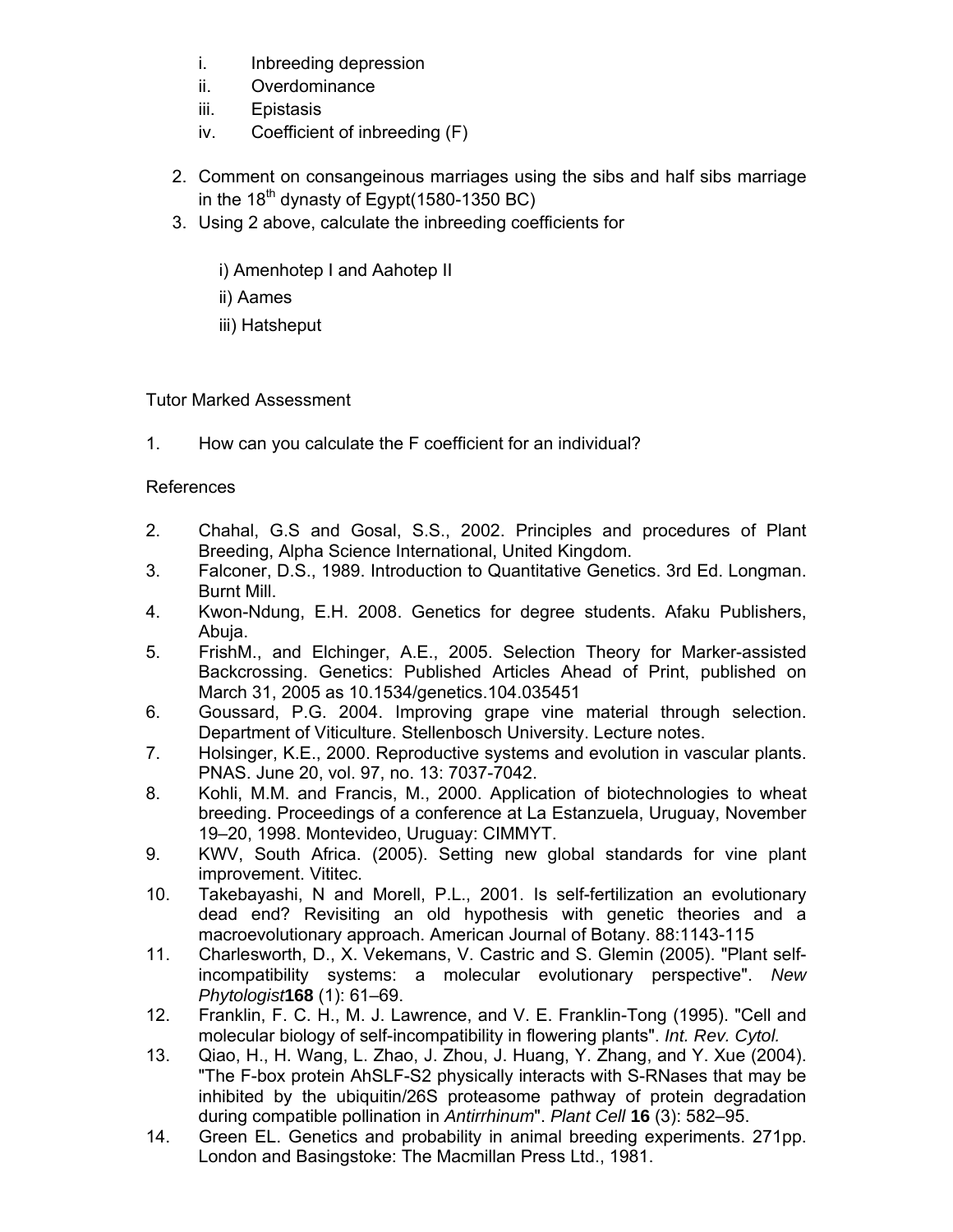i. Inbreeding depression
ii. Overdominance
iii. Epistasis
iv. Coefficient of inbreeding (F)

2. Comment on consangeinous marriages using the sibs and half sibs marriage in the 18th dynasty of Egypt(1580-1350 BC)
3. Using 2 above, calculate the inbreeding coefficients for

   i) Amenhotep I and Aahotep II

   ii) Aames

   iii) Hatsheput

Tutor Marked Assessment

1. How can you calculate the F coefficient for an individual?

References

2. Chahal, G.S and Gosal, S.S., 2002. Principles and procedures of Plant Breeding, Alpha Science International, United Kingdom.
3. Falconer, D.S., 1989. Introduction to Quantitative Genetics. 3rd Ed. Longman. Burnt Mill.
4. Kwon-Ndung, E.H. 2008. Genetics for degree students. Afaku Publishers, Abuja.
5. FrishM., and Elchinger, A.E., 2005. Selection Theory for Marker-assisted Backcrossing. Genetics: Published Articles Ahead of Print, published on March 31, 2005 as 10.1534/genetics.104.035451
6. Goussard, P.G. 2004. Improving grape vine material through selection. Department of Viticulture. Stellenbosch University. Lecture notes.
7. Holsinger, K.E., 2000. Reproductive systems and evolution in vascular plants. PNAS. June 20, vol. 97, no. 13: 7037-7042.
8. Kohli, M.M. and Francis, M., 2000. Application of biotechnologies to wheat breeding. Proceedings of a conference at La Estanzuela, Uruguay, November 19–20, 1998. Montevideo, Uruguay: CIMMYT.
9. KWV, South Africa. (2005). Setting new global standards for vine plant improvement. Vititec.
10. Takebayashi, N and Morell, P.L., 2001. Is self-fertilization an evolutionary dead end? Revisiting an old hypothesis with genetic theories and a macroevolutionary approach. American Journal of Botany. 88:1143-115
11. Charlesworth, D., X. Vekemans, V. Castric and S. Glemin (2005). "Plant self-incompatibility systems: a molecular evolutionary perspective". *New Phytologist* **168** (1): 61–69.
12. Franklin, F. C. H., M. J. Lawrence, and V. E. Franklin-Tong (1995). "Cell and molecular biology of self-incompatibility in flowering plants". *Int. Rev. Cytol.*
13. Qiao, H., H. Wang, L. Zhao, J. Zhou, J. Huang, Y. Zhang, and Y. Xue (2004). "The F-box protein AhSLF-S2 physically interacts with S-RNases that may be inhibited by the ubiquitin/26S proteasome pathway of protein degradation during compatible pollination in *Antirrhinum*". *Plant Cell* **16** (3): 582–95.
14. Green EL. Genetics and probability in animal breeding experiments. 271pp. London and Basingstoke: The Macmillan Press Ltd., 1981.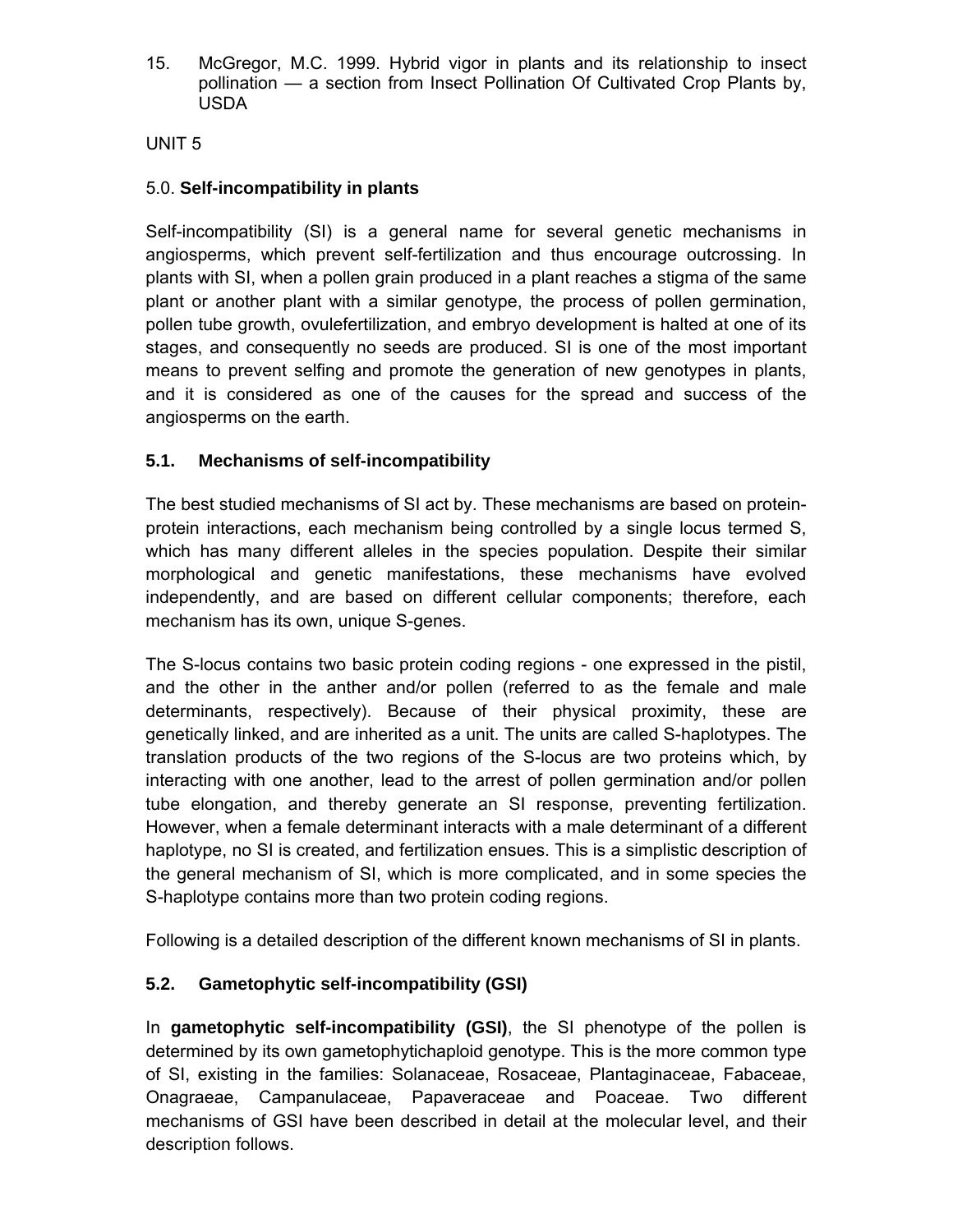15. McGregor, M.C. 1999. Hybrid vigor in plants and its relationship to insect pollination — a section from Insect Pollination Of Cultivated Crop Plants by, USDA

UNIT 5

## 5.0. Self-incompatibility in plants

Self-incompatibility (SI) is a general name for several genetic mechanisms in angiosperms, which prevent self-fertilization and thus encourage outcrossing. In plants with SI, when a pollen grain produced in a plant reaches a stigma of the same plant or another plant with a similar genotype, the process of pollen germination, pollen tube growth, ovulefertilization, and embryo development is halted at one of its stages, and consequently no seeds are produced. SI is one of the most important means to prevent selfing and promote the generation of new genotypes in plants, and it is considered as one of the causes for the spread and success of the angiosperms on the earth.

### 5.1. Mechanisms of self-incompatibility

The best studied mechanisms of SI act by. These mechanisms are based on protein-protein interactions, each mechanism being controlled by a single locus termed S, which has many different alleles in the species population. Despite their similar morphological and genetic manifestations, these mechanisms have evolved independently, and are based on different cellular components; therefore, each mechanism has its own, unique S-genes.

The S-locus contains two basic protein coding regions - one expressed in the pistil, and the other in the anther and/or pollen (referred to as the female and male determinants, respectively). Because of their physical proximity, these are genetically linked, and are inherited as a unit. The units are called S-haplotypes. The translation products of the two regions of the S-locus are two proteins which, by interacting with one another, lead to the arrest of pollen germination and/or pollen tube elongation, and thereby generate an SI response, preventing fertilization. However, when a female determinant interacts with a male determinant of a different haplotype, no SI is created, and fertilization ensues. This is a simplistic description of the general mechanism of SI, which is more complicated, and in some species the S-haplotype contains more than two protein coding regions.

Following is a detailed description of the different known mechanisms of SI in plants.

### 5.2. Gametophytic self-incompatibility (GSI)

In **gametophytic self-incompatibility (GSI)**, the SI phenotype of the pollen is determined by its own gametophytichaploid genotype. This is the more common type of SI, existing in the families: Solanaceae, Rosaceae, Plantaginaceae, Fabaceae, Onagraeae, Campanulaceae, Papaveraceae and Poaceae. Two different mechanisms of GSI have been described in detail at the molecular level, and their description follows.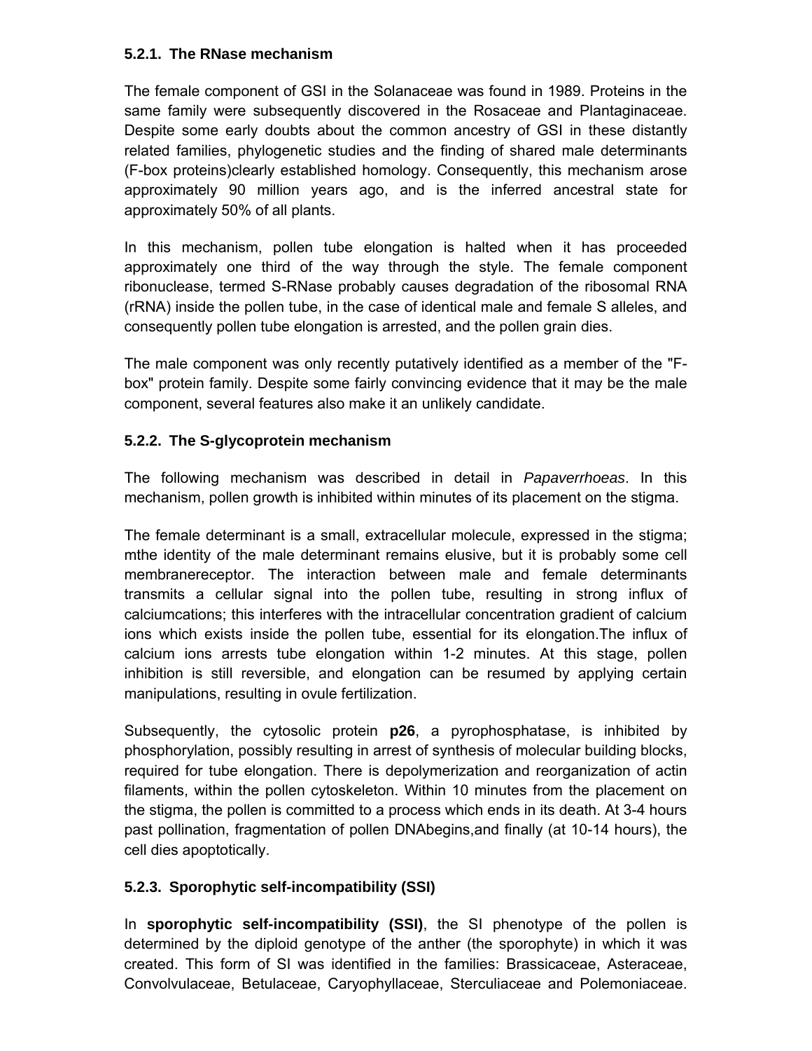### 5.2.1. The RNase mechanism

The female component of GSI in the Solanaceae was found in 1989. Proteins in the same family were subsequently discovered in the Rosaceae and Plantaginaceae. Despite some early doubts about the common ancestry of GSI in these distantly related families, phylogenetic studies and the finding of shared male determinants (F-box proteins)clearly established homology. Consequently, this mechanism arose approximately 90 million years ago, and is the inferred ancestral state for approximately 50% of all plants.

In this mechanism, pollen tube elongation is halted when it has proceeded approximately one third of the way through the style. The female component ribonuclease, termed S-RNase probably causes degradation of the ribosomal RNA (rRNA) inside the pollen tube, in the case of identical male and female S alleles, and consequently pollen tube elongation is arrested, and the pollen grain dies.

The male component was only recently putatively identified as a member of the "F-box" protein family. Despite some fairly convincing evidence that it may be the male component, several features also make it an unlikely candidate.

### 5.2.2. The S-glycoprotein mechanism

The following mechanism was described in detail in *Papaverrhoeas*. In this mechanism, pollen growth is inhibited within minutes of its placement on the stigma.

The female determinant is a small, extracellular molecule, expressed in the stigma; mthe identity of the male determinant remains elusive, but it is probably some cell membranereceptor. The interaction between male and female determinants transmits a cellular signal into the pollen tube, resulting in strong influx of calciumcations; this interferes with the intracellular concentration gradient of calcium ions which exists inside the pollen tube, essential for its elongation.The influx of calcium ions arrests tube elongation within 1-2 minutes. At this stage, pollen inhibition is still reversible, and elongation can be resumed by applying certain manipulations, resulting in ovule fertilization.

Subsequently, the cytosolic protein **p26**, a pyrophosphatase, is inhibited by phosphorylation, possibly resulting in arrest of synthesis of molecular building blocks, required for tube elongation. There is depolymerization and reorganization of actin filaments, within the pollen cytoskeleton. Within 10 minutes from the placement on the stigma, the pollen is committed to a process which ends in its death. At 3-4 hours past pollination, fragmentation of pollen DNAbegins,and finally (at 10-14 hours), the cell dies apoptotically.

### 5.2.3. Sporophytic self-incompatibility (SSI)

In **sporophytic self-incompatibility (SSI)**, the SI phenotype of the pollen is determined by the diploid genotype of the anther (the sporophyte) in which it was created. This form of SI was identified in the families: Brassicaceae, Asteraceae, Convolvulaceae, Betulaceae, Caryophyllaceae, Sterculiaceae and Polemoniaceae.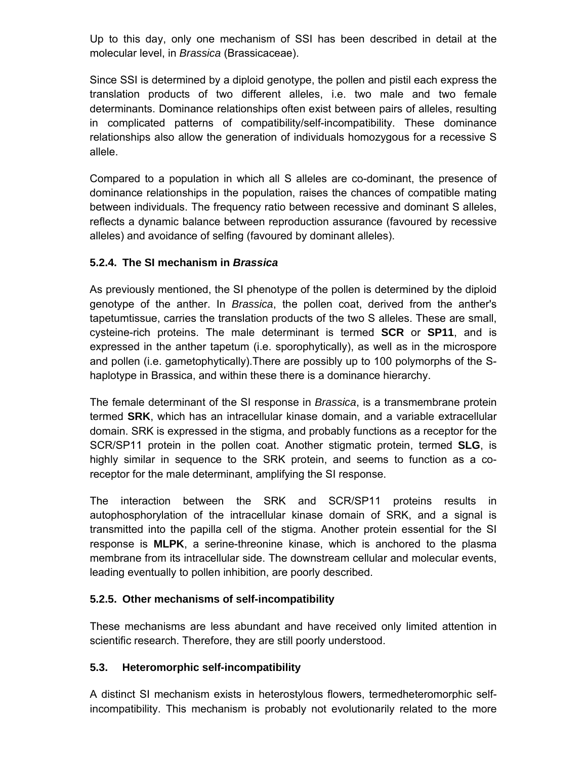Up to this day, only one mechanism of SSI has been described in detail at the molecular level, in *Brassica* (Brassicaceae).

Since SSI is determined by a diploid genotype, the pollen and pistil each express the translation products of two different alleles, i.e. two male and two female determinants. Dominance relationships often exist between pairs of alleles, resulting in complicated patterns of compatibility/self-incompatibility. These dominance relationships also allow the generation of individuals homozygous for a recessive S allele.

Compared to a population in which all S alleles are co-dominant, the presence of dominance relationships in the population, raises the chances of compatible mating between individuals. The frequency ratio between recessive and dominant S alleles, reflects a dynamic balance between reproduction assurance (favoured by recessive alleles) and avoidance of selfing (favoured by dominant alleles).

### 5.2.4. The SI mechanism in *Brassica*

As previously mentioned, the SI phenotype of the pollen is determined by the diploid genotype of the anther. In *Brassica*, the pollen coat, derived from the anther's tapetumtissue, carries the translation products of the two S alleles. These are small, cysteine-rich proteins. The male determinant is termed **SCR** or **SP11**, and is expressed in the anther tapetum (i.e. sporophytically), as well as in the microspore and pollen (i.e. gametophytically).There are possibly up to 100 polymorphs of the S-haplotype in Brassica, and within these there is a dominance hierarchy.

The female determinant of the SI response in *Brassica*, is a transmembrane protein termed **SRK**, which has an intracellular kinase domain, and a variable extracellular domain. SRK is expressed in the stigma, and probably functions as a receptor for the SCR/SP11 protein in the pollen coat. Another stigmatic protein, termed **SLG**, is highly similar in sequence to the SRK protein, and seems to function as a co-receptor for the male determinant, amplifying the SI response.

The interaction between the SRK and SCR/SP11 proteins results in autophosphorylation of the intracellular kinase domain of SRK, and a signal is transmitted into the papilla cell of the stigma. Another protein essential for the SI response is **MLPK**, a serine-threonine kinase, which is anchored to the plasma membrane from its intracellular side. The downstream cellular and molecular events, leading eventually to pollen inhibition, are poorly described.

### 5.2.5. Other mechanisms of self-incompatibility

These mechanisms are less abundant and have received only limited attention in scientific research. Therefore, they are still poorly understood.

## 5.3. Heteromorphic self-incompatibility

A distinct SI mechanism exists in heterostylous flowers, termedheteromorphic self-incompatibility. This mechanism is probably not evolutionarily related to the more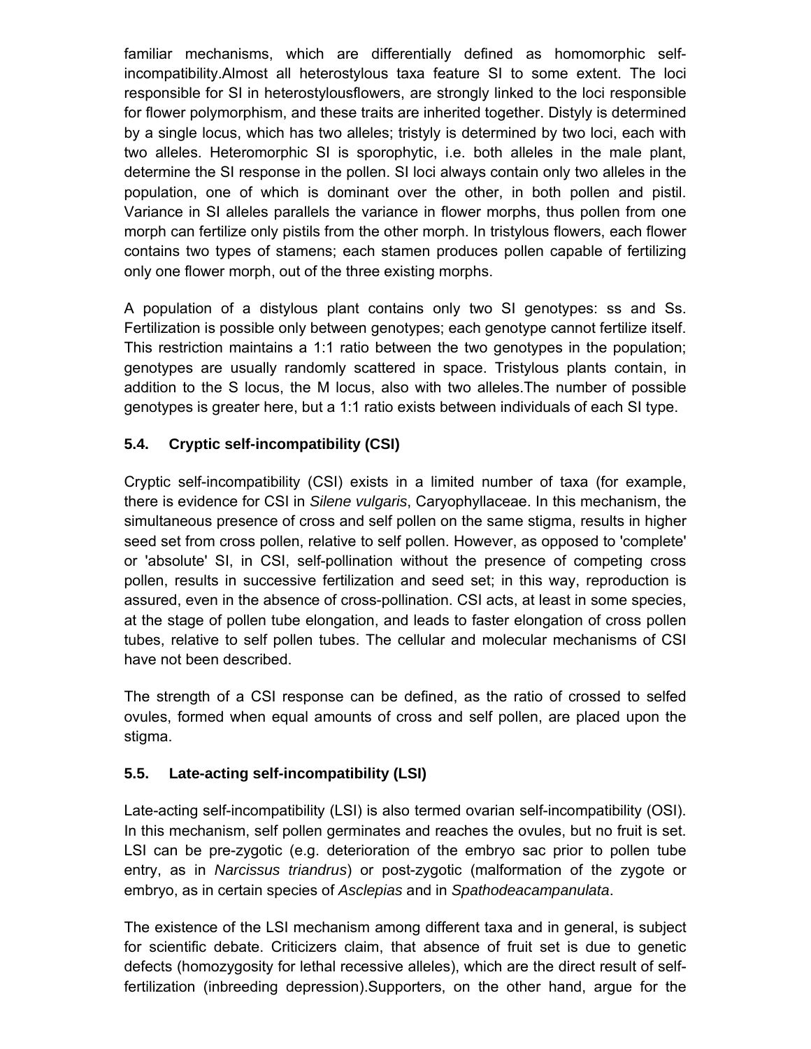familiar mechanisms, which are differentially defined as homomorphic self-incompatibility.Almost all heterostylous taxa feature SI to some extent. The loci responsible for SI in heterostylousflowers, are strongly linked to the loci responsible for flower polymorphism, and these traits are inherited together. Distyly is determined by a single locus, which has two alleles; tristyly is determined by two loci, each with two alleles. Heteromorphic SI is sporophytic, i.e. both alleles in the male plant, determine the SI response in the pollen. SI loci always contain only two alleles in the population, one of which is dominant over the other, in both pollen and pistil. Variance in SI alleles parallels the variance in flower morphs, thus pollen from one morph can fertilize only pistils from the other morph. In tristylous flowers, each flower contains two types of stamens; each stamen produces pollen capable of fertilizing only one flower morph, out of the three existing morphs.

A population of a distylous plant contains only two SI genotypes: ss and Ss. Fertilization is possible only between genotypes; each genotype cannot fertilize itself. This restriction maintains a 1:1 ratio between the two genotypes in the population; genotypes are usually randomly scattered in space. Tristylous plants contain, in addition to the S locus, the M locus, also with two alleles.The number of possible genotypes is greater here, but a 1:1 ratio exists between individuals of each SI type.

### 5.4. Cryptic self-incompatibility (CSI)

Cryptic self-incompatibility (CSI) exists in a limited number of taxa (for example, there is evidence for CSI in *Silene vulgaris*, Caryophyllaceae. In this mechanism, the simultaneous presence of cross and self pollen on the same stigma, results in higher seed set from cross pollen, relative to self pollen. However, as opposed to 'complete' or 'absolute' SI, in CSI, self-pollination without the presence of competing cross pollen, results in successive fertilization and seed set; in this way, reproduction is assured, even in the absence of cross-pollination. CSI acts, at least in some species, at the stage of pollen tube elongation, and leads to faster elongation of cross pollen tubes, relative to self pollen tubes. The cellular and molecular mechanisms of CSI have not been described.

The strength of a CSI response can be defined, as the ratio of crossed to selfed ovules, formed when equal amounts of cross and self pollen, are placed upon the stigma.

### 5.5. Late-acting self-incompatibility (LSI)

Late-acting self-incompatibility (LSI) is also termed ovarian self-incompatibility (OSI). In this mechanism, self pollen germinates and reaches the ovules, but no fruit is set. LSI can be pre-zygotic (e.g. deterioration of the embryo sac prior to pollen tube entry, as in *Narcissus triandrus*) or post-zygotic (malformation of the zygote or embryo, as in certain species of *Asclepias* and in *Spathodeacampanulata*.

The existence of the LSI mechanism among different taxa and in general, is subject for scientific debate. Criticizers claim, that absence of fruit set is due to genetic defects (homozygosity for lethal recessive alleles), which are the direct result of self-fertilization (inbreeding depression).Supporters, on the other hand, argue for the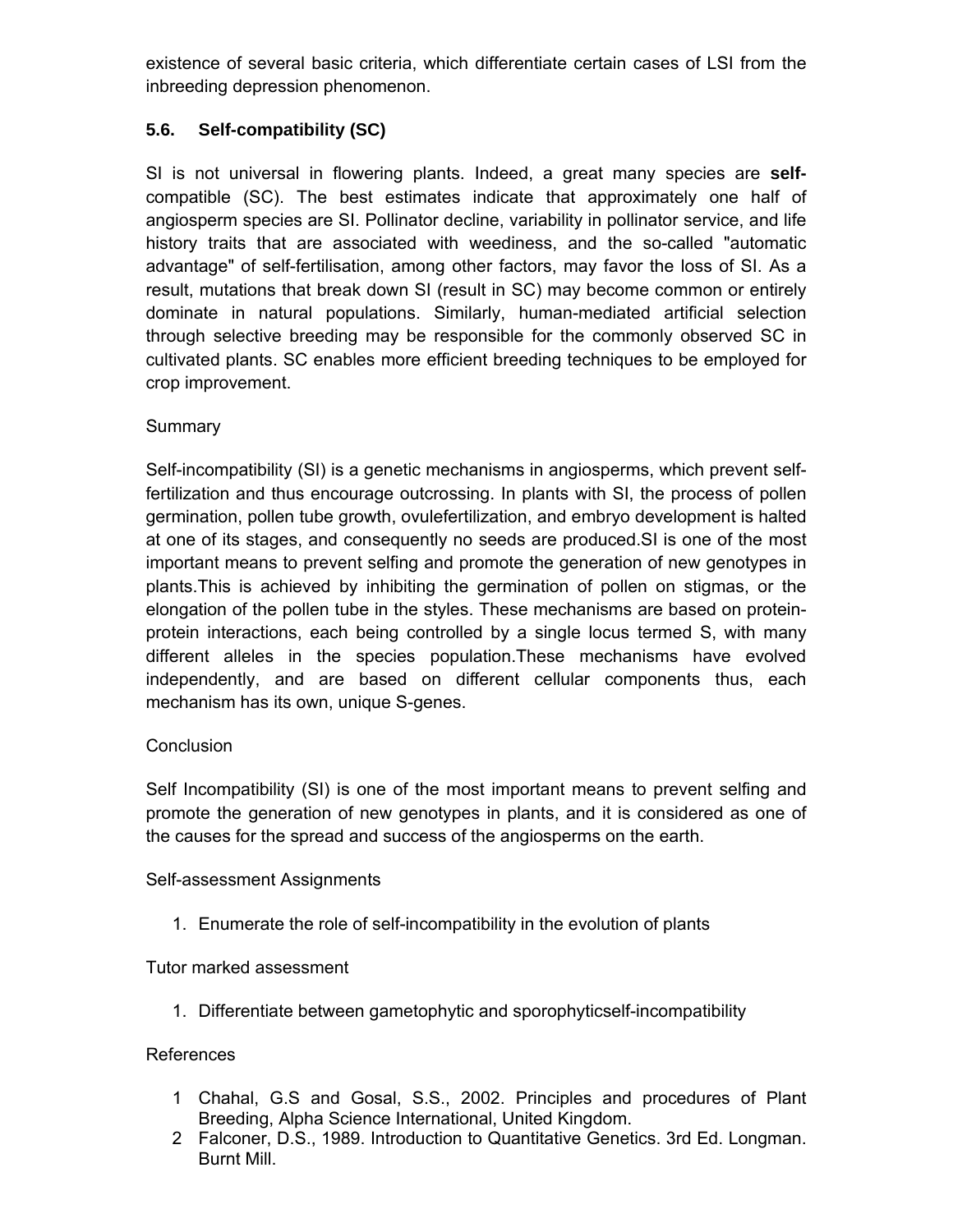existence of several basic criteria, which differentiate certain cases of LSI from the inbreeding depression phenomenon.

### 5.6. Self-compatibility (SC)

SI is not universal in flowering plants. Indeed, a great many species are **self-**compatible (SC). The best estimates indicate that approximately one half of angiosperm species are SI. Pollinator decline, variability in pollinator service, and life history traits that are associated with weediness, and the so-called "automatic advantage" of self-fertilisation, among other factors, may favor the loss of SI. As a result, mutations that break down SI (result in SC) may become common or entirely dominate in natural populations. Similarly, human-mediated artificial selection through selective breeding may be responsible for the commonly observed SC in cultivated plants. SC enables more efficient breeding techniques to be employed for crop improvement.

Summary

Self-incompatibility (SI) is a genetic mechanisms in angiosperms, which prevent self-fertilization and thus encourage outcrossing. In plants with SI, the process of pollen germination, pollen tube growth, ovulefertilization, and embryo development is halted at one of its stages, and consequently no seeds are produced.SI is one of the most important means to prevent selfing and promote the generation of new genotypes in plants.This is achieved by inhibiting the germination of pollen on stigmas, or the elongation of the pollen tube in the styles. These mechanisms are based on protein-protein interactions, each being controlled by a single locus termed S, with many different alleles in the species population.These mechanisms have evolved independently, and are based on different cellular components thus, each mechanism has its own, unique S-genes.

Conclusion

Self Incompatibility (SI) is one of the most important means to prevent selfing and promote the generation of new genotypes in plants, and it is considered as one of the causes for the spread and success of the angiosperms on the earth.

Self-assessment Assignments

1. Enumerate the role of self-incompatibility in the evolution of plants

Tutor marked assessment

1. Differentiate between gametophytic and sporophyticself-incompatibility

References

1. Chahal, G.S and Gosal, S.S., 2002. Principles and procedures of Plant Breeding, Alpha Science International, United Kingdom.
2. Falconer, D.S., 1989. Introduction to Quantitative Genetics. 3rd Ed. Longman. Burnt Mill.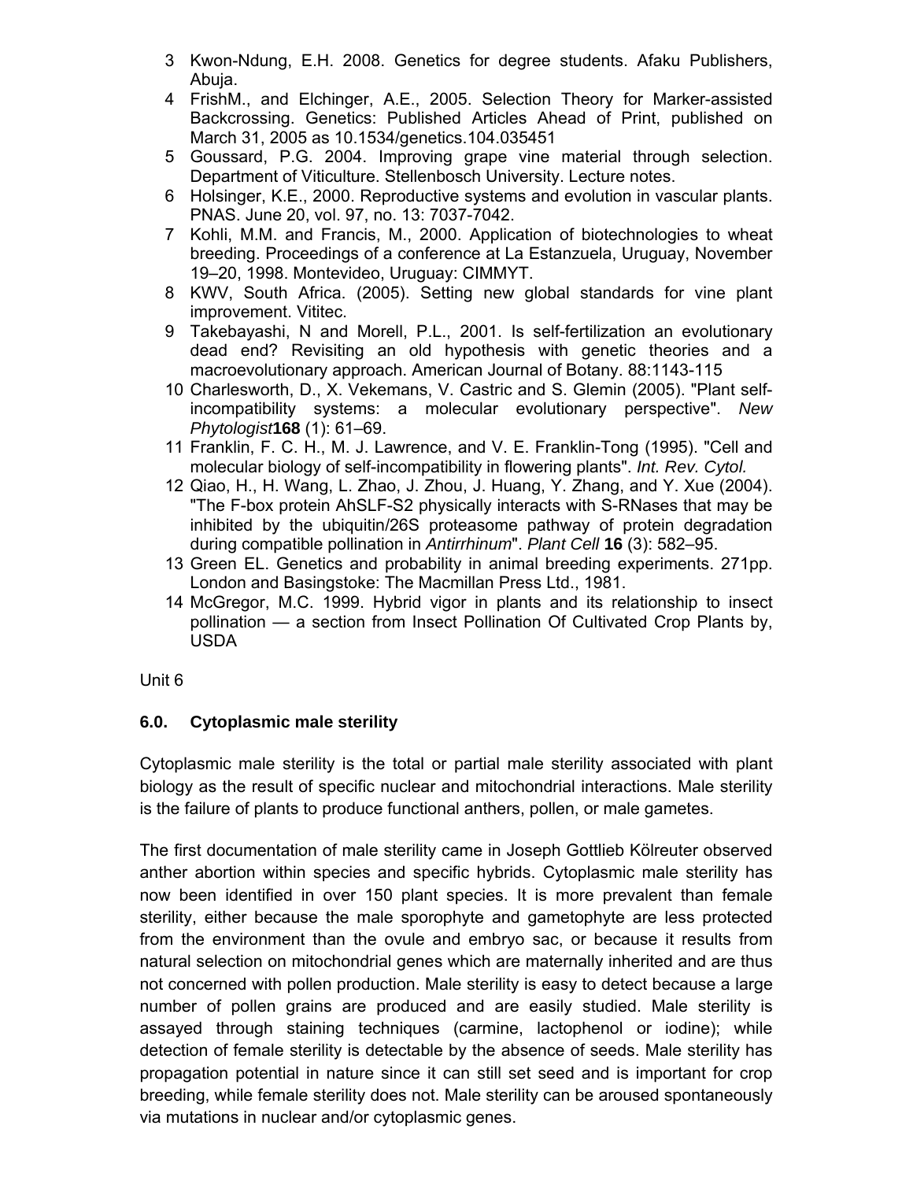3. Kwon-Ndung, E.H. 2008. Genetics for degree students. Afaku Publishers, Abuja.
4. FrishM., and Elchinger, A.E., 2005. Selection Theory for Marker-assisted Backcrossing. Genetics: Published Articles Ahead of Print, published on March 31, 2005 as 10.1534/genetics.104.035451
5. Goussard, P.G. 2004. Improving grape vine material through selection. Department of Viticulture. Stellenbosch University. Lecture notes.
6. Holsinger, K.E., 2000. Reproductive systems and evolution in vascular plants. PNAS. June 20, vol. 97, no. 13: 7037-7042.
7. Kohli, M.M. and Francis, M., 2000. Application of biotechnologies to wheat breeding. Proceedings of a conference at La Estanzuela, Uruguay, November 19–20, 1998. Montevideo, Uruguay: CIMMYT.
8. KWV, South Africa. (2005). Setting new global standards for vine plant improvement. Vititec.
9. Takebayashi, N and Morell, P.L., 2001. Is self-fertilization an evolutionary dead end? Revisiting an old hypothesis with genetic theories and a macroevolutionary approach. American Journal of Botany. 88:1143-115
10. Charlesworth, D., X. Vekemans, V. Castric and S. Glemin (2005). "Plant self-incompatibility systems: a molecular evolutionary perspective". *New Phytologist* **168** (1): 61–69.
11. Franklin, F. C. H., M. J. Lawrence, and V. E. Franklin-Tong (1995). "Cell and molecular biology of self-incompatibility in flowering plants". *Int. Rev. Cytol.*
12. Qiao, H., H. Wang, L. Zhao, J. Zhou, J. Huang, Y. Zhang, and Y. Xue (2004). "The F-box protein AhSLF-S2 physically interacts with S-RNases that may be inhibited by the ubiquitin/26S proteasome pathway of protein degradation during compatible pollination in *Antirrhinum*". *Plant Cell* **16** (3): 582–95.
13. Green EL. Genetics and probability in animal breeding experiments. 271pp. London and Basingstoke: The Macmillan Press Ltd., 1981.
14. McGregor, M.C. 1999. Hybrid vigor in plants and its relationship to insect pollination — a section from Insect Pollination Of Cultivated Crop Plants by, USDA

Unit 6

## 6.0. Cytoplasmic male sterility

Cytoplasmic male sterility is the total or partial male sterility associated with plant biology as the result of specific nuclear and mitochondrial interactions. Male sterility is the failure of plants to produce functional anthers, pollen, or male gametes.

The first documentation of male sterility came in Joseph Gottlieb Kölreuter observed anther abortion within species and specific hybrids. Cytoplasmic male sterility has now been identified in over 150 plant species. It is more prevalent than female sterility, either because the male sporophyte and gametophyte are less protected from the environment than the ovule and embryo sac, or because it results from natural selection on mitochondrial genes which are maternally inherited and are thus not concerned with pollen production. Male sterility is easy to detect because a large number of pollen grains are produced and are easily studied. Male sterility is assayed through staining techniques (carmine, lactophenol or iodine); while detection of female sterility is detectable by the absence of seeds. Male sterility has propagation potential in nature since it can still set seed and is important for crop breeding, while female sterility does not. Male sterility can be aroused spontaneously via mutations in nuclear and/or cytoplasmic genes.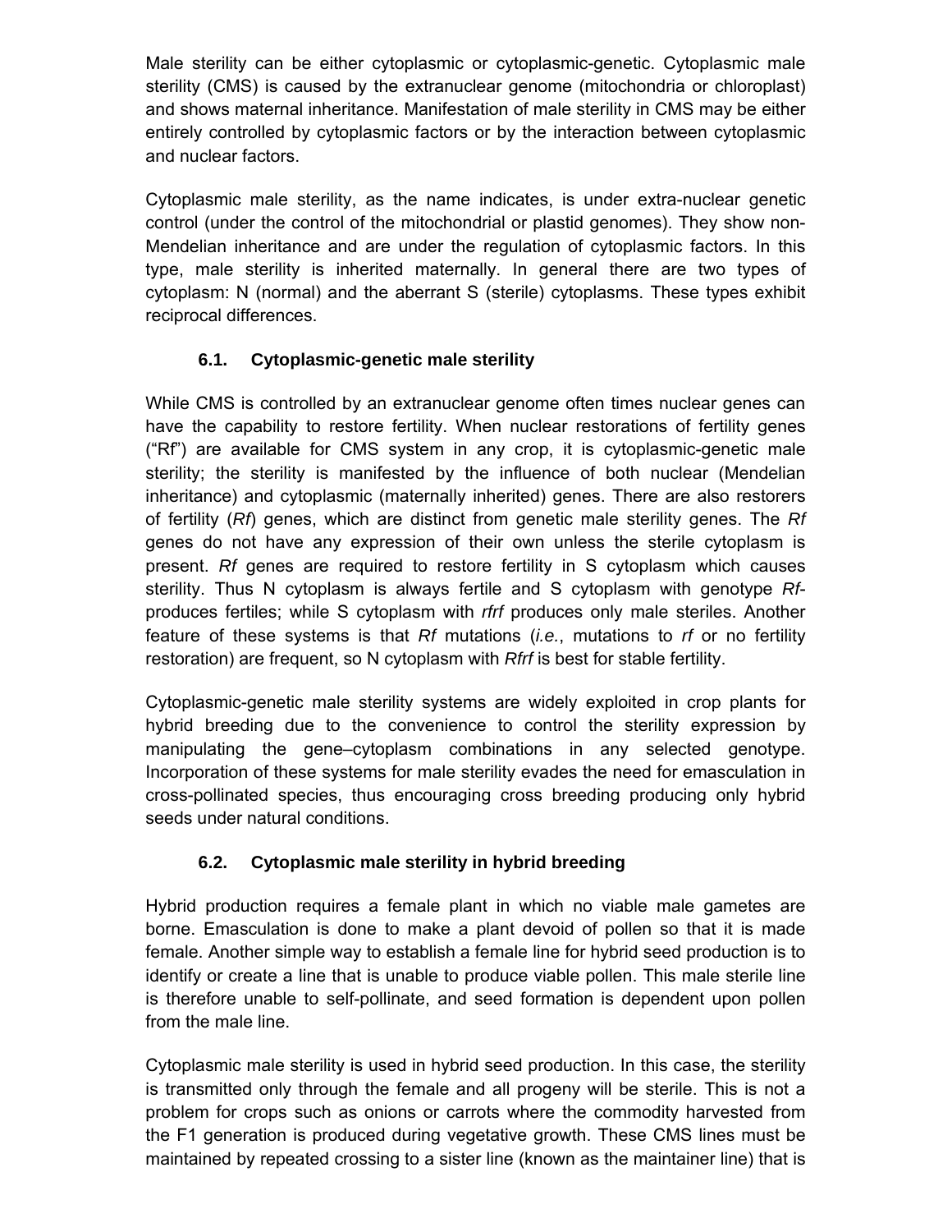Male sterility can be either cytoplasmic or cytoplasmic-genetic. Cytoplasmic male sterility (CMS) is caused by the extranuclear genome (mitochondria or chloroplast) and shows maternal inheritance. Manifestation of male sterility in CMS may be either entirely controlled by cytoplasmic factors or by the interaction between cytoplasmic and nuclear factors.

Cytoplasmic male sterility, as the name indicates, is under extra-nuclear genetic control (under the control of the mitochondrial or plastid genomes). They show non-Mendelian inheritance and are under the regulation of cytoplasmic factors. In this type, male sterility is inherited maternally. In general there are two types of cytoplasm: N (normal) and the aberrant S (sterile) cytoplasms. These types exhibit reciprocal differences.

### 6.1. Cytoplasmic-genetic male sterility

While CMS is controlled by an extranuclear genome often times nuclear genes can have the capability to restore fertility. When nuclear restorations of fertility genes ("Rf") are available for CMS system in any crop, it is cytoplasmic-genetic male sterility; the sterility is manifested by the influence of both nuclear (Mendelian inheritance) and cytoplasmic (maternally inherited) genes. There are also restorers of fertility (*Rf*) genes, which are distinct from genetic male sterility genes. The *Rf* genes do not have any expression of their own unless the sterile cytoplasm is present. *Rf* genes are required to restore fertility in S cytoplasm which causes sterility. Thus N cytoplasm is always fertile and S cytoplasm with genotype *Rf*- produces fertiles; while S cytoplasm with *rfrf* produces only male steriles. Another feature of these systems is that *Rf* mutations (*i.e.*, mutations to *rf* or no fertility restoration) are frequent, so N cytoplasm with *Rfrf* is best for stable fertility.

Cytoplasmic-genetic male sterility systems are widely exploited in crop plants for hybrid breeding due to the convenience to control the sterility expression by manipulating the gene–cytoplasm combinations in any selected genotype. Incorporation of these systems for male sterility evades the need for emasculation in cross-pollinated species, thus encouraging cross breeding producing only hybrid seeds under natural conditions.

### 6.2. Cytoplasmic male sterility in hybrid breeding

Hybrid production requires a female plant in which no viable male gametes are borne. Emasculation is done to make a plant devoid of pollen so that it is made female. Another simple way to establish a female line for hybrid seed production is to identify or create a line that is unable to produce viable pollen. This male sterile line is therefore unable to self-pollinate, and seed formation is dependent upon pollen from the male line.

Cytoplasmic male sterility is used in hybrid seed production. In this case, the sterility is transmitted only through the female and all progeny will be sterile. This is not a problem for crops such as onions or carrots where the commodity harvested from the F1 generation is produced during vegetative growth. These CMS lines must be maintained by repeated crossing to a sister line (known as the maintainer line) that is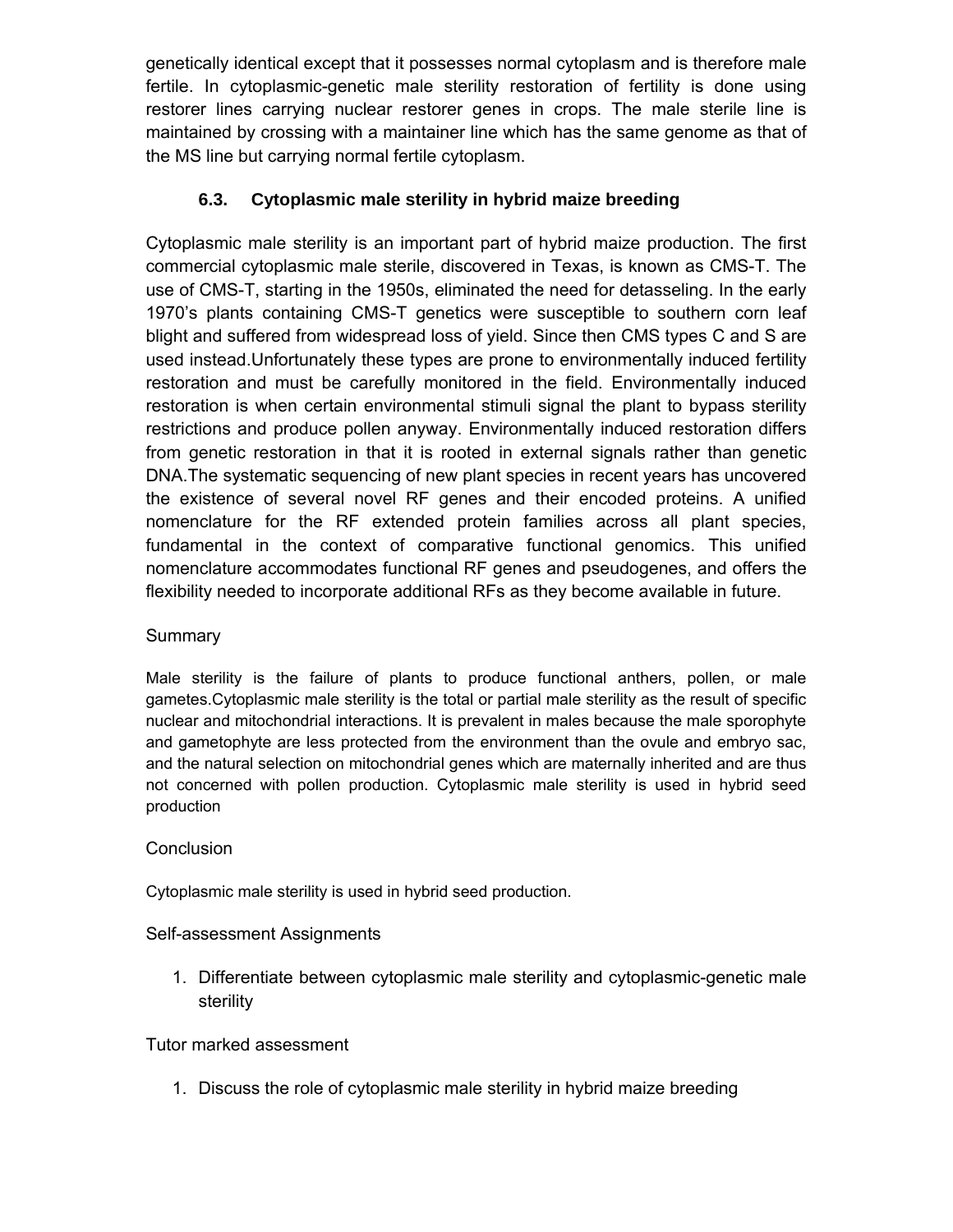genetically identical except that it possesses normal cytoplasm and is therefore male fertile. In cytoplasmic-genetic male sterility restoration of fertility is done using restorer lines carrying nuclear restorer genes in crops. The male sterile line is maintained by crossing with a maintainer line which has the same genome as that of the MS line but carrying normal fertile cytoplasm.

### 6.3. Cytoplasmic male sterility in hybrid maize breeding

Cytoplasmic male sterility is an important part of hybrid maize production. The first commercial cytoplasmic male sterile, discovered in Texas, is known as CMS-T. The use of CMS-T, starting in the 1950s, eliminated the need for detasseling. In the early 1970's plants containing CMS-T genetics were susceptible to southern corn leaf blight and suffered from widespread loss of yield. Since then CMS types C and S are used instead.Unfortunately these types are prone to environmentally induced fertility restoration and must be carefully monitored in the field. Environmentally induced restoration is when certain environmental stimuli signal the plant to bypass sterility restrictions and produce pollen anyway. Environmentally induced restoration differs from genetic restoration in that it is rooted in external signals rather than genetic DNA.The systematic sequencing of new plant species in recent years has uncovered the existence of several novel RF genes and their encoded proteins. A unified nomenclature for the RF extended protein families across all plant species, fundamental in the context of comparative functional genomics. This unified nomenclature accommodates functional RF genes and pseudogenes, and offers the flexibility needed to incorporate additional RFs as they become available in future.

Summary

Male sterility is the failure of plants to produce functional anthers, pollen, or male gametes.Cytoplasmic male sterility is the total or partial male sterility as the result of specific nuclear and mitochondrial interactions. It is prevalent in males because the male sporophyte and gametophyte are less protected from the environment than the ovule and embryo sac, and the natural selection on mitochondrial genes which are maternally inherited and are thus not concerned with pollen production. Cytoplasmic male sterility is used in hybrid seed production

Conclusion

Cytoplasmic male sterility is used in hybrid seed production.

Self-assessment Assignments

1. Differentiate between cytoplasmic male sterility and cytoplasmic-genetic male sterility

Tutor marked assessment

1. Discuss the role of cytoplasmic male sterility in hybrid maize breeding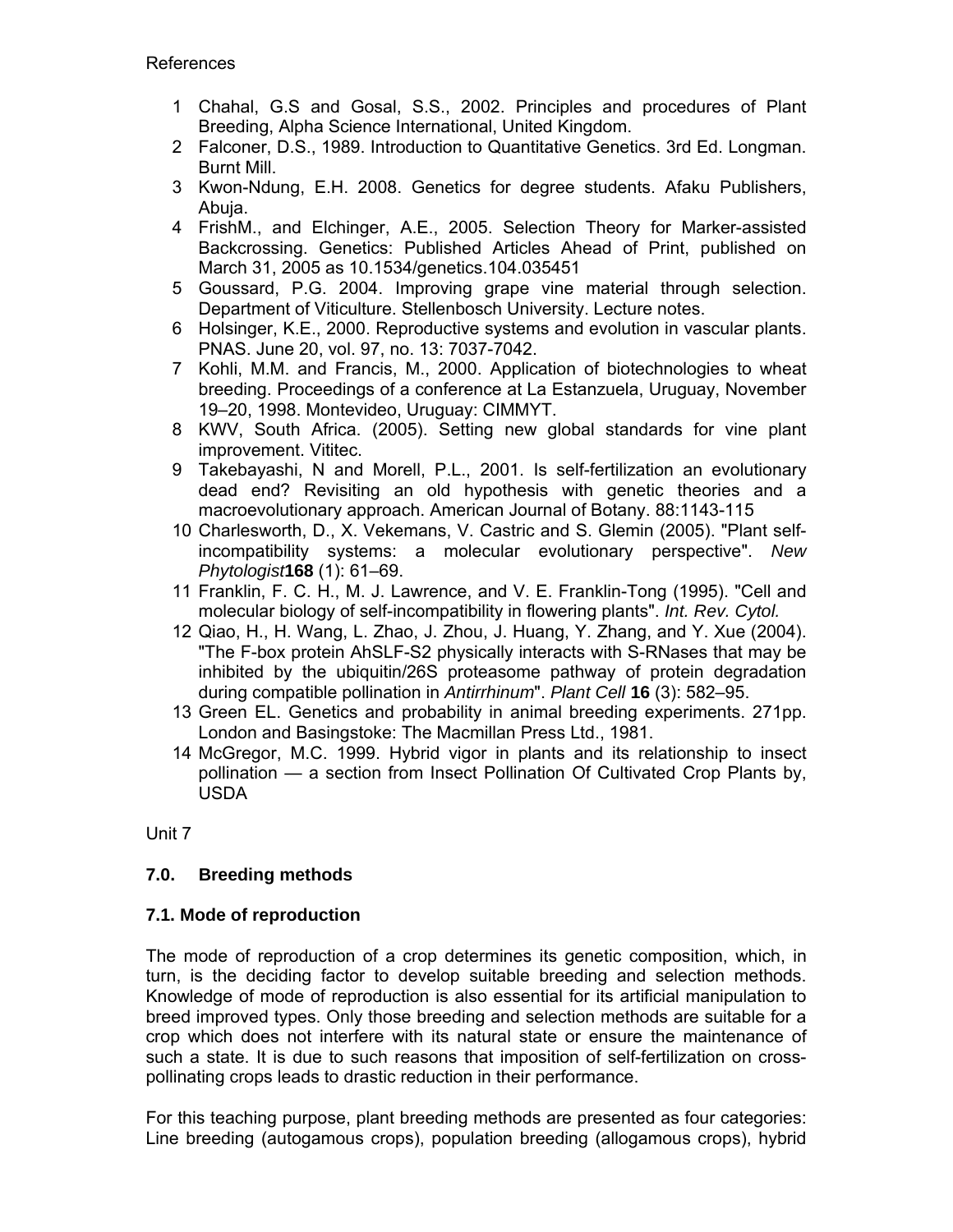References

1. Chahal, G.S and Gosal, S.S., 2002. Principles and procedures of Plant Breeding, Alpha Science International, United Kingdom.
2. Falconer, D.S., 1989. Introduction to Quantitative Genetics. 3rd Ed. Longman. Burnt Mill.
3. Kwon-Ndung, E.H. 2008. Genetics for degree students. Afaku Publishers, Abuja.
4. FrishM., and Elchinger, A.E., 2005. Selection Theory for Marker-assisted Backcrossing. Genetics: Published Articles Ahead of Print, published on March 31, 2005 as 10.1534/genetics.104.035451
5. Goussard, P.G. 2004. Improving grape vine material through selection. Department of Viticulture. Stellenbosch University. Lecture notes.
6. Holsinger, K.E., 2000. Reproductive systems and evolution in vascular plants. PNAS. June 20, vol. 97, no. 13: 7037-7042.
7. Kohli, M.M. and Francis, M., 2000. Application of biotechnologies to wheat breeding. Proceedings of a conference at La Estanzuela, Uruguay, November 19–20, 1998. Montevideo, Uruguay: CIMMYT.
8. KWV, South Africa. (2005). Setting new global standards for vine plant improvement. Vititec.
9. Takebayashi, N and Morell, P.L., 2001. Is self-fertilization an evolutionary dead end? Revisiting an old hypothesis with genetic theories and a macroevolutionary approach. American Journal of Botany. 88:1143-115
10. Charlesworth, D., X. Vekemans, V. Castric and S. Glemin (2005). "Plant self-incompatibility systems: a molecular evolutionary perspective". *New Phytologist* **168** (1): 61–69.
11. Franklin, F. C. H., M. J. Lawrence, and V. E. Franklin-Tong (1995). "Cell and molecular biology of self-incompatibility in flowering plants". *Int. Rev. Cytol.*
12. Qiao, H., H. Wang, L. Zhao, J. Zhou, J. Huang, Y. Zhang, and Y. Xue (2004). "The F-box protein AhSLF-S2 physically interacts with S-RNases that may be inhibited by the ubiquitin/26S proteasome pathway of protein degradation during compatible pollination in *Antirrhinum*". *Plant Cell* **16** (3): 582–95.
13. Green EL. Genetics and probability in animal breeding experiments. 271pp. London and Basingstoke: The Macmillan Press Ltd., 1981.
14. McGregor, M.C. 1999. Hybrid vigor in plants and its relationship to insect pollination — a section from Insect Pollination Of Cultivated Crop Plants by, USDA

Unit 7

## 7.0. Breeding methods

### 7.1. Mode of reproduction

The mode of reproduction of a crop determines its genetic composition, which, in turn, is the deciding factor to develop suitable breeding and selection methods. Knowledge of mode of reproduction is also essential for its artificial manipulation to breed improved types. Only those breeding and selection methods are suitable for a crop which does not interfere with its natural state or ensure the maintenance of such a state. It is due to such reasons that imposition of self-fertilization on cross-pollinating crops leads to drastic reduction in their performance.

For this teaching purpose, plant breeding methods are presented as four categories: Line breeding (autogamous crops), population breeding (allogamous crops), hybrid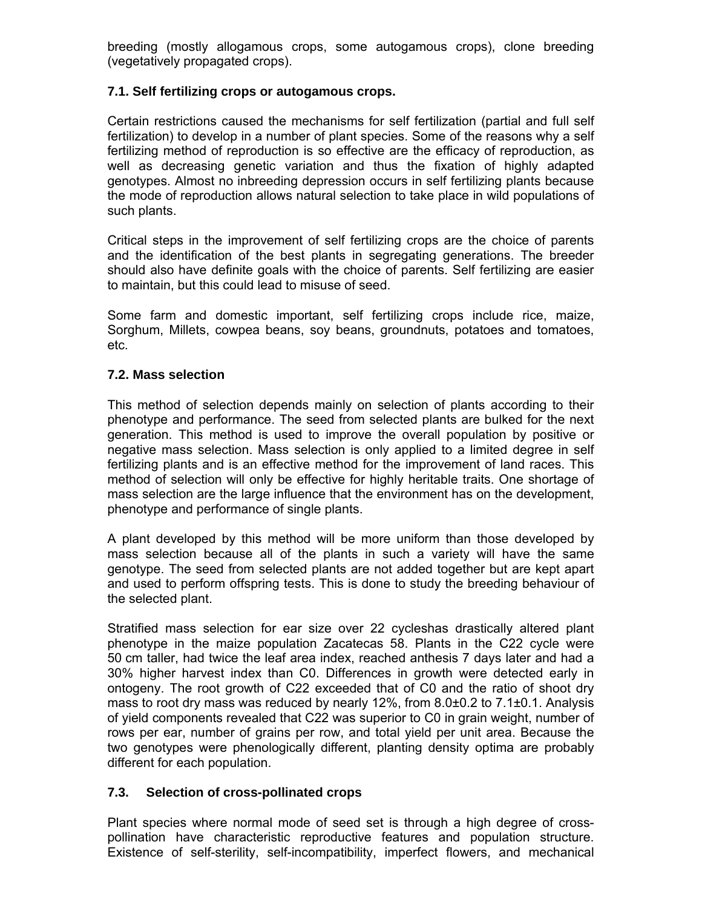breeding (mostly allogamous crops, some autogamous crops), clone breeding (vegetatively propagated crops).

### 7.1. Self fertilizing crops or autogamous crops.

Certain restrictions caused the mechanisms for self fertilization (partial and full self fertilization) to develop in a number of plant species. Some of the reasons why a self fertilizing method of reproduction is so effective are the efficacy of reproduction, as well as decreasing genetic variation and thus the fixation of highly adapted genotypes. Almost no inbreeding depression occurs in self fertilizing plants because the mode of reproduction allows natural selection to take place in wild populations of such plants.

Critical steps in the improvement of self fertilizing crops are the choice of parents and the identification of the best plants in segregating generations. The breeder should also have definite goals with the choice of parents. Self fertilizing are easier to maintain, but this could lead to misuse of seed.

Some farm and domestic important, self fertilizing crops include rice, maize, Sorghum, Millets, cowpea beans, soy beans, groundnuts, potatoes and tomatoes, etc.

### 7.2. Mass selection

This method of selection depends mainly on selection of plants according to their phenotype and performance. The seed from selected plants are bulked for the next generation. This method is used to improve the overall population by positive or negative mass selection. Mass selection is only applied to a limited degree in self fertilizing plants and is an effective method for the improvement of land races. This method of selection will only be effective for highly heritable traits. One shortage of mass selection are the large influence that the environment has on the development, phenotype and performance of single plants.

A plant developed by this method will be more uniform than those developed by mass selection because all of the plants in such a variety will have the same genotype. The seed from selected plants are not added together but are kept apart and used to perform offspring tests. This is done to study the breeding behaviour of the selected plant.

Stratified mass selection for ear size over 22 cycleshas drastically altered plant phenotype in the maize population Zacatecas 58. Plants in the C22 cycle were 50 cm taller, had twice the leaf area index, reached anthesis 7 days later and had a 30% higher harvest index than C0. Differences in growth were detected early in ontogeny. The root growth of C22 exceeded that of C0 and the ratio of shoot dry mass to root dry mass was reduced by nearly 12%, from $8.0 \pm 0.2$ to $7.1 \pm 0.1$. Analysis of yield components revealed that C22 was superior to C0 in grain weight, number of rows per ear, number of grains per row, and total yield per unit area. Because the two genotypes were phenologically different, planting density optima are probably different for each population.

### 7.3. Selection of cross-pollinated crops

Plant species where normal mode of seed set is through a high degree of cross-pollination have characteristic reproductive features and population structure. Existence of self-sterility, self-incompatibility, imperfect flowers, and mechanical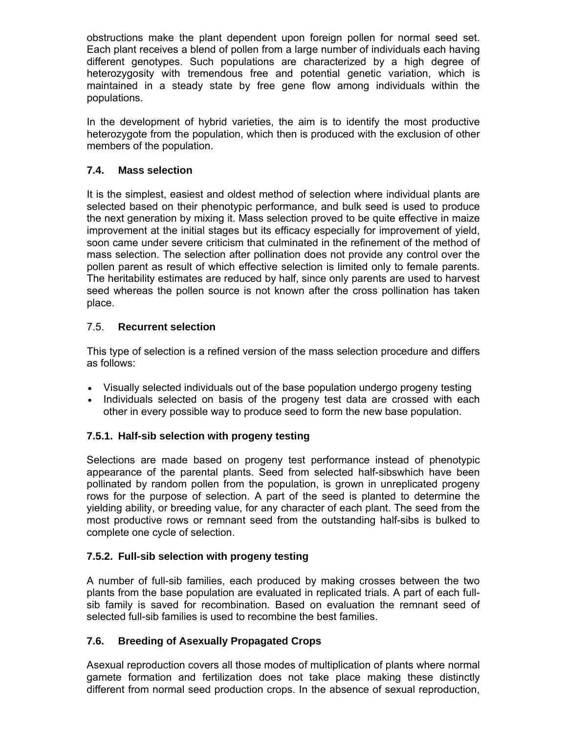obstructions make the plant dependent upon foreign pollen for normal seed set. Each plant receives a blend of pollen from a large number of individuals each having different genotypes. Such populations are characterized by a high degree of heterozygosity with tremendous free and potential genetic variation, which is maintained in a steady state by free gene flow among individuals within the populations.

In the development of hybrid varieties, the aim is to identify the most productive heterozygote from the population, which then is produced with the exclusion of other members of the population.

### 7.4. Mass selection

It is the simplest, easiest and oldest method of selection where individual plants are selected based on their phenotypic performance, and bulk seed is used to produce the next generation by mixing it. Mass selection proved to be quite effective in maize improvement at the initial stages but its efficacy especially for improvement of yield, soon came under severe criticism that culminated in the refinement of the method of mass selection. The selection after pollination does not provide any control over the pollen parent as result of which effective selection is limited only to female parents. The heritability estimates are reduced by half, since only parents are used to harvest seed whereas the pollen source is not known after the cross pollination has taken place.

### 7.5. Recurrent selection

This type of selection is a refined version of the mass selection procedure and differs as follows:

- Visually selected individuals out of the base population undergo progeny testing
- Individuals selected on basis of the progeny test data are crossed with each other in every possible way to produce seed to form the new base population.

#### 7.5.1. Half-sib selection with progeny testing

Selections are made based on progeny test performance instead of phenotypic appearance of the parental plants. Seed from selected half-sibswhich have been pollinated by random pollen from the population, is grown in unreplicated progeny rows for the purpose of selection. A part of the seed is planted to determine the yielding ability, or breeding value, for any character of each plant. The seed from the most productive rows or remnant seed from the outstanding half-sibs is bulked to complete one cycle of selection.

#### 7.5.2. Full-sib selection with progeny testing

A number of full-sib families, each produced by making crosses between the two plants from the base population are evaluated in replicated trials. A part of each full-sib family is saved for recombination. Based on evaluation the remnant seed of selected full-sib families is used to recombine the best families.

### 7.6. Breeding of Asexually Propagated Crops

Asexual reproduction covers all those modes of multiplication of plants where normal gamete formation and fertilization does not take place making these distinctly different from normal seed production crops. In the absence of sexual reproduction,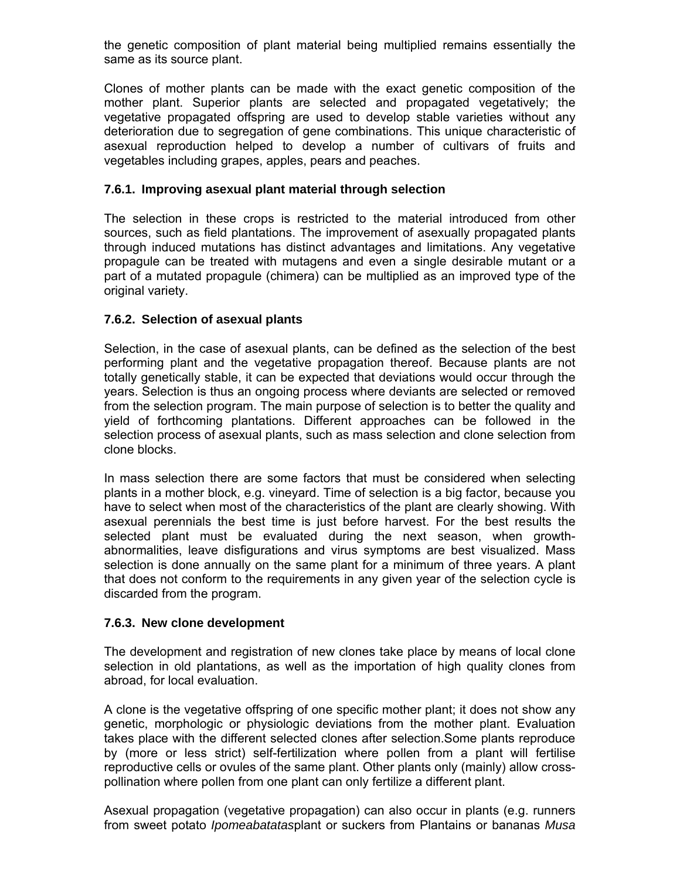the genetic composition of plant material being multiplied remains essentially the same as its source plant.

Clones of mother plants can be made with the exact genetic composition of the mother plant. Superior plants are selected and propagated vegetatively; the vegetative propagated offspring are used to develop stable varieties without any deterioration due to segregation of gene combinations. This unique characteristic of asexual reproduction helped to develop a number of cultivars of fruits and vegetables including grapes, apples, pears and peaches.

### 7.6.1. Improving asexual plant material through selection

The selection in these crops is restricted to the material introduced from other sources, such as field plantations. The improvement of asexually propagated plants through induced mutations has distinct advantages and limitations. Any vegetative propagule can be treated with mutagens and even a single desirable mutant or a part of a mutated propagule (chimera) can be multiplied as an improved type of the original variety.

### 7.6.2. Selection of asexual plants

Selection, in the case of asexual plants, can be defined as the selection of the best performing plant and the vegetative propagation thereof. Because plants are not totally genetically stable, it can be expected that deviations would occur through the years. Selection is thus an ongoing process where deviants are selected or removed from the selection program. The main purpose of selection is to better the quality and yield of forthcoming plantations. Different approaches can be followed in the selection process of asexual plants, such as mass selection and clone selection from clone blocks.

In mass selection there are some factors that must be considered when selecting plants in a mother block, e.g. vineyard. Time of selection is a big factor, because you have to select when most of the characteristics of the plant are clearly showing. With asexual perennials the best time is just before harvest. For the best results the selected plant must be evaluated during the next season, when growth-abnormalities, leave disfigurations and virus symptoms are best visualized. Mass selection is done annually on the same plant for a minimum of three years. A plant that does not conform to the requirements in any given year of the selection cycle is discarded from the program.

### 7.6.3. New clone development

The development and registration of new clones take place by means of local clone selection in old plantations, as well as the importation of high quality clones from abroad, for local evaluation.

A clone is the vegetative offspring of one specific mother plant; it does not show any genetic, morphologic or physiologic deviations from the mother plant. Evaluation takes place with the different selected clones after selection.Some plants reproduce by (more or less strict) self-fertilization where pollen from a plant will fertilise reproductive cells or ovules of the same plant. Other plants only (mainly) allow cross-pollination where pollen from one plant can only fertilize a different plant.

Asexual propagation (vegetative propagation) can also occur in plants (e.g. runners from sweet potato *Ipomeabatatas*plant or suckers from Plantains or bananas *Musa*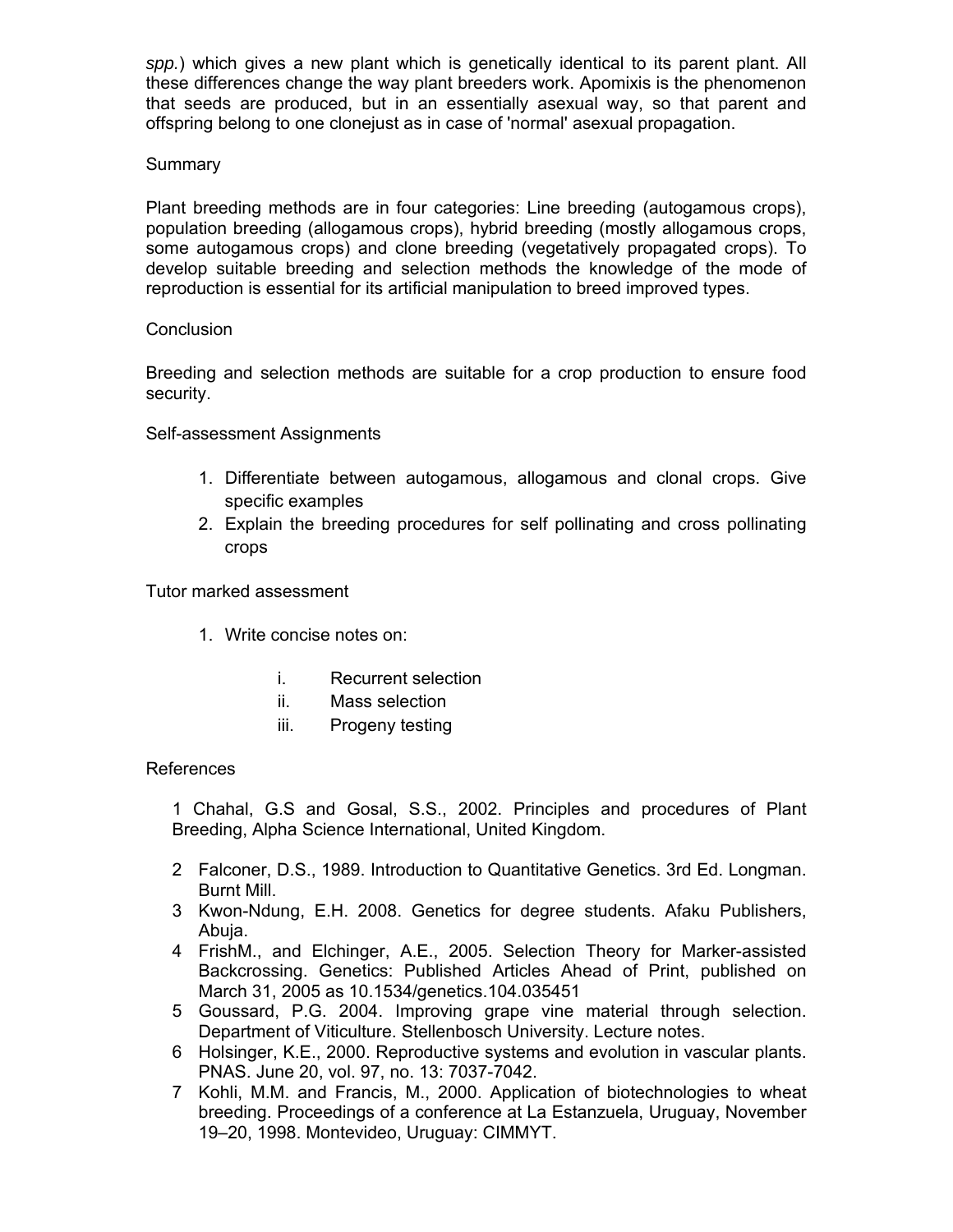*spp.*) which gives a new plant which is genetically identical to its parent plant. All these differences change the way plant breeders work. Apomixis is the phenomenon that seeds are produced, but in an essentially asexual way, so that parent and offspring belong to one clonejust as in case of 'normal' asexual propagation.

## Summary

Plant breeding methods are in four categories: Line breeding (autogamous crops), population breeding (allogamous crops), hybrid breeding (mostly allogamous crops, some autogamous crops) and clone breeding (vegetatively propagated crops). To develop suitable breeding and selection methods the knowledge of the mode of reproduction is essential for its artificial manipulation to breed improved types.

## Conclusion

Breeding and selection methods are suitable for a crop production to ensure food security.

## Self-assessment Assignments

1. Differentiate between autogamous, allogamous and clonal crops. Give specific examples
2. Explain the breeding procedures for self pollinating and cross pollinating crops

## Tutor marked assessment

1. Write concise notes on:

   i. Recurrent selection
   ii. Mass selection
   iii. Progeny testing

## References

1 Chahal, G.S and Gosal, S.S., 2002. Principles and procedures of Plant Breeding, Alpha Science International, United Kingdom.

2 Falconer, D.S., 1989. Introduction to Quantitative Genetics. 3rd Ed. Longman. Burnt Mill.

3 Kwon-Ndung, E.H. 2008. Genetics for degree students. Afaku Publishers, Abuja.

4 FrishM., and Elchinger, A.E., 2005. Selection Theory for Marker-assisted Backcrossing. Genetics: Published Articles Ahead of Print, published on March 31, 2005 as 10.1534/genetics.104.035451

5 Goussard, P.G. 2004. Improving grape vine material through selection. Department of Viticulture. Stellenbosch University. Lecture notes.

6 Holsinger, K.E., 2000. Reproductive systems and evolution in vascular plants. PNAS. June 20, vol. 97, no. 13: 7037-7042.

7 Kohli, M.M. and Francis, M., 2000. Application of biotechnologies to wheat breeding. Proceedings of a conference at La Estanzuela, Uruguay, November 19–20, 1998. Montevideo, Uruguay: CIMMYT.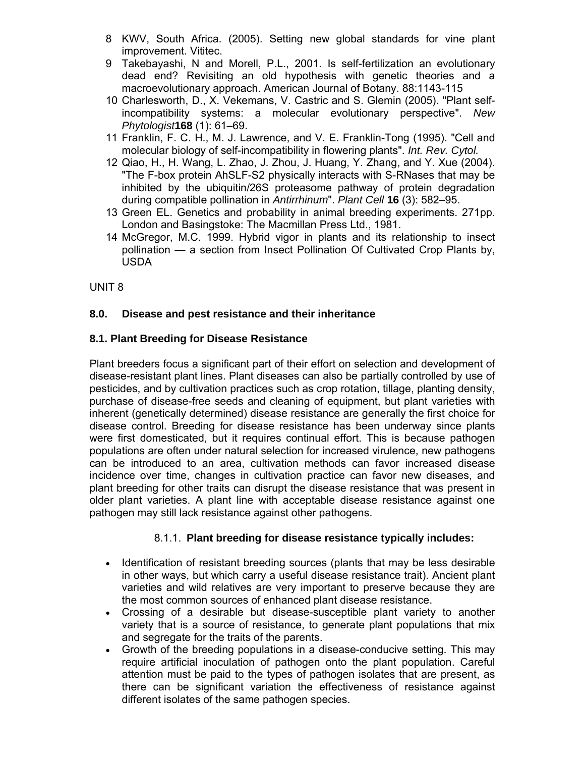8. KWV, South Africa. (2005). Setting new global standards for vine plant improvement. Vititec.
9. Takebayashi, N and Morell, P.L., 2001. Is self-fertilization an evolutionary dead end? Revisiting an old hypothesis with genetic theories and a macroevolutionary approach. American Journal of Botany. 88:1143-115
10. Charlesworth, D., X. Vekemans, V. Castric and S. Glemin (2005). "Plant self-incompatibility systems: a molecular evolutionary perspective". *New Phytologist* **168** (1): 61–69.
11. Franklin, F. C. H., M. J. Lawrence, and V. E. Franklin-Tong (1995). "Cell and molecular biology of self-incompatibility in flowering plants". *Int. Rev. Cytol.*
12. Qiao, H., H. Wang, L. Zhao, J. Zhou, J. Huang, Y. Zhang, and Y. Xue (2004). "The F-box protein AhSLF-S2 physically interacts with S-RNases that may be inhibited by the ubiquitin/26S proteasome pathway of protein degradation during compatible pollination in *Antirrhinum*". *Plant Cell* **16** (3): 582–95.
13. Green EL. Genetics and probability in animal breeding experiments. 271pp. London and Basingstoke: The Macmillan Press Ltd., 1981.
14. McGregor, M.C. 1999. Hybrid vigor in plants and its relationship to insect pollination — a section from Insect Pollination Of Cultivated Crop Plants by, USDA

UNIT 8

## 8.0. Disease and pest resistance and their inheritance

### 8.1. Plant Breeding for Disease Resistance

Plant breeders focus a significant part of their effort on selection and development of disease-resistant plant lines. Plant diseases can also be partially controlled by use of pesticides, and by cultivation practices such as crop rotation, tillage, planting density, purchase of disease-free seeds and cleaning of equipment, but plant varieties with inherent (genetically determined) disease resistance are generally the first choice for disease control. Breeding for disease resistance has been underway since plants were first domesticated, but it requires continual effort. This is because pathogen populations are often under natural selection for increased virulence, new pathogens can be introduced to an area, cultivation methods can favor increased disease incidence over time, changes in cultivation practice can favor new diseases, and plant breeding for other traits can disrupt the disease resistance that was present in older plant varieties. A plant line with acceptable disease resistance against one pathogen may still lack resistance against other pathogens.

#### 8.1.1. Plant breeding for disease resistance typically includes:

- Identification of resistant breeding sources (plants that may be less desirable in other ways, but which carry a useful disease resistance trait). Ancient plant varieties and wild relatives are very important to preserve because they are the most common sources of enhanced plant disease resistance.
- Crossing of a desirable but disease-susceptible plant variety to another variety that is a source of resistance, to generate plant populations that mix and segregate for the traits of the parents.
- Growth of the breeding populations in a disease-conducive setting. This may require artificial inoculation of pathogen onto the plant population. Careful attention must be paid to the types of pathogen isolates that are present, as there can be significant variation the effectiveness of resistance against different isolates of the same pathogen species.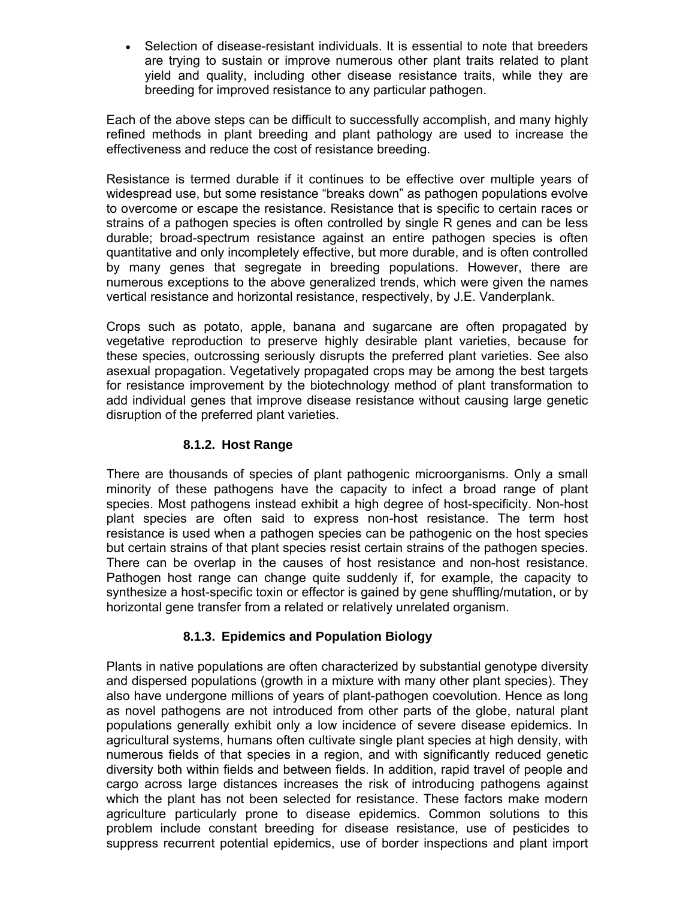- Selection of disease-resistant individuals. It is essential to note that breeders are trying to sustain or improve numerous other plant traits related to plant yield and quality, including other disease resistance traits, while they are breeding for improved resistance to any particular pathogen.

Each of the above steps can be difficult to successfully accomplish, and many highly refined methods in plant breeding and plant pathology are used to increase the effectiveness and reduce the cost of resistance breeding.

Resistance is termed durable if it continues to be effective over multiple years of widespread use, but some resistance "breaks down" as pathogen populations evolve to overcome or escape the resistance. Resistance that is specific to certain races or strains of a pathogen species is often controlled by single R genes and can be less durable; broad-spectrum resistance against an entire pathogen species is often quantitative and only incompletely effective, but more durable, and is often controlled by many genes that segregate in breeding populations. However, there are numerous exceptions to the above generalized trends, which were given the names vertical resistance and horizontal resistance, respectively, by J.E. Vanderplank.

Crops such as potato, apple, banana and sugarcane are often propagated by vegetative reproduction to preserve highly desirable plant varieties, because for these species, outcrossing seriously disrupts the preferred plant varieties. See also asexual propagation. Vegetatively propagated crops may be among the best targets for resistance improvement by the biotechnology method of plant transformation to add individual genes that improve disease resistance without causing large genetic disruption of the preferred plant varieties.

### 8.1.2. Host Range

There are thousands of species of plant pathogenic microorganisms. Only a small minority of these pathogens have the capacity to infect a broad range of plant species. Most pathogens instead exhibit a high degree of host-specificity. Non-host plant species are often said to express non-host resistance. The term host resistance is used when a pathogen species can be pathogenic on the host species but certain strains of that plant species resist certain strains of the pathogen species. There can be overlap in the causes of host resistance and non-host resistance. Pathogen host range can change quite suddenly if, for example, the capacity to synthesize a host-specific toxin or effector is gained by gene shuffling/mutation, or by horizontal gene transfer from a related or relatively unrelated organism.

### 8.1.3. Epidemics and Population Biology

Plants in native populations are often characterized by substantial genotype diversity and dispersed populations (growth in a mixture with many other plant species). They also have undergone millions of years of plant-pathogen coevolution. Hence as long as novel pathogens are not introduced from other parts of the globe, natural plant populations generally exhibit only a low incidence of severe disease epidemics. In agricultural systems, humans often cultivate single plant species at high density, with numerous fields of that species in a region, and with significantly reduced genetic diversity both within fields and between fields. In addition, rapid travel of people and cargo across large distances increases the risk of introducing pathogens against which the plant has not been selected for resistance. These factors make modern agriculture particularly prone to disease epidemics. Common solutions to this problem include constant breeding for disease resistance, use of pesticides to suppress recurrent potential epidemics, use of border inspections and plant import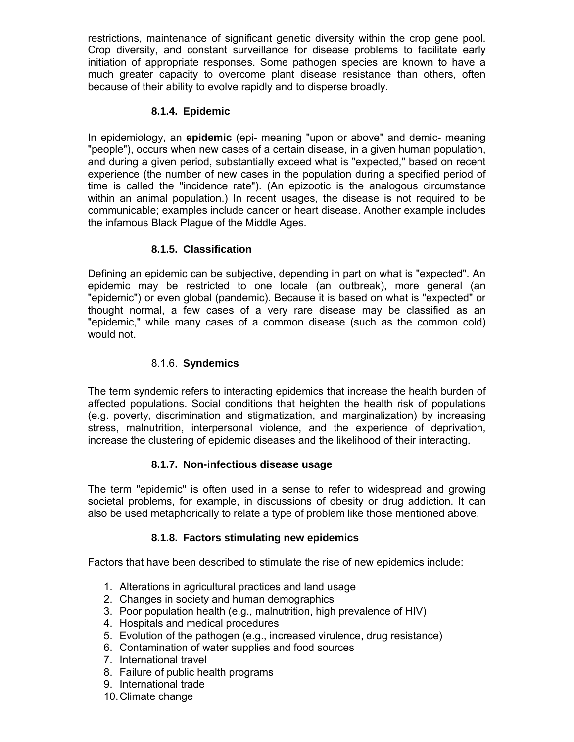restrictions, maintenance of significant genetic diversity within the crop gene pool. Crop diversity, and constant surveillance for disease problems to facilitate early initiation of appropriate responses. Some pathogen species are known to have a much greater capacity to overcome plant disease resistance than others, often because of their ability to evolve rapidly and to disperse broadly.

### 8.1.4. Epidemic

In epidemiology, an **epidemic** (epi- meaning "upon or above" and demic- meaning "people"), occurs when new cases of a certain disease, in a given human population, and during a given period, substantially exceed what is "expected," based on recent experience (the number of new cases in the population during a specified period of time is called the "incidence rate"). (An epizootic is the analogous circumstance within an animal population.) In recent usages, the disease is not required to be communicable; examples include cancer or heart disease. Another example includes the infamous Black Plague of the Middle Ages.

### 8.1.5. Classification

Defining an epidemic can be subjective, depending in part on what is "expected". An epidemic may be restricted to one locale (an outbreak), more general (an "epidemic") or even global (pandemic). Because it is based on what is "expected" or thought normal, a few cases of a very rare disease may be classified as an "epidemic," while many cases of a common disease (such as the common cold) would not.

### 8.1.6. Syndemics

The term syndemic refers to interacting epidemics that increase the health burden of affected populations. Social conditions that heighten the health risk of populations (e.g. poverty, discrimination and stigmatization, and marginalization) by increasing stress, malnutrition, interpersonal violence, and the experience of deprivation, increase the clustering of epidemic diseases and the likelihood of their interacting.

### 8.1.7. Non-infectious disease usage

The term "epidemic" is often used in a sense to refer to widespread and growing societal problems, for example, in discussions of obesity or drug addiction. It can also be used metaphorically to relate a type of problem like those mentioned above.

### 8.1.8. Factors stimulating new epidemics

Factors that have been described to stimulate the rise of new epidemics include:

1. Alterations in agricultural practices and land usage
2. Changes in society and human demographics
3. Poor population health (e.g., malnutrition, high prevalence of HIV)
4. Hospitals and medical procedures
5. Evolution of the pathogen (e.g., increased virulence, drug resistance)
6. Contamination of water supplies and food sources
7. International travel
8. Failure of public health programs
9. International trade
10. Climate change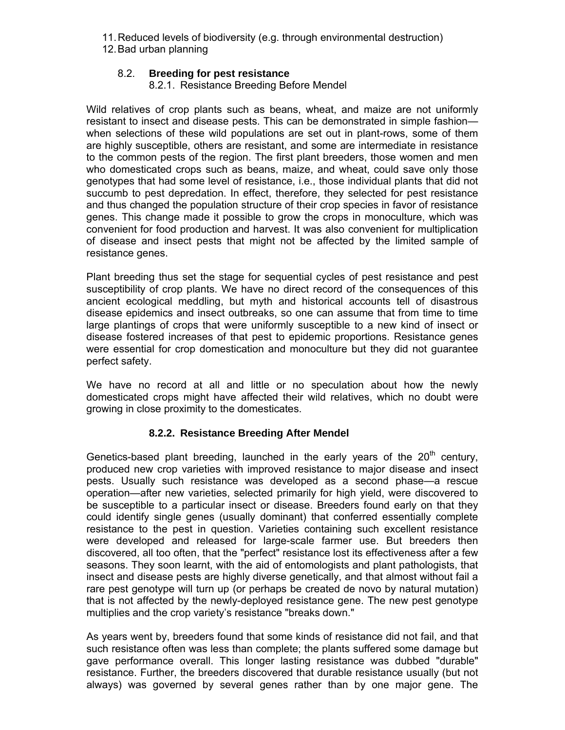11. Reduced levels of biodiversity (e.g. through environmental destruction)
12. Bad urban planning

## 8.2. Breeding for pest resistance

### 8.2.1. Resistance Breeding Before Mendel

Wild relatives of crop plants such as beans, wheat, and maize are not uniformly resistant to insect and disease pests. This can be demonstrated in simple fashion—when selections of these wild populations are set out in plant-rows, some of them are highly susceptible, others are resistant, and some are intermediate in resistance to the common pests of the region. The first plant breeders, those women and men who domesticated crops such as beans, maize, and wheat, could save only those genotypes that had some level of resistance, i.e., those individual plants that did not succumb to pest depredation. In effect, therefore, they selected for pest resistance and thus changed the population structure of their crop species in favor of resistance genes. This change made it possible to grow the crops in monoculture, which was convenient for food production and harvest. It was also convenient for multiplication of disease and insect pests that might not be affected by the limited sample of resistance genes.

Plant breeding thus set the stage for sequential cycles of pest resistance and pest susceptibility of crop plants. We have no direct record of the consequences of this ancient ecological meddling, but myth and historical accounts tell of disastrous disease epidemics and insect outbreaks, so one can assume that from time to time large plantings of crops that were uniformly susceptible to a new kind of insect or disease fostered increases of that pest to epidemic proportions. Resistance genes were essential for crop domestication and monoculture but they did not guarantee perfect safety.

We have no record at all and little or no speculation about how the newly domesticated crops might have affected their wild relatives, which no doubt were growing in close proximity to the domesticates.

### 8.2.2. Resistance Breeding After Mendel

Genetics-based plant breeding, launched in the early years of the 20th century, produced new crop varieties with improved resistance to major disease and insect pests. Usually such resistance was developed as a second phase—a rescue operation—after new varieties, selected primarily for high yield, were discovered to be susceptible to a particular insect or disease. Breeders found early on that they could identify single genes (usually dominant) that conferred essentially complete resistance to the pest in question. Varieties containing such excellent resistance were developed and released for large-scale farmer use. But breeders then discovered, all too often, that the "perfect" resistance lost its effectiveness after a few seasons. They soon learnt, with the aid of entomologists and plant pathologists, that insect and disease pests are highly diverse genetically, and that almost without fail a rare pest genotype will turn up (or perhaps be created de novo by natural mutation) that is not affected by the newly-deployed resistance gene. The new pest genotype multiplies and the crop variety's resistance "breaks down."

As years went by, breeders found that some kinds of resistance did not fail, and that such resistance often was less than complete; the plants suffered some damage but gave performance overall. This longer lasting resistance was dubbed "durable" resistance. Further, the breeders discovered that durable resistance usually (but not always) was governed by several genes rather than by one major gene. The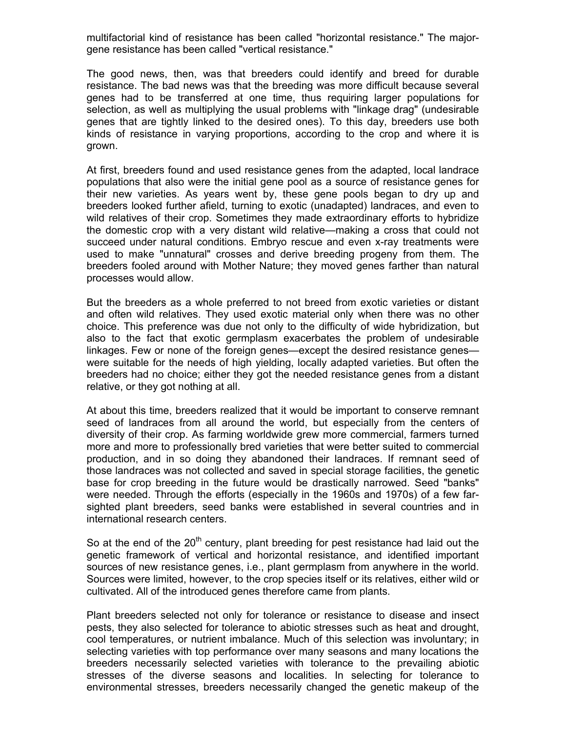multifactorial kind of resistance has been called "horizontal resistance." The major-gene resistance has been called "vertical resistance."

The good news, then, was that breeders could identify and breed for durable resistance. The bad news was that the breeding was more difficult because several genes had to be transferred at one time, thus requiring larger populations for selection, as well as multiplying the usual problems with "linkage drag" (undesirable genes that are tightly linked to the desired ones). To this day, breeders use both kinds of resistance in varying proportions, according to the crop and where it is grown.

At first, breeders found and used resistance genes from the adapted, local landrace populations that also were the initial gene pool as a source of resistance genes for their new varieties. As years went by, these gene pools began to dry up and breeders looked further afield, turning to exotic (unadapted) landraces, and even to wild relatives of their crop. Sometimes they made extraordinary efforts to hybridize the domestic crop with a very distant wild relative—making a cross that could not succeed under natural conditions. Embryo rescue and even x-ray treatments were used to make "unnatural" crosses and derive breeding progeny from them. The breeders fooled around with Mother Nature; they moved genes farther than natural processes would allow.

But the breeders as a whole preferred to not breed from exotic varieties or distant and often wild relatives. They used exotic material only when there was no other choice. This preference was due not only to the difficulty of wide hybridization, but also to the fact that exotic germplasm exacerbates the problem of undesirable linkages. Few or none of the foreign genes—except the desired resistance genes—were suitable for the needs of high yielding, locally adapted varieties. But often the breeders had no choice; either they got the needed resistance genes from a distant relative, or they got nothing at all.

At about this time, breeders realized that it would be important to conserve remnant seed of landraces from all around the world, but especially from the centers of diversity of their crop. As farming worldwide grew more commercial, farmers turned more and more to professionally bred varieties that were better suited to commercial production, and in so doing they abandoned their landraces. If remnant seed of those landraces was not collected and saved in special storage facilities, the genetic base for crop breeding in the future would be drastically narrowed. Seed "banks" were needed. Through the efforts (especially in the 1960s and 1970s) of a few far-sighted plant breeders, seed banks were established in several countries and in international research centers.

So at the end of the 20th century, plant breeding for pest resistance had laid out the genetic framework of vertical and horizontal resistance, and identified important sources of new resistance genes, i.e., plant germplasm from anywhere in the world. Sources were limited, however, to the crop species itself or its relatives, either wild or cultivated. All of the introduced genes therefore came from plants.

Plant breeders selected not only for tolerance or resistance to disease and insect pests, they also selected for tolerance to abiotic stresses such as heat and drought, cool temperatures, or nutrient imbalance. Much of this selection was involuntary; in selecting varieties with top performance over many seasons and many locations the breeders necessarily selected varieties with tolerance to the prevailing abiotic stresses of the diverse seasons and localities. In selecting for tolerance to environmental stresses, breeders necessarily changed the genetic makeup of the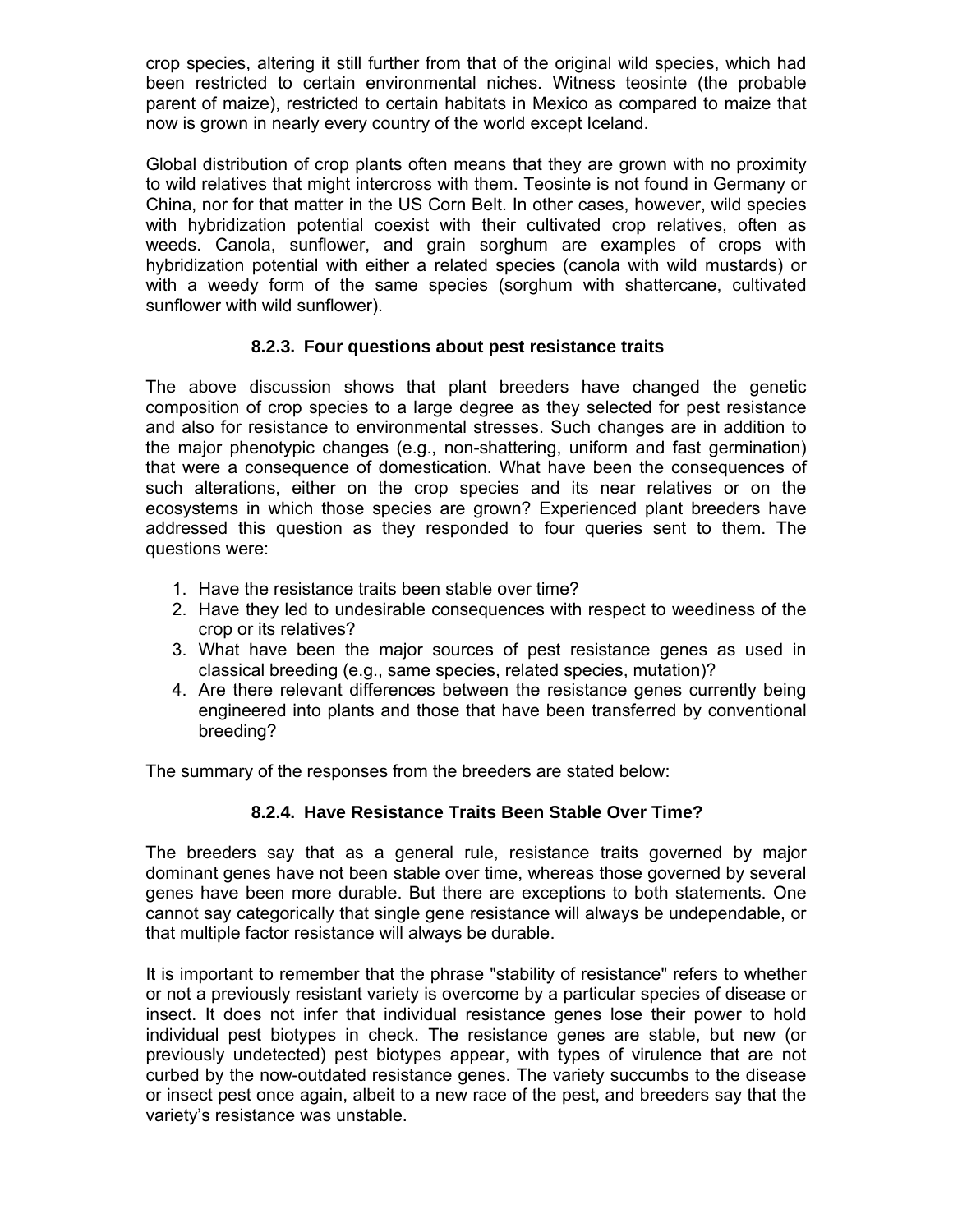crop species, altering it still further from that of the original wild species, which had been restricted to certain environmental niches. Witness teosinte (the probable parent of maize), restricted to certain habitats in Mexico as compared to maize that now is grown in nearly every country of the world except Iceland.

Global distribution of crop plants often means that they are grown with no proximity to wild relatives that might intercross with them. Teosinte is not found in Germany or China, nor for that matter in the US Corn Belt. In other cases, however, wild species with hybridization potential coexist with their cultivated crop relatives, often as weeds. Canola, sunflower, and grain sorghum are examples of crops with hybridization potential with either a related species (canola with wild mustards) or with a weedy form of the same species (sorghum with shattercane, cultivated sunflower with wild sunflower).

### 8.2.3. Four questions about pest resistance traits

The above discussion shows that plant breeders have changed the genetic composition of crop species to a large degree as they selected for pest resistance and also for resistance to environmental stresses. Such changes are in addition to the major phenotypic changes (e.g., non-shattering, uniform and fast germination) that were a consequence of domestication. What have been the consequences of such alterations, either on the crop species and its near relatives or on the ecosystems in which those species are grown? Experienced plant breeders have addressed this question as they responded to four queries sent to them. The questions were:

1. Have the resistance traits been stable over time?
2. Have they led to undesirable consequences with respect to weediness of the crop or its relatives?
3. What have been the major sources of pest resistance genes as used in classical breeding (e.g., same species, related species, mutation)?
4. Are there relevant differences between the resistance genes currently being engineered into plants and those that have been transferred by conventional breeding?

The summary of the responses from the breeders are stated below:

### 8.2.4. Have Resistance Traits Been Stable Over Time?

The breeders say that as a general rule, resistance traits governed by major dominant genes have not been stable over time, whereas those governed by several genes have been more durable. But there are exceptions to both statements. One cannot say categorically that single gene resistance will always be undependable, or that multiple factor resistance will always be durable.

It is important to remember that the phrase "stability of resistance" refers to whether or not a previously resistant variety is overcome by a particular species of disease or insect. It does not infer that individual resistance genes lose their power to hold individual pest biotypes in check. The resistance genes are stable, but new (or previously undetected) pest biotypes appear, with types of virulence that are not curbed by the now-outdated resistance genes. The variety succumbs to the disease or insect pest once again, albeit to a new race of the pest, and breeders say that the variety's resistance was unstable.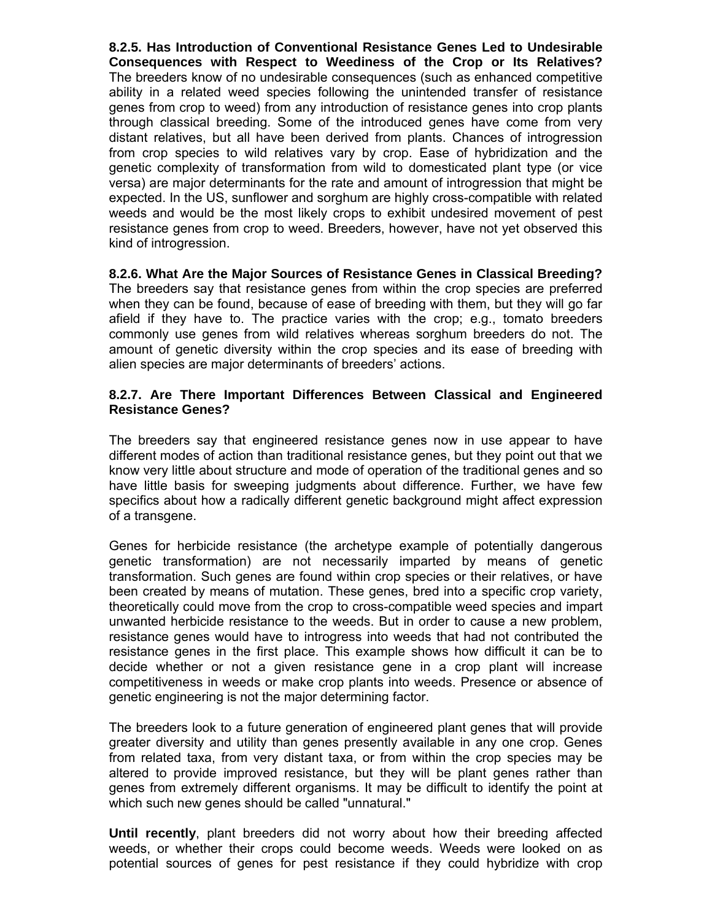**8.2.5. Has Introduction of Conventional Resistance Genes Led to Undesirable Consequences with Respect to Weediness of the Crop or Its Relatives?** The breeders know of no undesirable consequences (such as enhanced competitive ability in a related weed species following the unintended transfer of resistance genes from crop to weed) from any introduction of resistance genes into crop plants through classical breeding. Some of the introduced genes have come from very distant relatives, but all have been derived from plants. Chances of introgression from crop species to wild relatives vary by crop. Ease of hybridization and the genetic complexity of transformation from wild to domesticated plant type (or vice versa) are major determinants for the rate and amount of introgression that might be expected. In the US, sunflower and sorghum are highly cross-compatible with related weeds and would be the most likely crops to exhibit undesired movement of pest resistance genes from crop to weed. Breeders, however, have not yet observed this kind of introgression.

**8.2.6. What Are the Major Sources of Resistance Genes in Classical Breeding?** The breeders say that resistance genes from within the crop species are preferred when they can be found, because of ease of breeding with them, but they will go far afield if they have to. The practice varies with the crop; e.g., tomato breeders commonly use genes from wild relatives whereas sorghum breeders do not. The amount of genetic diversity within the crop species and its ease of breeding with alien species are major determinants of breeders' actions.

**8.2.7. Are There Important Differences Between Classical and Engineered Resistance Genes?**

The breeders say that engineered resistance genes now in use appear to have different modes of action than traditional resistance genes, but they point out that we know very little about structure and mode of operation of the traditional genes and so have little basis for sweeping judgments about difference. Further, we have few specifics about how a radically different genetic background might affect expression of a transgene.

Genes for herbicide resistance (the archetype example of potentially dangerous genetic transformation) are not necessarily imparted by means of genetic transformation. Such genes are found within crop species or their relatives, or have been created by means of mutation. These genes, bred into a specific crop variety, theoretically could move from the crop to cross-compatible weed species and impart unwanted herbicide resistance to the weeds. But in order to cause a new problem, resistance genes would have to introgress into weeds that had not contributed the resistance genes in the first place. This example shows how difficult it can be to decide whether or not a given resistance gene in a crop plant will increase competitiveness in weeds or make crop plants into weeds. Presence or absence of genetic engineering is not the major determining factor.

The breeders look to a future generation of engineered plant genes that will provide greater diversity and utility than genes presently available in any one crop. Genes from related taxa, from very distant taxa, or from within the crop species may be altered to provide improved resistance, but they will be plant genes rather than genes from extremely different organisms. It may be difficult to identify the point at which such new genes should be called "unnatural."

**Until recently**, plant breeders did not worry about how their breeding affected weeds, or whether their crops could become weeds. Weeds were looked on as potential sources of genes for pest resistance if they could hybridize with crop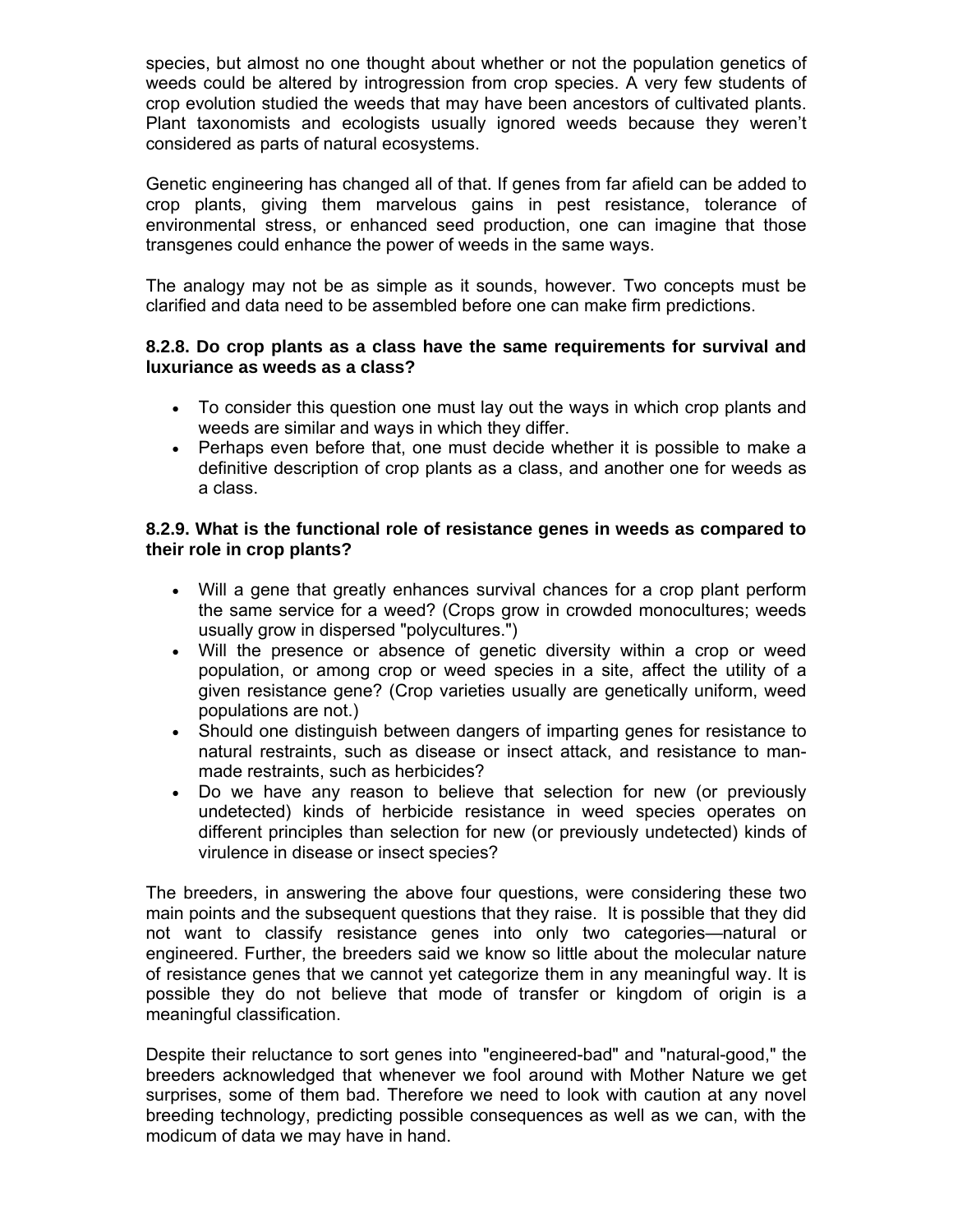species, but almost no one thought about whether or not the population genetics of weeds could be altered by introgression from crop species. A very few students of crop evolution studied the weeds that may have been ancestors of cultivated plants. Plant taxonomists and ecologists usually ignored weeds because they weren't considered as parts of natural ecosystems.

Genetic engineering has changed all of that. If genes from far afield can be added to crop plants, giving them marvelous gains in pest resistance, tolerance of environmental stress, or enhanced seed production, one can imagine that those transgenes could enhance the power of weeds in the same ways.

The analogy may not be as simple as it sounds, however. Two concepts must be clarified and data need to be assembled before one can make firm predictions.

### 8.2.8. Do crop plants as a class have the same requirements for survival and luxuriance as weeds as a class?

- To consider this question one must lay out the ways in which crop plants and weeds are similar and ways in which they differ.
- Perhaps even before that, one must decide whether it is possible to make a definitive description of crop plants as a class, and another one for weeds as a class.

### 8.2.9. What is the functional role of resistance genes in weeds as compared to their role in crop plants?

- Will a gene that greatly enhances survival chances for a crop plant perform the same service for a weed? (Crops grow in crowded monocultures; weeds usually grow in dispersed "polycultures.")
- Will the presence or absence of genetic diversity within a crop or weed population, or among crop or weed species in a site, affect the utility of a given resistance gene? (Crop varieties usually are genetically uniform, weed populations are not.)
- Should one distinguish between dangers of imparting genes for resistance to natural restraints, such as disease or insect attack, and resistance to man-made restraints, such as herbicides?
- Do we have any reason to believe that selection for new (or previously undetected) kinds of herbicide resistance in weed species operates on different principles than selection for new (or previously undetected) kinds of virulence in disease or insect species?

The breeders, in answering the above four questions, were considering these two main points and the subsequent questions that they raise. It is possible that they did not want to classify resistance genes into only two categories—natural or engineered. Further, the breeders said we know so little about the molecular nature of resistance genes that we cannot yet categorize them in any meaningful way. It is possible they do not believe that mode of transfer or kingdom of origin is a meaningful classification.

Despite their reluctance to sort genes into "engineered-bad" and "natural-good," the breeders acknowledged that whenever we fool around with Mother Nature we get surprises, some of them bad. Therefore we need to look with caution at any novel breeding technology, predicting possible consequences as well as we can, with the modicum of data we may have in hand.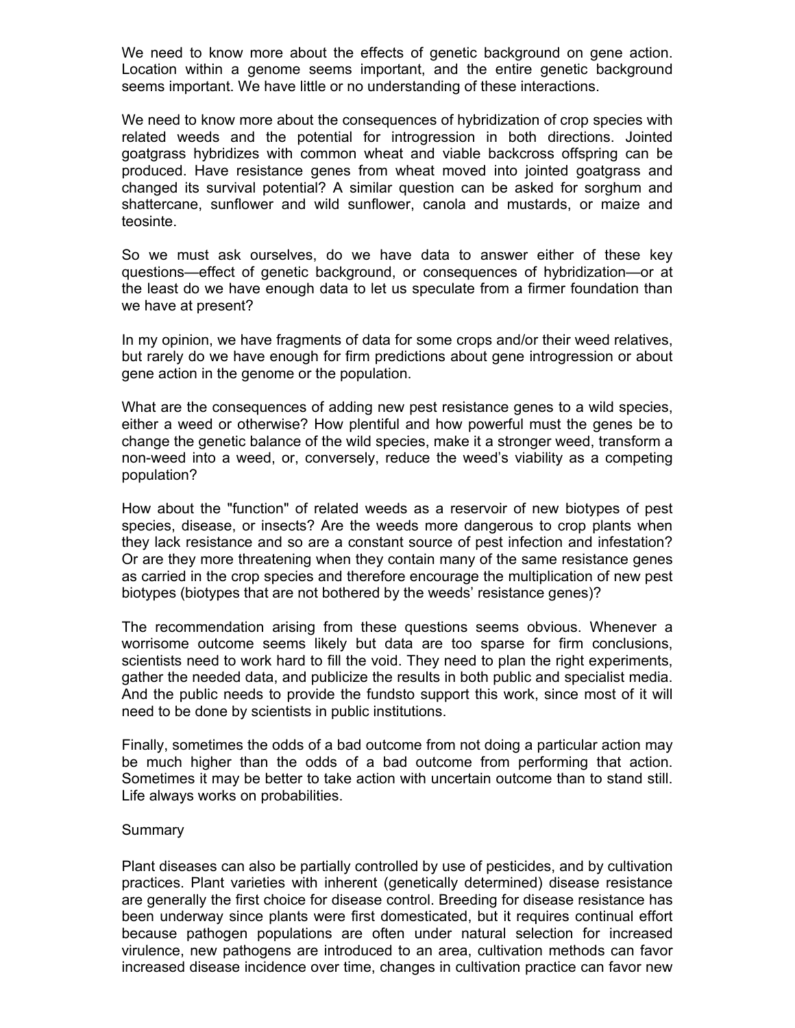We need to know more about the effects of genetic background on gene action. Location within a genome seems important, and the entire genetic background seems important. We have little or no understanding of these interactions.

We need to know more about the consequences of hybridization of crop species with related weeds and the potential for introgression in both directions. Jointed goatgrass hybridizes with common wheat and viable backcross offspring can be produced. Have resistance genes from wheat moved into jointed goatgrass and changed its survival potential? A similar question can be asked for sorghum and shattercane, sunflower and wild sunflower, canola and mustards, or maize and teosinte.

So we must ask ourselves, do we have data to answer either of these key questions—effect of genetic background, or consequences of hybridization—or at the least do we have enough data to let us speculate from a firmer foundation than we have at present?

In my opinion, we have fragments of data for some crops and/or their weed relatives, but rarely do we have enough for firm predictions about gene introgression or about gene action in the genome or the population.

What are the consequences of adding new pest resistance genes to a wild species, either a weed or otherwise? How plentiful and how powerful must the genes be to change the genetic balance of the wild species, make it a stronger weed, transform a non-weed into a weed, or, conversely, reduce the weed's viability as a competing population?

How about the "function" of related weeds as a reservoir of new biotypes of pest species, disease, or insects? Are the weeds more dangerous to crop plants when they lack resistance and so are a constant source of pest infection and infestation? Or are they more threatening when they contain many of the same resistance genes as carried in the crop species and therefore encourage the multiplication of new pest biotypes (biotypes that are not bothered by the weeds' resistance genes)?

The recommendation arising from these questions seems obvious. Whenever a worrisome outcome seems likely but data are too sparse for firm conclusions, scientists need to work hard to fill the void. They need to plan the right experiments, gather the needed data, and publicize the results in both public and specialist media. And the public needs to provide the fundsto support this work, since most of it will need to be done by scientists in public institutions.

Finally, sometimes the odds of a bad outcome from not doing a particular action may be much higher than the odds of a bad outcome from performing that action. Sometimes it may be better to take action with uncertain outcome than to stand still. Life always works on probabilities.

Summary

Plant diseases can also be partially controlled by use of pesticides, and by cultivation practices. Plant varieties with inherent (genetically determined) disease resistance are generally the first choice for disease control. Breeding for disease resistance has been underway since plants were first domesticated, but it requires continual effort because pathogen populations are often under natural selection for increased virulence, new pathogens are introduced to an area, cultivation methods can favor increased disease incidence over time, changes in cultivation practice can favor new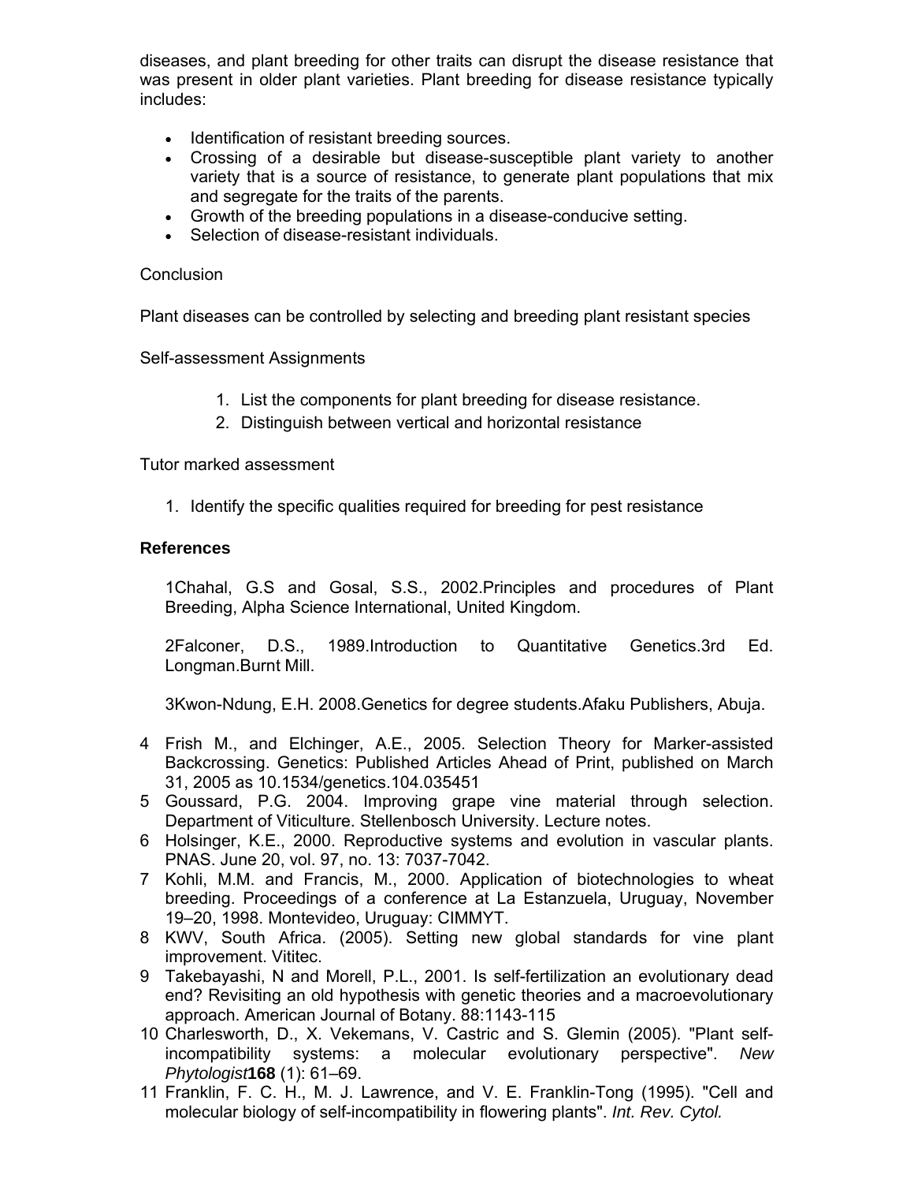diseases, and plant breeding for other traits can disrupt the disease resistance that was present in older plant varieties. Plant breeding for disease resistance typically includes:

- Identification of resistant breeding sources.
- Crossing of a desirable but disease-susceptible plant variety to another variety that is a source of resistance, to generate plant populations that mix and segregate for the traits of the parents.
- Growth of the breeding populations in a disease-conducive setting.
- Selection of disease-resistant individuals.

Conclusion

Plant diseases can be controlled by selecting and breeding plant resistant species

Self-assessment Assignments

1. List the components for plant breeding for disease resistance.
2. Distinguish between vertical and horizontal resistance

Tutor marked assessment

1. Identify the specific qualities required for breeding for pest resistance

**References**

1Chahal, G.S and Gosal, S.S., 2002.Principles and procedures of Plant Breeding, Alpha Science International, United Kingdom.

2Falconer, D.S., 1989.Introduction to Quantitative Genetics.3rd Ed. Longman.Burnt Mill.

3Kwon-Ndung, E.H. 2008.Genetics for degree students.Afaku Publishers, Abuja.

4 Frish M., and Elchinger, A.E., 2005. Selection Theory for Marker-assisted Backcrossing. Genetics: Published Articles Ahead of Print, published on March 31, 2005 as 10.1534/genetics.104.035451

5 Goussard, P.G. 2004. Improving grape vine material through selection. Department of Viticulture. Stellenbosch University. Lecture notes.

6 Holsinger, K.E., 2000. Reproductive systems and evolution in vascular plants. PNAS. June 20, vol. 97, no. 13: 7037-7042.

7 Kohli, M.M. and Francis, M., 2000. Application of biotechnologies to wheat breeding. Proceedings of a conference at La Estanzuela, Uruguay, November 19–20, 1998. Montevideo, Uruguay: CIMMYT.

8 KWV, South Africa. (2005). Setting new global standards for vine plant improvement. Vititec.

9 Takebayashi, N and Morell, P.L., 2001. Is self-fertilization an evolutionary dead end? Revisiting an old hypothesis with genetic theories and a macroevolutionary approach. American Journal of Botany. 88:1143-115

10 Charlesworth, D., X. Vekemans, V. Castric and S. Glemin (2005). "Plant self-incompatibility systems: a molecular evolutionary perspective". *New Phytologist* **168** (1): 61–69.

11 Franklin, F. C. H., M. J. Lawrence, and V. E. Franklin-Tong (1995). "Cell and molecular biology of self-incompatibility in flowering plants". *Int. Rev. Cytol.*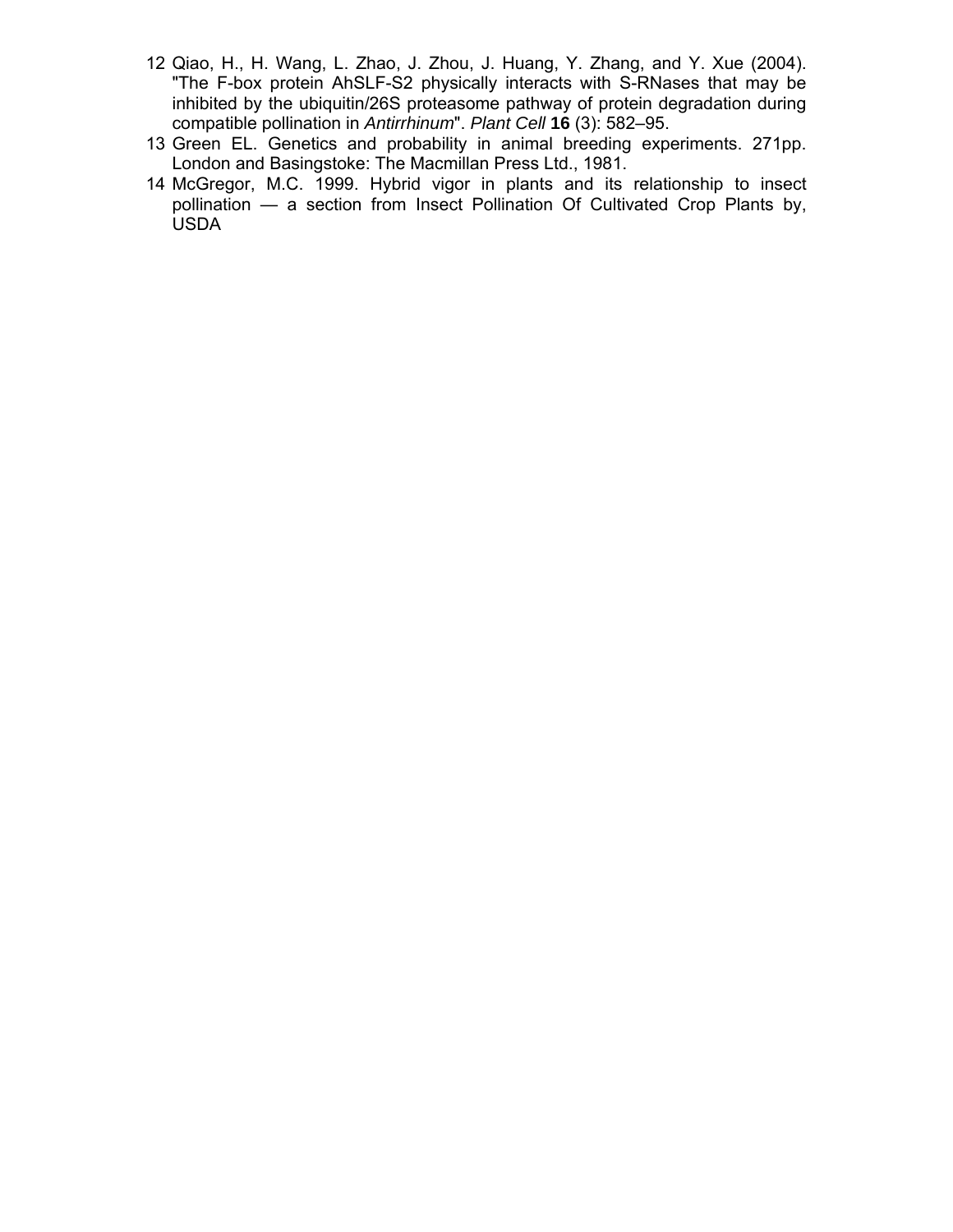12. Qiao, H., H. Wang, L. Zhao, J. Zhou, J. Huang, Y. Zhang, and Y. Xue (2004). "The F-box protein AhSLF-S2 physically interacts with S-RNases that may be inhibited by the ubiquitin/26S proteasome pathway of protein degradation during compatible pollination in *Antirrhinum*". *Plant Cell* **16** (3): 582–95.
13. Green EL. Genetics and probability in animal breeding experiments. 271pp. London and Basingstoke: The Macmillan Press Ltd., 1981.
14. McGregor, M.C. 1999. Hybrid vigor in plants and its relationship to insect pollination — a section from Insect Pollination Of Cultivated Crop Plants by, USDA